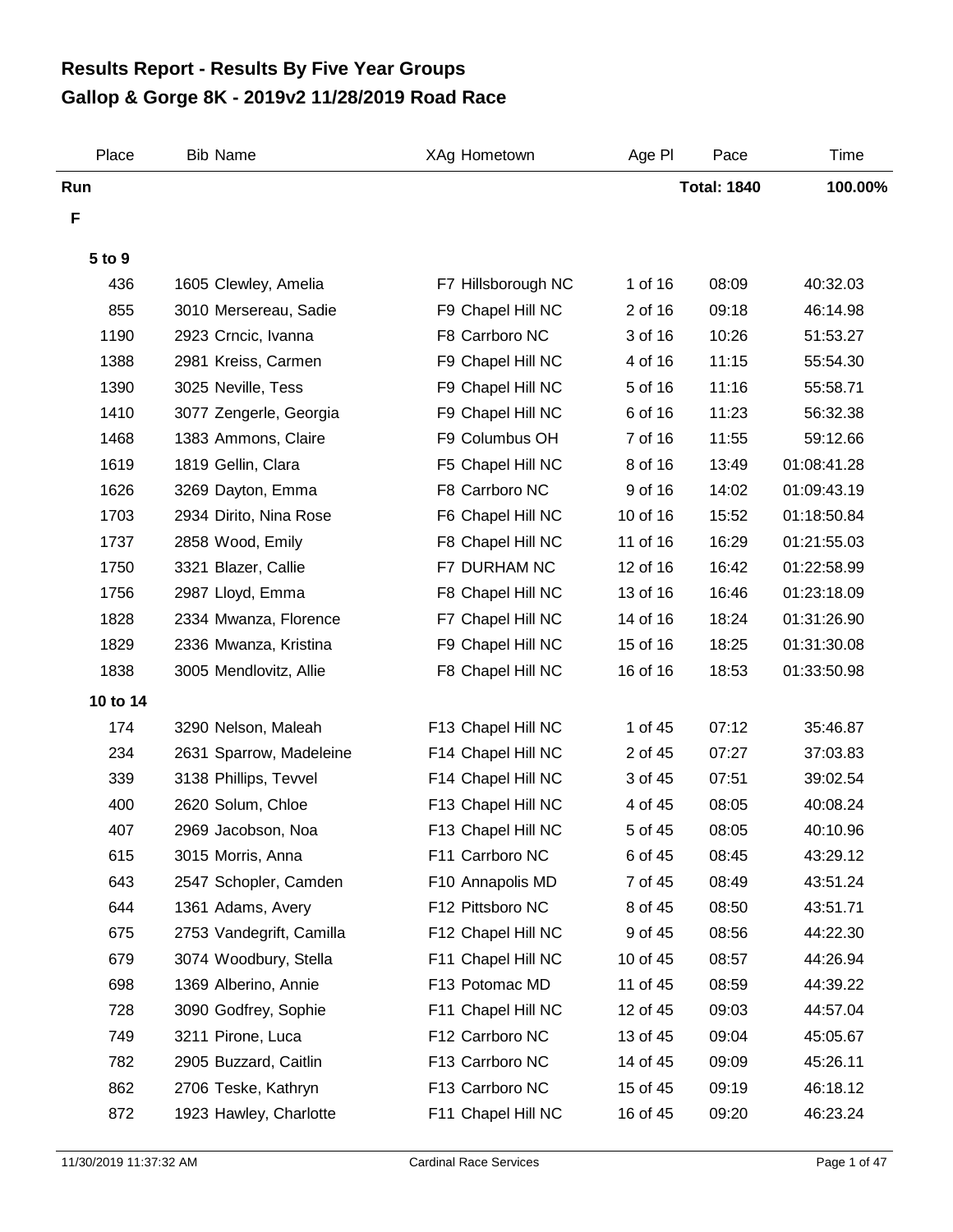# Results Report - Results By Five Year Groups
# Gallop & Gorge 8K - 2019v2 11/28/2019 Road Race

| Place | Bib | Name | XAg | Hometown | Age Pl | Pace | Time |
|---|---|---|---|---|---|---|---|
| **Run** | | | | | | **Total: 1840** | **100.00%** |
| **F** | | | | | | | |
| **5 to 9** | | | | | | | |
| 436 | 1605 | Clewley, Amelia | F7 | Hillsborough NC | 1 of 16 | 08:09 | 40:32.03 |
| 855 | 3010 | Mersereau, Sadie | F9 | Chapel Hill NC | 2 of 16 | 09:18 | 46:14.98 |
| 1190 | 2923 | Crncic, Ivanna | F8 | Carrboro NC | 3 of 16 | 10:26 | 51:53.27 |
| 1388 | 2981 | Kreiss, Carmen | F9 | Chapel Hill NC | 4 of 16 | 11:15 | 55:54.30 |
| 1390 | 3025 | Neville, Tess | F9 | Chapel Hill NC | 5 of 16 | 11:16 | 55:58.71 |
| 1410 | 3077 | Zengerle, Georgia | F9 | Chapel Hill NC | 6 of 16 | 11:23 | 56:32.38 |
| 1468 | 1383 | Ammons, Claire | F9 | Columbus OH | 7 of 16 | 11:55 | 59:12.66 |
| 1619 | 1819 | Gellin, Clara | F5 | Chapel Hill NC | 8 of 16 | 13:49 | 01:08:41.28 |
| 1626 | 3269 | Dayton, Emma | F8 | Carrboro NC | 9 of 16 | 14:02 | 01:09:43.19 |
| 1703 | 2934 | Dirito, Nina Rose | F6 | Chapel Hill NC | 10 of 16 | 15:52 | 01:18:50.84 |
| 1737 | 2858 | Wood, Emily | F8 | Chapel Hill NC | 11 of 16 | 16:29 | 01:21:55.03 |
| 1750 | 3321 | Blazer, Callie | F7 | DURHAM NC | 12 of 16 | 16:42 | 01:22:58.99 |
| 1756 | 2987 | Lloyd, Emma | F8 | Chapel Hill NC | 13 of 16 | 16:46 | 01:23:18.09 |
| 1828 | 2334 | Mwanza, Florence | F7 | Chapel Hill NC | 14 of 16 | 18:24 | 01:31:26.90 |
| 1829 | 2336 | Mwanza, Kristina | F9 | Chapel Hill NC | 15 of 16 | 18:25 | 01:31:30.08 |
| 1838 | 3005 | Mendlovitz, Allie | F8 | Chapel Hill NC | 16 of 16 | 18:53 | 01:33:50.98 |
| **10 to 14** | | | | | | | |
| 174 | 3290 | Nelson, Maleah | F13 | Chapel Hill NC | 1 of 45 | 07:12 | 35:46.87 |
| 234 | 2631 | Sparrow, Madeleine | F14 | Chapel Hill NC | 2 of 45 | 07:27 | 37:03.83 |
| 339 | 3138 | Phillips, Tevvel | F14 | Chapel Hill NC | 3 of 45 | 07:51 | 39:02.54 |
| 400 | 2620 | Solum, Chloe | F13 | Chapel Hill NC | 4 of 45 | 08:05 | 40:08.24 |
| 407 | 2969 | Jacobson, Noa | F13 | Chapel Hill NC | 5 of 45 | 08:05 | 40:10.96 |
| 615 | 3015 | Morris, Anna | F11 | Carrboro NC | 6 of 45 | 08:45 | 43:29.12 |
| 643 | 2547 | Schopler, Camden | F10 | Annapolis MD | 7 of 45 | 08:49 | 43:51.24 |
| 644 | 1361 | Adams, Avery | F12 | Pittsboro NC | 8 of 45 | 08:50 | 43:51.71 |
| 675 | 2753 | Vandegrift, Camilla | F12 | Chapel Hill NC | 9 of 45 | 08:56 | 44:22.30 |
| 679 | 3074 | Woodbury, Stella | F11 | Chapel Hill NC | 10 of 45 | 08:57 | 44:26.94 |
| 698 | 1369 | Alberino, Annie | F13 | Potomac MD | 11 of 45 | 08:59 | 44:39.22 |
| 728 | 3090 | Godfrey, Sophie | F11 | Chapel Hill NC | 12 of 45 | 09:03 | 44:57.04 |
| 749 | 3211 | Pirone, Luca | F12 | Carrboro NC | 13 of 45 | 09:04 | 45:05.67 |
| 782 | 2905 | Buzzard, Caitlin | F13 | Carrboro NC | 14 of 45 | 09:09 | 45:26.11 |
| 862 | 2706 | Teske, Kathryn | F13 | Carrboro NC | 15 of 45 | 09:19 | 46:18.12 |
| 872 | 1923 | Hawley, Charlotte | F11 | Chapel Hill NC | 16 of 45 | 09:20 | 46:23.24 |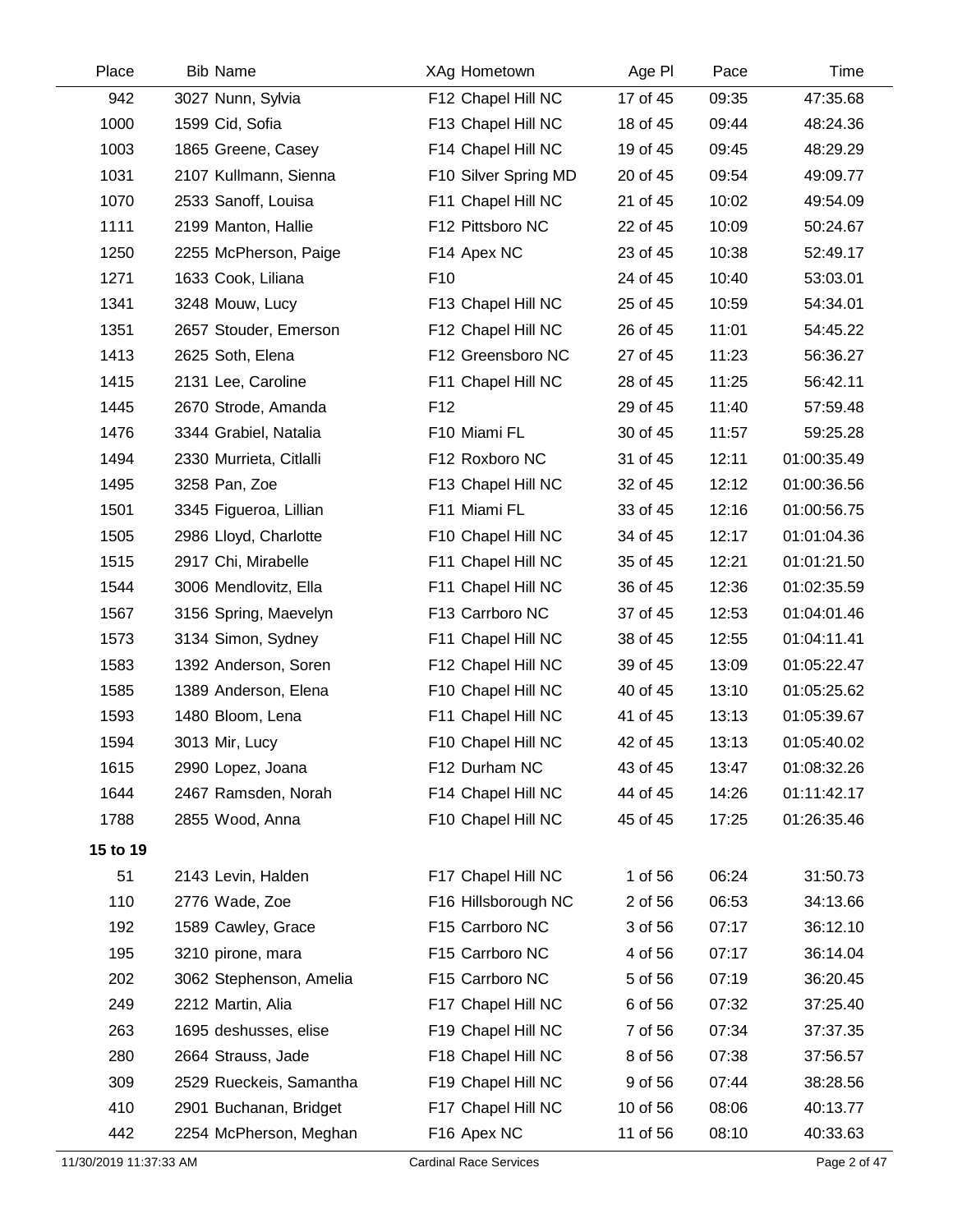| Place | Bib | Name | XAg | Hometown | Age Pl | Pace | Time |
|---|---|---|---|---|---|---|---|
| 942 | 3027 | Nunn, Sylvia | F12 | Chapel Hill NC | 17 of 45 | 09:35 | 47:35.68 |
| 1000 | 1599 | Cid, Sofia | F13 | Chapel Hill NC | 18 of 45 | 09:44 | 48:24.36 |
| 1003 | 1865 | Greene, Casey | F14 | Chapel Hill NC | 19 of 45 | 09:45 | 48:29.29 |
| 1031 | 2107 | Kullmann, Sienna | F10 | Silver Spring MD | 20 of 45 | 09:54 | 49:09.77 |
| 1070 | 2533 | Sanoff, Louisa | F11 | Chapel Hill NC | 21 of 45 | 10:02 | 49:54.09 |
| 1111 | 2199 | Manton, Hallie | F12 | Pittsboro NC | 22 of 45 | 10:09 | 50:24.67 |
| 1250 | 2255 | McPherson, Paige | F14 | Apex NC | 23 of 45 | 10:38 | 52:49.17 |
| 1271 | 1633 | Cook, Liliana | F10 | | 24 of 45 | 10:40 | 53:03.01 |
| 1341 | 3248 | Mouw, Lucy | F13 | Chapel Hill NC | 25 of 45 | 10:59 | 54:34.01 |
| 1351 | 2657 | Stouder, Emerson | F12 | Chapel Hill NC | 26 of 45 | 11:01 | 54:45.22 |
| 1413 | 2625 | Soth, Elena | F12 | Greensboro NC | 27 of 45 | 11:23 | 56:36.27 |
| 1415 | 2131 | Lee, Caroline | F11 | Chapel Hill NC | 28 of 45 | 11:25 | 56:42.11 |
| 1445 | 2670 | Strode, Amanda | F12 | | 29 of 45 | 11:40 | 57:59.48 |
| 1476 | 3344 | Grabiel, Natalia | F10 | Miami FL | 30 of 45 | 11:57 | 59:25.28 |
| 1494 | 2330 | Murrieta, Citlalli | F12 | Roxboro NC | 31 of 45 | 12:11 | 01:00:35.49 |
| 1495 | 3258 | Pan, Zoe | F13 | Chapel Hill NC | 32 of 45 | 12:12 | 01:00:36.56 |
| 1501 | 3345 | Figueroa, Lillian | F11 | Miami FL | 33 of 45 | 12:16 | 01:00:56.75 |
| 1505 | 2986 | Lloyd, Charlotte | F10 | Chapel Hill NC | 34 of 45 | 12:17 | 01:01:04.36 |
| 1515 | 2917 | Chi, Mirabelle | F11 | Chapel Hill NC | 35 of 45 | 12:21 | 01:01:21.50 |
| 1544 | 3006 | Mendlovitz, Ella | F11 | Chapel Hill NC | 36 of 45 | 12:36 | 01:02:35.59 |
| 1567 | 3156 | Spring, Maevelyn | F13 | Carrboro NC | 37 of 45 | 12:53 | 01:04:01.46 |
| 1573 | 3134 | Simon, Sydney | F11 | Chapel Hill NC | 38 of 45 | 12:55 | 01:04:11.41 |
| 1583 | 1392 | Anderson, Soren | F12 | Chapel Hill NC | 39 of 45 | 13:09 | 01:05:22.47 |
| 1585 | 1389 | Anderson, Elena | F10 | Chapel Hill NC | 40 of 45 | 13:10 | 01:05:25.62 |
| 1593 | 1480 | Bloom, Lena | F11 | Chapel Hill NC | 41 of 45 | 13:13 | 01:05:39.67 |
| 1594 | 3013 | Mir, Lucy | F10 | Chapel Hill NC | 42 of 45 | 13:13 | 01:05:40.02 |
| 1615 | 2990 | Lopez, Joana | F12 | Durham NC | 43 of 45 | 13:47 | 01:08:32.26 |
| 1644 | 2467 | Ramsden, Norah | F14 | Chapel Hill NC | 44 of 45 | 14:26 | 01:11:42.17 |
| 1788 | 2855 | Wood, Anna | F10 | Chapel Hill NC | 45 of 45 | 17:25 | 01:26:35.46 |
| **15 to 19** | | | | | | | |
| 51 | 2143 | Levin, Halden | F17 | Chapel Hill NC | 1 of 56 | 06:24 | 31:50.73 |
| 110 | 2776 | Wade, Zoe | F16 | Hillsborough NC | 2 of 56 | 06:53 | 34:13.66 |
| 192 | 1589 | Cawley, Grace | F15 | Carrboro NC | 3 of 56 | 07:17 | 36:12.10 |
| 195 | 3210 | pirone, mara | F15 | Carrboro NC | 4 of 56 | 07:17 | 36:14.04 |
| 202 | 3062 | Stephenson, Amelia | F15 | Carrboro NC | 5 of 56 | 07:19 | 36:20.45 |
| 249 | 2212 | Martin, Alia | F17 | Chapel Hill NC | 6 of 56 | 07:32 | 37:25.40 |
| 263 | 1695 | deshusses, elise | F19 | Chapel Hill NC | 7 of 56 | 07:34 | 37:37.35 |
| 280 | 2664 | Strauss, Jade | F18 | Chapel Hill NC | 8 of 56 | 07:38 | 37:56.57 |
| 309 | 2529 | Rueckeis, Samantha | F19 | Chapel Hill NC | 9 of 56 | 07:44 | 38:28.56 |
| 410 | 2901 | Buchanan, Bridget | F17 | Chapel Hill NC | 10 of 56 | 08:06 | 40:13.77 |
| 442 | 2254 | McPherson, Meghan | F16 | Apex NC | 11 of 56 | 08:10 | 40:33.63 |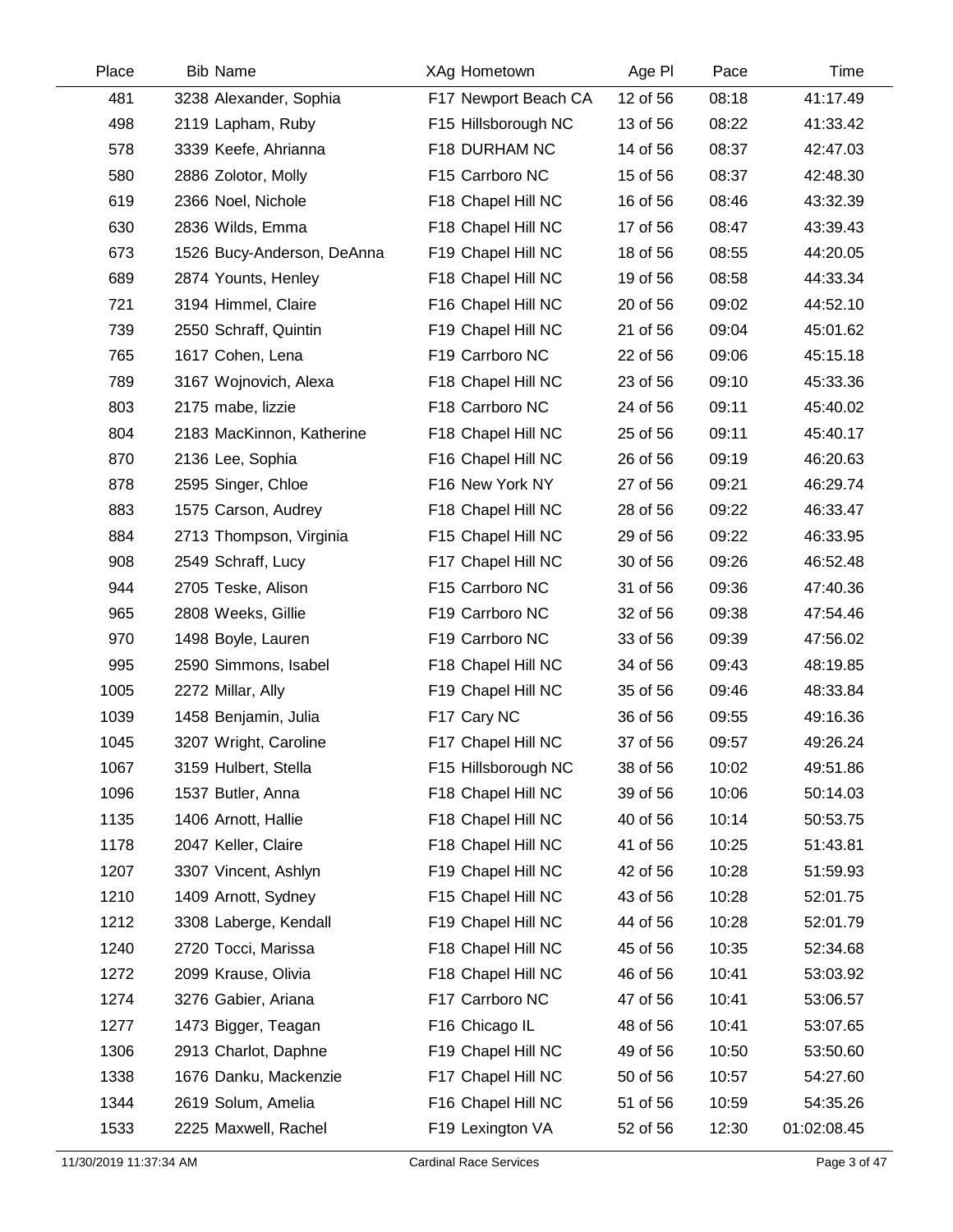| Place | Bib | Name | XAg | Hometown | Age Pl | Pace | Time |
|---|---|---|---|---|---|---|---|
| 481 | 3238 | Alexander, Sophia | F17 | Newport Beach CA | 12 of 56 | 08:18 | 41:17.49 |
| 498 | 2119 | Lapham, Ruby | F15 | Hillsborough NC | 13 of 56 | 08:22 | 41:33.42 |
| 578 | 3339 | Keefe, Ahrianna | F18 | DURHAM NC | 14 of 56 | 08:37 | 42:47.03 |
| 580 | 2886 | Zolotor, Molly | F15 | Carrboro NC | 15 of 56 | 08:37 | 42:48.30 |
| 619 | 2366 | Noel, Nichole | F18 | Chapel Hill NC | 16 of 56 | 08:46 | 43:32.39 |
| 630 | 2836 | Wilds, Emma | F18 | Chapel Hill NC | 17 of 56 | 08:47 | 43:39.43 |
| 673 | 1526 | Bucy-Anderson, DeAnna | F19 | Chapel Hill NC | 18 of 56 | 08:55 | 44:20.05 |
| 689 | 2874 | Younts, Henley | F18 | Chapel Hill NC | 19 of 56 | 08:58 | 44:33.34 |
| 721 | 3194 | Himmel, Claire | F16 | Chapel Hill NC | 20 of 56 | 09:02 | 44:52.10 |
| 739 | 2550 | Schraff, Quintin | F19 | Chapel Hill NC | 21 of 56 | 09:04 | 45:01.62 |
| 765 | 1617 | Cohen, Lena | F19 | Carrboro NC | 22 of 56 | 09:06 | 45:15.18 |
| 789 | 3167 | Wojnovich, Alexa | F18 | Chapel Hill NC | 23 of 56 | 09:10 | 45:33.36 |
| 803 | 2175 | mabe, lizzie | F18 | Carrboro NC | 24 of 56 | 09:11 | 45:40.02 |
| 804 | 2183 | MacKinnon, Katherine | F18 | Chapel Hill NC | 25 of 56 | 09:11 | 45:40.17 |
| 870 | 2136 | Lee, Sophia | F16 | Chapel Hill NC | 26 of 56 | 09:19 | 46:20.63 |
| 878 | 2595 | Singer, Chloe | F16 | New York NY | 27 of 56 | 09:21 | 46:29.74 |
| 883 | 1575 | Carson, Audrey | F18 | Chapel Hill NC | 28 of 56 | 09:22 | 46:33.47 |
| 884 | 2713 | Thompson, Virginia | F15 | Chapel Hill NC | 29 of 56 | 09:22 | 46:33.95 |
| 908 | 2549 | Schraff, Lucy | F17 | Chapel Hill NC | 30 of 56 | 09:26 | 46:52.48 |
| 944 | 2705 | Teske, Alison | F15 | Carrboro NC | 31 of 56 | 09:36 | 47:40.36 |
| 965 | 2808 | Weeks, Gillie | F19 | Carrboro NC | 32 of 56 | 09:38 | 47:54.46 |
| 970 | 1498 | Boyle, Lauren | F19 | Carrboro NC | 33 of 56 | 09:39 | 47:56.02 |
| 995 | 2590 | Simmons, Isabel | F18 | Chapel Hill NC | 34 of 56 | 09:43 | 48:19.85 |
| 1005 | 2272 | Millar, Ally | F19 | Chapel Hill NC | 35 of 56 | 09:46 | 48:33.84 |
| 1039 | 1458 | Benjamin, Julia | F17 | Cary NC | 36 of 56 | 09:55 | 49:16.36 |
| 1045 | 3207 | Wright, Caroline | F17 | Chapel Hill NC | 37 of 56 | 09:57 | 49:26.24 |
| 1067 | 3159 | Hulbert, Stella | F15 | Hillsborough NC | 38 of 56 | 10:02 | 49:51.86 |
| 1096 | 1537 | Butler, Anna | F18 | Chapel Hill NC | 39 of 56 | 10:06 | 50:14.03 |
| 1135 | 1406 | Arnott, Hallie | F18 | Chapel Hill NC | 40 of 56 | 10:14 | 50:53.75 |
| 1178 | 2047 | Keller, Claire | F18 | Chapel Hill NC | 41 of 56 | 10:25 | 51:43.81 |
| 1207 | 3307 | Vincent, Ashlyn | F19 | Chapel Hill NC | 42 of 56 | 10:28 | 51:59.93 |
| 1210 | 1409 | Arnott, Sydney | F15 | Chapel Hill NC | 43 of 56 | 10:28 | 52:01.75 |
| 1212 | 3308 | Laberge, Kendall | F19 | Chapel Hill NC | 44 of 56 | 10:28 | 52:01.79 |
| 1240 | 2720 | Tocci, Marissa | F18 | Chapel Hill NC | 45 of 56 | 10:35 | 52:34.68 |
| 1272 | 2099 | Krause, Olivia | F18 | Chapel Hill NC | 46 of 56 | 10:41 | 53:03.92 |
| 1274 | 3276 | Gabier, Ariana | F17 | Carrboro NC | 47 of 56 | 10:41 | 53:06.57 |
| 1277 | 1473 | Bigger, Teagan | F16 | Chicago IL | 48 of 56 | 10:41 | 53:07.65 |
| 1306 | 2913 | Charlot, Daphne | F19 | Chapel Hill NC | 49 of 56 | 10:50 | 53:50.60 |
| 1338 | 1676 | Danku, Mackenzie | F17 | Chapel Hill NC | 50 of 56 | 10:57 | 54:27.60 |
| 1344 | 2619 | Solum, Amelia | F16 | Chapel Hill NC | 51 of 56 | 10:59 | 54:35.26 |
| 1533 | 2225 | Maxwell, Rachel | F19 | Lexington VA | 52 of 56 | 12:30 | 01:02:08.45 |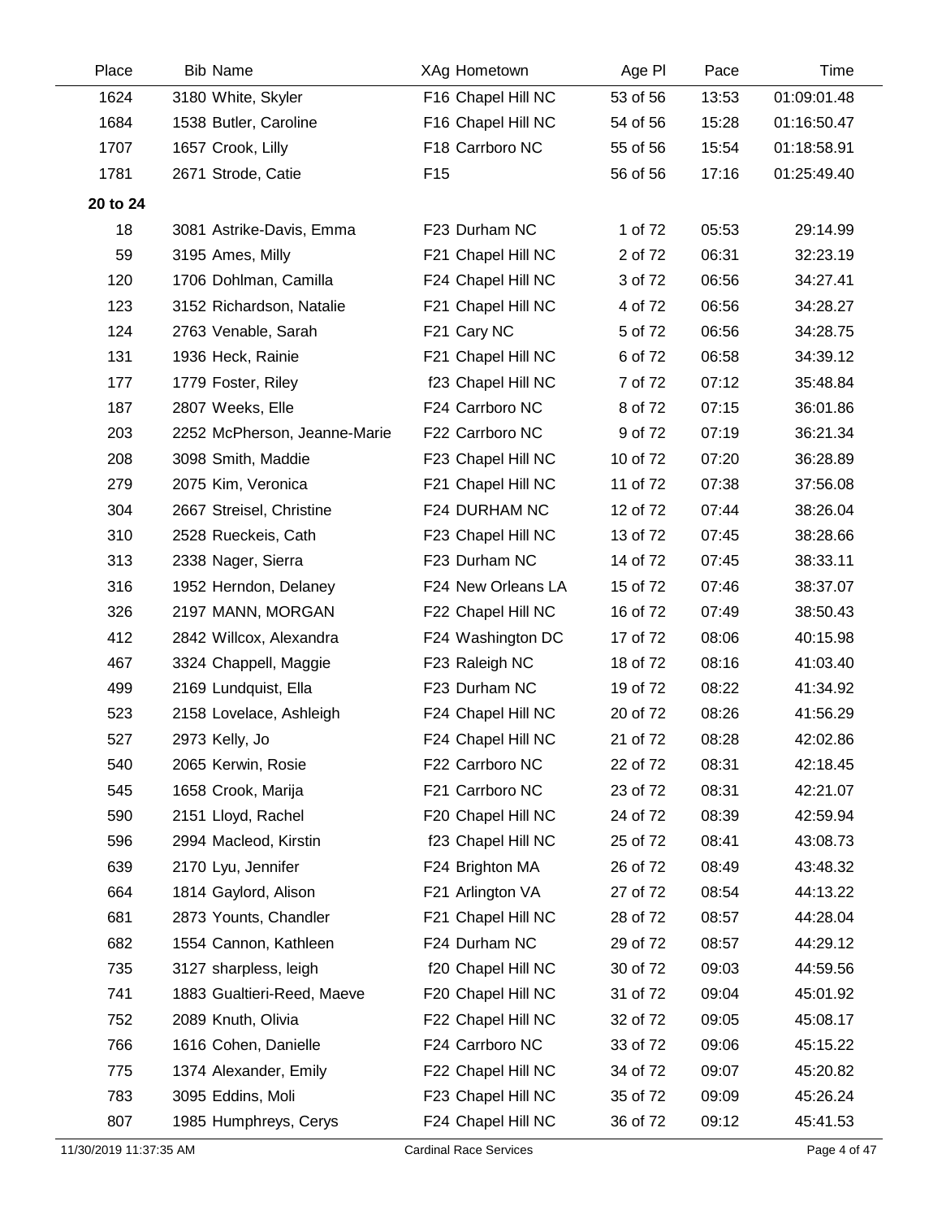| Place | Bib | Name | XAg | Hometown | Age Pl | Pace | Time |
|---|---|---|---|---|---|---|---|
| 1624 | 3180 | White, Skyler | F16 | Chapel Hill NC | 53 of 56 | 13:53 | 01:09:01.48 |
| 1684 | 1538 | Butler, Caroline | F16 | Chapel Hill NC | 54 of 56 | 15:28 | 01:16:50.47 |
| 1707 | 1657 | Crook, Lilly | F18 | Carrboro NC | 55 of 56 | 15:54 | 01:18:58.91 |
| 1781 | 2671 | Strode, Catie | F15 | | 56 of 56 | 17:16 | 01:25:49.40 |
| **20 to 24** | | | | | | | |
| 18 | 3081 | Astrike-Davis, Emma | F23 | Durham NC | 1 of 72 | 05:53 | 29:14.99 |
| 59 | 3195 | Ames, Milly | F21 | Chapel Hill NC | 2 of 72 | 06:31 | 32:23.19 |
| 120 | 1706 | Dohlman, Camilla | F24 | Chapel Hill NC | 3 of 72 | 06:56 | 34:27.41 |
| 123 | 3152 | Richardson, Natalie | F21 | Chapel Hill NC | 4 of 72 | 06:56 | 34:28.27 |
| 124 | 2763 | Venable, Sarah | F21 | Cary NC | 5 of 72 | 06:56 | 34:28.75 |
| 131 | 1936 | Heck, Rainie | F21 | Chapel Hill NC | 6 of 72 | 06:58 | 34:39.12 |
| 177 | 1779 | Foster, Riley | f23 | Chapel Hill NC | 7 of 72 | 07:12 | 35:48.84 |
| 187 | 2807 | Weeks, Elle | F24 | Carrboro NC | 8 of 72 | 07:15 | 36:01.86 |
| 203 | 2252 | McPherson, Jeanne-Marie | F22 | Carrboro NC | 9 of 72 | 07:19 | 36:21.34 |
| 208 | 3098 | Smith, Maddie | F23 | Chapel Hill NC | 10 of 72 | 07:20 | 36:28.89 |
| 279 | 2075 | Kim, Veronica | F21 | Chapel Hill NC | 11 of 72 | 07:38 | 37:56.08 |
| 304 | 2667 | Streisel, Christine | F24 | DURHAM NC | 12 of 72 | 07:44 | 38:26.04 |
| 310 | 2528 | Rueckeis, Cath | F23 | Chapel Hill NC | 13 of 72 | 07:45 | 38:28.66 |
| 313 | 2338 | Nager, Sierra | F23 | Durham NC | 14 of 72 | 07:45 | 38:33.11 |
| 316 | 1952 | Herndon, Delaney | F24 | New Orleans LA | 15 of 72 | 07:46 | 38:37.07 |
| 326 | 2197 | MANN, MORGAN | F22 | Chapel Hill NC | 16 of 72 | 07:49 | 38:50.43 |
| 412 | 2842 | Willcox, Alexandra | F24 | Washington DC | 17 of 72 | 08:06 | 40:15.98 |
| 467 | 3324 | Chappell, Maggie | F23 | Raleigh NC | 18 of 72 | 08:16 | 41:03.40 |
| 499 | 2169 | Lundquist, Ella | F23 | Durham NC | 19 of 72 | 08:22 | 41:34.92 |
| 523 | 2158 | Lovelace, Ashleigh | F24 | Chapel Hill NC | 20 of 72 | 08:26 | 41:56.29 |
| 527 | 2973 | Kelly, Jo | F24 | Chapel Hill NC | 21 of 72 | 08:28 | 42:02.86 |
| 540 | 2065 | Kerwin, Rosie | F22 | Carrboro NC | 22 of 72 | 08:31 | 42:18.45 |
| 545 | 1658 | Crook, Marija | F21 | Carrboro NC | 23 of 72 | 08:31 | 42:21.07 |
| 590 | 2151 | Lloyd, Rachel | F20 | Chapel Hill NC | 24 of 72 | 08:39 | 42:59.94 |
| 596 | 2994 | Macleod, Kirstin | f23 | Chapel Hill NC | 25 of 72 | 08:41 | 43:08.73 |
| 639 | 2170 | Lyu, Jennifer | F24 | Brighton MA | 26 of 72 | 08:49 | 43:48.32 |
| 664 | 1814 | Gaylord, Alison | F21 | Arlington VA | 27 of 72 | 08:54 | 44:13.22 |
| 681 | 2873 | Younts, Chandler | F21 | Chapel Hill NC | 28 of 72 | 08:57 | 44:28.04 |
| 682 | 1554 | Cannon, Kathleen | F24 | Durham NC | 29 of 72 | 08:57 | 44:29.12 |
| 735 | 3127 | sharpless, leigh | f20 | Chapel Hill NC | 30 of 72 | 09:03 | 44:59.56 |
| 741 | 1883 | Gualtieri-Reed, Maeve | F20 | Chapel Hill NC | 31 of 72 | 09:04 | 45:01.92 |
| 752 | 2089 | Knuth, Olivia | F22 | Chapel Hill NC | 32 of 72 | 09:05 | 45:08.17 |
| 766 | 1616 | Cohen, Danielle | F24 | Carrboro NC | 33 of 72 | 09:06 | 45:15.22 |
| 775 | 1374 | Alexander, Emily | F22 | Chapel Hill NC | 34 of 72 | 09:07 | 45:20.82 |
| 783 | 3095 | Eddins, Moli | F23 | Chapel Hill NC | 35 of 72 | 09:09 | 45:26.24 |
| 807 | 1985 | Humphreys, Cerys | F24 | Chapel Hill NC | 36 of 72 | 09:12 | 45:41.53 |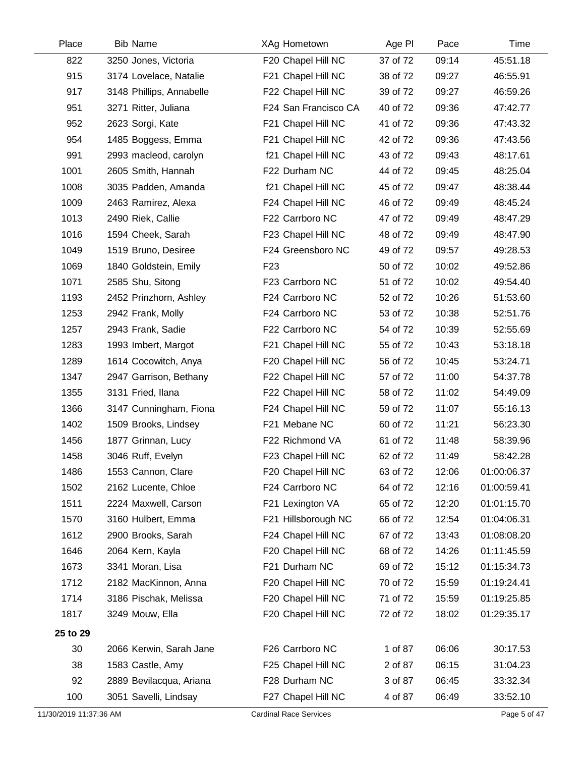| Place | Bib | Name | XAg | Hometown | Age Pl | Pace | Time |
|---|---|---|---|---|---|---|---|
| 822 | 3250 | Jones, Victoria | F20 | Chapel Hill NC | 37 of 72 | 09:14 | 45:51.18 |
| 915 | 3174 | Lovelace, Natalie | F21 | Chapel Hill NC | 38 of 72 | 09:27 | 46:55.91 |
| 917 | 3148 | Phillips, Annabelle | F22 | Chapel Hill NC | 39 of 72 | 09:27 | 46:59.26 |
| 951 | 3271 | Ritter, Juliana | F24 | San Francisco CA | 40 of 72 | 09:36 | 47:42.77 |
| 952 | 2623 | Sorgi, Kate | F21 | Chapel Hill NC | 41 of 72 | 09:36 | 47:43.32 |
| 954 | 1485 | Boggess, Emma | F21 | Chapel Hill NC | 42 of 72 | 09:36 | 47:43.56 |
| 991 | 2993 | macleod, carolyn | f21 | Chapel Hill NC | 43 of 72 | 09:43 | 48:17.61 |
| 1001 | 2605 | Smith, Hannah | F22 | Durham NC | 44 of 72 | 09:45 | 48:25.04 |
| 1008 | 3035 | Padden, Amanda | f21 | Chapel Hill NC | 45 of 72 | 09:47 | 48:38.44 |
| 1009 | 2463 | Ramirez, Alexa | F24 | Chapel Hill NC | 46 of 72 | 09:49 | 48:45.24 |
| 1013 | 2490 | Riek, Callie | F22 | Carrboro NC | 47 of 72 | 09:49 | 48:47.29 |
| 1016 | 1594 | Cheek, Sarah | F23 | Chapel Hill NC | 48 of 72 | 09:49 | 48:47.90 |
| 1049 | 1519 | Bruno, Desiree | F24 | Greensboro NC | 49 of 72 | 09:57 | 49:28.53 |
| 1069 | 1840 | Goldstein, Emily | F23 | | 50 of 72 | 10:02 | 49:52.86 |
| 1071 | 2585 | Shu, Sitong | F23 | Carrboro NC | 51 of 72 | 10:02 | 49:54.40 |
| 1193 | 2452 | Prinzhorn, Ashley | F24 | Carrboro NC | 52 of 72 | 10:26 | 51:53.60 |
| 1253 | 2942 | Frank, Molly | F24 | Carrboro NC | 53 of 72 | 10:38 | 52:51.76 |
| 1257 | 2943 | Frank, Sadie | F22 | Carrboro NC | 54 of 72 | 10:39 | 52:55.69 |
| 1283 | 1993 | Imbert, Margot | F21 | Chapel Hill NC | 55 of 72 | 10:43 | 53:18.18 |
| 1289 | 1614 | Cocowitch, Anya | F20 | Chapel Hill NC | 56 of 72 | 10:45 | 53:24.71 |
| 1347 | 2947 | Garrison, Bethany | F22 | Chapel Hill NC | 57 of 72 | 11:00 | 54:37.78 |
| 1355 | 3131 | Fried, Ilana | F22 | Chapel Hill NC | 58 of 72 | 11:02 | 54:49.09 |
| 1366 | 3147 | Cunningham, Fiona | F24 | Chapel Hill NC | 59 of 72 | 11:07 | 55:16.13 |
| 1402 | 1509 | Brooks, Lindsey | F21 | Mebane NC | 60 of 72 | 11:21 | 56:23.30 |
| 1456 | 1877 | Grinnan, Lucy | F22 | Richmond VA | 61 of 72 | 11:48 | 58:39.96 |
| 1458 | 3046 | Ruff, Evelyn | F23 | Chapel Hill NC | 62 of 72 | 11:49 | 58:42.28 |
| 1486 | 1553 | Cannon, Clare | F20 | Chapel Hill NC | 63 of 72 | 12:06 | 01:00:06.37 |
| 1502 | 2162 | Lucente, Chloe | F24 | Carrboro NC | 64 of 72 | 12:16 | 01:00:59.41 |
| 1511 | 2224 | Maxwell, Carson | F21 | Lexington VA | 65 of 72 | 12:20 | 01:01:15.70 |
| 1570 | 3160 | Hulbert, Emma | F21 | Hillsborough NC | 66 of 72 | 12:54 | 01:04:06.31 |
| 1612 | 2900 | Brooks, Sarah | F24 | Chapel Hill NC | 67 of 72 | 13:43 | 01:08:08.20 |
| 1646 | 2064 | Kern, Kayla | F20 | Chapel Hill NC | 68 of 72 | 14:26 | 01:11:45.59 |
| 1673 | 3341 | Moran, Lisa | F21 | Durham NC | 69 of 72 | 15:12 | 01:15:34.73 |
| 1712 | 2182 | MacKinnon, Anna | F20 | Chapel Hill NC | 70 of 72 | 15:59 | 01:19:24.41 |
| 1714 | 3186 | Pischak, Melissa | F20 | Chapel Hill NC | 71 of 72 | 15:59 | 01:19:25.85 |
| 1817 | 3249 | Mouw, Ella | F20 | Chapel Hill NC | 72 of 72 | 18:02 | 01:29:35.17 |
| **25 to 29** | | | | | | | |
| 30 | 2066 | Kerwin, Sarah Jane | F26 | Carrboro NC | 1 of 87 | 06:06 | 30:17.53 |
| 38 | 1583 | Castle, Amy | F25 | Chapel Hill NC | 2 of 87 | 06:15 | 31:04.23 |
| 92 | 2889 | Bevilacqua, Ariana | F28 | Durham NC | 3 of 87 | 06:45 | 33:32.34 |
| 100 | 3051 | Savelli, Lindsay | F27 | Chapel Hill NC | 4 of 87 | 06:49 | 33:52.10 |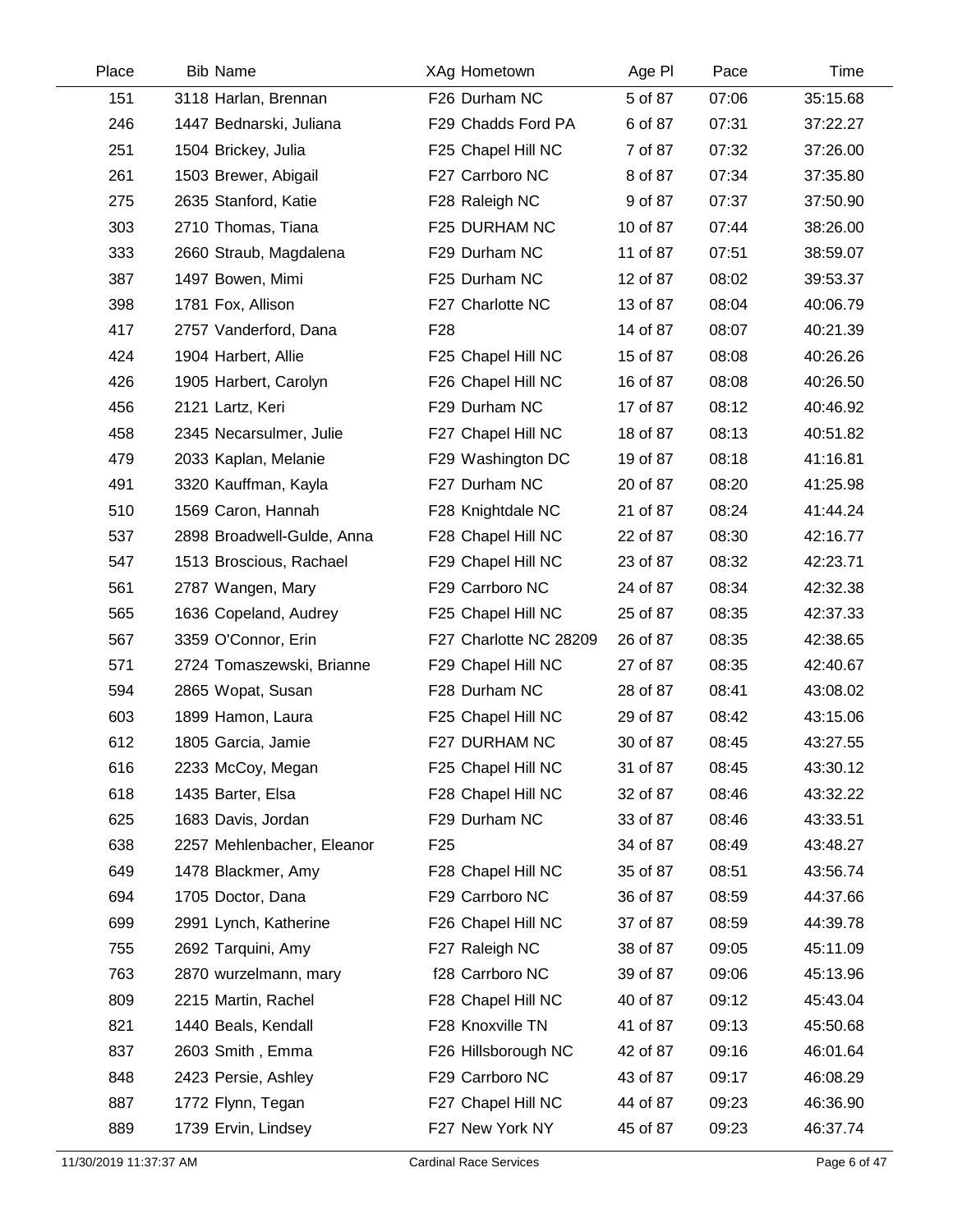| Place | Bib | Name | XAg | Hometown | Age Pl | Pace | Time |
|---|---|---|---|---|---|---|---|
| 151 | 3118 | Harlan, Brennan | F26 | Durham NC | 5 of 87 | 07:06 | 35:15.68 |
| 246 | 1447 | Bednarski, Juliana | F29 | Chadds Ford PA | 6 of 87 | 07:31 | 37:22.27 |
| 251 | 1504 | Brickey, Julia | F25 | Chapel Hill NC | 7 of 87 | 07:32 | 37:26.00 |
| 261 | 1503 | Brewer, Abigail | F27 | Carrboro NC | 8 of 87 | 07:34 | 37:35.80 |
| 275 | 2635 | Stanford, Katie | F28 | Raleigh NC | 9 of 87 | 07:37 | 37:50.90 |
| 303 | 2710 | Thomas, Tiana | F25 | DURHAM NC | 10 of 87 | 07:44 | 38:26.00 |
| 333 | 2660 | Straub, Magdalena | F29 | Durham NC | 11 of 87 | 07:51 | 38:59.07 |
| 387 | 1497 | Bowen, Mimi | F25 | Durham NC | 12 of 87 | 08:02 | 39:53.37 |
| 398 | 1781 | Fox, Allison | F27 | Charlotte NC | 13 of 87 | 08:04 | 40:06.79 |
| 417 | 2757 | Vanderford, Dana | F28 | | 14 of 87 | 08:07 | 40:21.39 |
| 424 | 1904 | Harbert, Allie | F25 | Chapel Hill NC | 15 of 87 | 08:08 | 40:26.26 |
| 426 | 1905 | Harbert, Carolyn | F26 | Chapel Hill NC | 16 of 87 | 08:08 | 40:26.50 |
| 456 | 2121 | Lartz, Keri | F29 | Durham NC | 17 of 87 | 08:12 | 40:46.92 |
| 458 | 2345 | Necarsulmer, Julie | F27 | Chapel Hill NC | 18 of 87 | 08:13 | 40:51.82 |
| 479 | 2033 | Kaplan, Melanie | F29 | Washington DC | 19 of 87 | 08:18 | 41:16.81 |
| 491 | 3320 | Kauffman, Kayla | F27 | Durham NC | 20 of 87 | 08:20 | 41:25.98 |
| 510 | 1569 | Caron, Hannah | F28 | Knightdale NC | 21 of 87 | 08:24 | 41:44.24 |
| 537 | 2898 | Broadwell-Gulde, Anna | F28 | Chapel Hill NC | 22 of 87 | 08:30 | 42:16.77 |
| 547 | 1513 | Broscious, Rachael | F29 | Chapel Hill NC | 23 of 87 | 08:32 | 42:23.71 |
| 561 | 2787 | Wangen, Mary | F29 | Carrboro NC | 24 of 87 | 08:34 | 42:32.38 |
| 565 | 1636 | Copeland, Audrey | F25 | Chapel Hill NC | 25 of 87 | 08:35 | 42:37.33 |
| 567 | 3359 | O'Connor, Erin | F27 | Charlotte NC 28209 | 26 of 87 | 08:35 | 42:38.65 |
| 571 | 2724 | Tomaszewski, Brianne | F29 | Chapel Hill NC | 27 of 87 | 08:35 | 42:40.67 |
| 594 | 2865 | Wopat, Susan | F28 | Durham NC | 28 of 87 | 08:41 | 43:08.02 |
| 603 | 1899 | Hamon, Laura | F25 | Chapel Hill NC | 29 of 87 | 08:42 | 43:15.06 |
| 612 | 1805 | Garcia, Jamie | F27 | DURHAM NC | 30 of 87 | 08:45 | 43:27.55 |
| 616 | 2233 | McCoy, Megan | F25 | Chapel Hill NC | 31 of 87 | 08:45 | 43:30.12 |
| 618 | 1435 | Barter, Elsa | F28 | Chapel Hill NC | 32 of 87 | 08:46 | 43:32.22 |
| 625 | 1683 | Davis, Jordan | F29 | Durham NC | 33 of 87 | 08:46 | 43:33.51 |
| 638 | 2257 | Mehlenbacher, Eleanor | F25 | | 34 of 87 | 08:49 | 43:48.27 |
| 649 | 1478 | Blackmer, Amy | F28 | Chapel Hill NC | 35 of 87 | 08:51 | 43:56.74 |
| 694 | 1705 | Doctor, Dana | F29 | Carrboro NC | 36 of 87 | 08:59 | 44:37.66 |
| 699 | 2991 | Lynch, Katherine | F26 | Chapel Hill NC | 37 of 87 | 08:59 | 44:39.78 |
| 755 | 2692 | Tarquini, Amy | F27 | Raleigh NC | 38 of 87 | 09:05 | 45:11.09 |
| 763 | 2870 | wurzelmann, mary | f28 | Carrboro NC | 39 of 87 | 09:06 | 45:13.96 |
| 809 | 2215 | Martin, Rachel | F28 | Chapel Hill NC | 40 of 87 | 09:12 | 45:43.04 |
| 821 | 1440 | Beals, Kendall | F28 | Knoxville TN | 41 of 87 | 09:13 | 45:50.68 |
| 837 | 2603 | Smith , Emma | F26 | Hillsborough NC | 42 of 87 | 09:16 | 46:01.64 |
| 848 | 2423 | Persie, Ashley | F29 | Carrboro NC | 43 of 87 | 09:17 | 46:08.29 |
| 887 | 1772 | Flynn, Tegan | F27 | Chapel Hill NC | 44 of 87 | 09:23 | 46:36.90 |
| 889 | 1739 | Ervin, Lindsey | F27 | New York NY | 45 of 87 | 09:23 | 46:37.74 |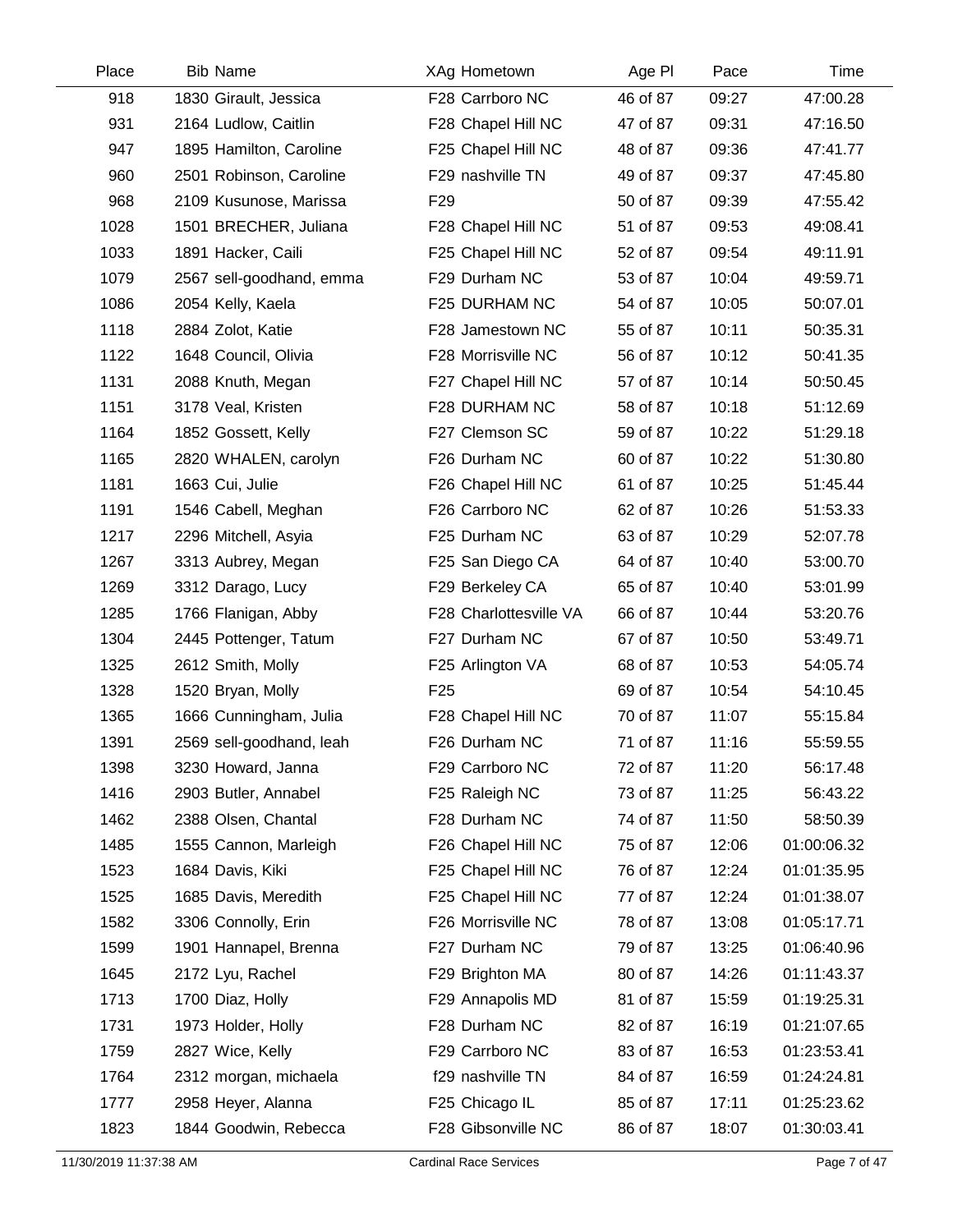| Place | Bib | Name | XAg | Hometown | Age Pl | Pace | Time |
|---|---|---|---|---|---|---|---|
| 918 | 1830 | Girault, Jessica | F28 | Carrboro NC | 46 of 87 | 09:27 | 47:00.28 |
| 931 | 2164 | Ludlow, Caitlin | F28 | Chapel Hill NC | 47 of 87 | 09:31 | 47:16.50 |
| 947 | 1895 | Hamilton, Caroline | F25 | Chapel Hill NC | 48 of 87 | 09:36 | 47:41.77 |
| 960 | 2501 | Robinson, Caroline | F29 | nashville TN | 49 of 87 | 09:37 | 47:45.80 |
| 968 | 2109 | Kusunose, Marissa | F29 | | 50 of 87 | 09:39 | 47:55.42 |
| 1028 | 1501 | BRECHER, Juliana | F28 | Chapel Hill NC | 51 of 87 | 09:53 | 49:08.41 |
| 1033 | 1891 | Hacker, Caili | F25 | Chapel Hill NC | 52 of 87 | 09:54 | 49:11.91 |
| 1079 | 2567 | sell-goodhand, emma | F29 | Durham NC | 53 of 87 | 10:04 | 49:59.71 |
| 1086 | 2054 | Kelly, Kaela | F25 | DURHAM NC | 54 of 87 | 10:05 | 50:07.01 |
| 1118 | 2884 | Zolot, Katie | F28 | Jamestown NC | 55 of 87 | 10:11 | 50:35.31 |
| 1122 | 1648 | Council, Olivia | F28 | Morrisville NC | 56 of 87 | 10:12 | 50:41.35 |
| 1131 | 2088 | Knuth, Megan | F27 | Chapel Hill NC | 57 of 87 | 10:14 | 50:50.45 |
| 1151 | 3178 | Veal, Kristen | F28 | DURHAM NC | 58 of 87 | 10:18 | 51:12.69 |
| 1164 | 1852 | Gossett, Kelly | F27 | Clemson SC | 59 of 87 | 10:22 | 51:29.18 |
| 1165 | 2820 | WHALEN, carolyn | F26 | Durham NC | 60 of 87 | 10:22 | 51:30.80 |
| 1181 | 1663 | Cui, Julie | F26 | Chapel Hill NC | 61 of 87 | 10:25 | 51:45.44 |
| 1191 | 1546 | Cabell, Meghan | F26 | Carrboro NC | 62 of 87 | 10:26 | 51:53.33 |
| 1217 | 2296 | Mitchell, Asyia | F25 | Durham NC | 63 of 87 | 10:29 | 52:07.78 |
| 1267 | 3313 | Aubrey, Megan | F25 | San Diego CA | 64 of 87 | 10:40 | 53:00.70 |
| 1269 | 3312 | Darago, Lucy | F29 | Berkeley CA | 65 of 87 | 10:40 | 53:01.99 |
| 1285 | 1766 | Flanigan, Abby | F28 | Charlottesville VA | 66 of 87 | 10:44 | 53:20.76 |
| 1304 | 2445 | Pottenger, Tatum | F27 | Durham NC | 67 of 87 | 10:50 | 53:49.71 |
| 1325 | 2612 | Smith, Molly | F25 | Arlington VA | 68 of 87 | 10:53 | 54:05.74 |
| 1328 | 1520 | Bryan, Molly | F25 | | 69 of 87 | 10:54 | 54:10.45 |
| 1365 | 1666 | Cunningham, Julia | F28 | Chapel Hill NC | 70 of 87 | 11:07 | 55:15.84 |
| 1391 | 2569 | sell-goodhand, leah | F26 | Durham NC | 71 of 87 | 11:16 | 55:59.55 |
| 1398 | 3230 | Howard, Janna | F29 | Carrboro NC | 72 of 87 | 11:20 | 56:17.48 |
| 1416 | 2903 | Butler, Annabel | F25 | Raleigh NC | 73 of 87 | 11:25 | 56:43.22 |
| 1462 | 2388 | Olsen, Chantal | F28 | Durham NC | 74 of 87 | 11:50 | 58:50.39 |
| 1485 | 1555 | Cannon, Marleigh | F26 | Chapel Hill NC | 75 of 87 | 12:06 | 01:00:06.32 |
| 1523 | 1684 | Davis, Kiki | F25 | Chapel Hill NC | 76 of 87 | 12:24 | 01:01:35.95 |
| 1525 | 1685 | Davis, Meredith | F25 | Chapel Hill NC | 77 of 87 | 12:24 | 01:01:38.07 |
| 1582 | 3306 | Connolly, Erin | F26 | Morrisville NC | 78 of 87 | 13:08 | 01:05:17.71 |
| 1599 | 1901 | Hannapel, Brenna | F27 | Durham NC | 79 of 87 | 13:25 | 01:06:40.96 |
| 1645 | 2172 | Lyu, Rachel | F29 | Brighton MA | 80 of 87 | 14:26 | 01:11:43.37 |
| 1713 | 1700 | Diaz, Holly | F29 | Annapolis MD | 81 of 87 | 15:59 | 01:19:25.31 |
| 1731 | 1973 | Holder, Holly | F28 | Durham NC | 82 of 87 | 16:19 | 01:21:07.65 |
| 1759 | 2827 | Wice, Kelly | F29 | Carrboro NC | 83 of 87 | 16:53 | 01:23:53.41 |
| 1764 | 2312 | morgan, michaela | f29 | nashville TN | 84 of 87 | 16:59 | 01:24:24.81 |
| 1777 | 2958 | Heyer, Alanna | F25 | Chicago IL | 85 of 87 | 17:11 | 01:25:23.62 |
| 1823 | 1844 | Goodwin, Rebecca | F28 | Gibsonville NC | 86 of 87 | 18:07 | 01:30:03.41 |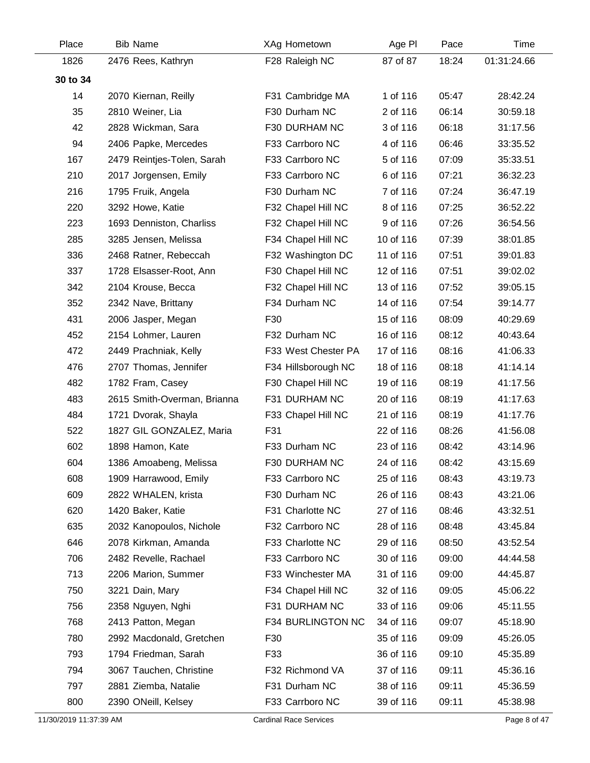| Place | Bib | Name | XAg | Hometown | Age Pl | Pace | Time |
|---|---|---|---|---|---|---|---|
| 1826 | 2476 | Rees, Kathryn | F28 | Raleigh NC | 87 of 87 | 18:24 | 01:31:24.66 |
| **30 to 34** | | | | | | | |
| 14 | 2070 | Kiernan, Reilly | F31 | Cambridge MA | 1 of 116 | 05:47 | 28:42.24 |
| 35 | 2810 | Weiner, Lia | F30 | Durham NC | 2 of 116 | 06:14 | 30:59.18 |
| 42 | 2828 | Wickman, Sara | F30 | DURHAM NC | 3 of 116 | 06:18 | 31:17.56 |
| 94 | 2406 | Papke, Mercedes | F33 | Carrboro NC | 4 of 116 | 06:46 | 33:35.52 |
| 167 | 2479 | Reintjes-Tolen, Sarah | F33 | Carrboro NC | 5 of 116 | 07:09 | 35:33.51 |
| 210 | 2017 | Jorgensen, Emily | F33 | Carrboro NC | 6 of 116 | 07:21 | 36:32.23 |
| 216 | 1795 | Fruik, Angela | F30 | Durham NC | 7 of 116 | 07:24 | 36:47.19 |
| 220 | 3292 | Howe, Katie | F32 | Chapel Hill NC | 8 of 116 | 07:25 | 36:52.22 |
| 223 | 1693 | Denniston, Charliss | F32 | Chapel Hill NC | 9 of 116 | 07:26 | 36:54.56 |
| 285 | 3285 | Jensen, Melissa | F34 | Chapel Hill NC | 10 of 116 | 07:39 | 38:01.85 |
| 336 | 2468 | Ratner, Rebeccah | F32 | Washington DC | 11 of 116 | 07:51 | 39:01.83 |
| 337 | 1728 | Elsasser-Root, Ann | F30 | Chapel Hill NC | 12 of 116 | 07:51 | 39:02.02 |
| 342 | 2104 | Krouse, Becca | F32 | Chapel Hill NC | 13 of 116 | 07:52 | 39:05.15 |
| 352 | 2342 | Nave, Brittany | F34 | Durham NC | 14 of 116 | 07:54 | 39:14.77 |
| 431 | 2006 | Jasper, Megan | F30 | | 15 of 116 | 08:09 | 40:29.69 |
| 452 | 2154 | Lohmer, Lauren | F32 | Durham NC | 16 of 116 | 08:12 | 40:43.64 |
| 472 | 2449 | Prachniak, Kelly | F33 | West Chester PA | 17 of 116 | 08:16 | 41:06.33 |
| 476 | 2707 | Thomas, Jennifer | F34 | Hillsborough NC | 18 of 116 | 08:18 | 41:14.14 |
| 482 | 1782 | Fram, Casey | F30 | Chapel Hill NC | 19 of 116 | 08:19 | 41:17.56 |
| 483 | 2615 | Smith-Overman, Brianna | F31 | DURHAM NC | 20 of 116 | 08:19 | 41:17.63 |
| 484 | 1721 | Dvorak, Shayla | F33 | Chapel Hill NC | 21 of 116 | 08:19 | 41:17.76 |
| 522 | 1827 | GIL GONZALEZ, Maria | F31 | | 22 of 116 | 08:26 | 41:56.08 |
| 602 | 1898 | Hamon, Kate | F33 | Durham NC | 23 of 116 | 08:42 | 43:14.96 |
| 604 | 1386 | Amoabeng, Melissa | F30 | DURHAM NC | 24 of 116 | 08:42 | 43:15.69 |
| 608 | 1909 | Harrawood, Emily | F33 | Carrboro NC | 25 of 116 | 08:43 | 43:19.73 |
| 609 | 2822 | WHALEN, krista | F30 | Durham NC | 26 of 116 | 08:43 | 43:21.06 |
| 620 | 1420 | Baker, Katie | F31 | Charlotte NC | 27 of 116 | 08:46 | 43:32.51 |
| 635 | 2032 | Kanopoulos, Nichole | F32 | Carrboro NC | 28 of 116 | 08:48 | 43:45.84 |
| 646 | 2078 | Kirkman, Amanda | F33 | Charlotte NC | 29 of 116 | 08:50 | 43:52.54 |
| 706 | 2482 | Revelle, Rachael | F33 | Carrboro NC | 30 of 116 | 09:00 | 44:44.58 |
| 713 | 2206 | Marion, Summer | F33 | Winchester MA | 31 of 116 | 09:00 | 44:45.87 |
| 750 | 3221 | Dain, Mary | F34 | Chapel Hill NC | 32 of 116 | 09:05 | 45:06.22 |
| 756 | 2358 | Nguyen, Nghi | F31 | DURHAM NC | 33 of 116 | 09:06 | 45:11.55 |
| 768 | 2413 | Patton, Megan | F34 | BURLINGTON NC | 34 of 116 | 09:07 | 45:18.90 |
| 780 | 2992 | Macdonald, Gretchen | F30 | | 35 of 116 | 09:09 | 45:26.05 |
| 793 | 1794 | Friedman, Sarah | F33 | | 36 of 116 | 09:10 | 45:35.89 |
| 794 | 3067 | Tauchen, Christine | F32 | Richmond VA | 37 of 116 | 09:11 | 45:36.16 |
| 797 | 2881 | Ziemba, Natalie | F31 | Durham NC | 38 of 116 | 09:11 | 45:36.59 |
| 800 | 2390 | ONeill, Kelsey | F33 | Carrboro NC | 39 of 116 | 09:11 | 45:38.98 |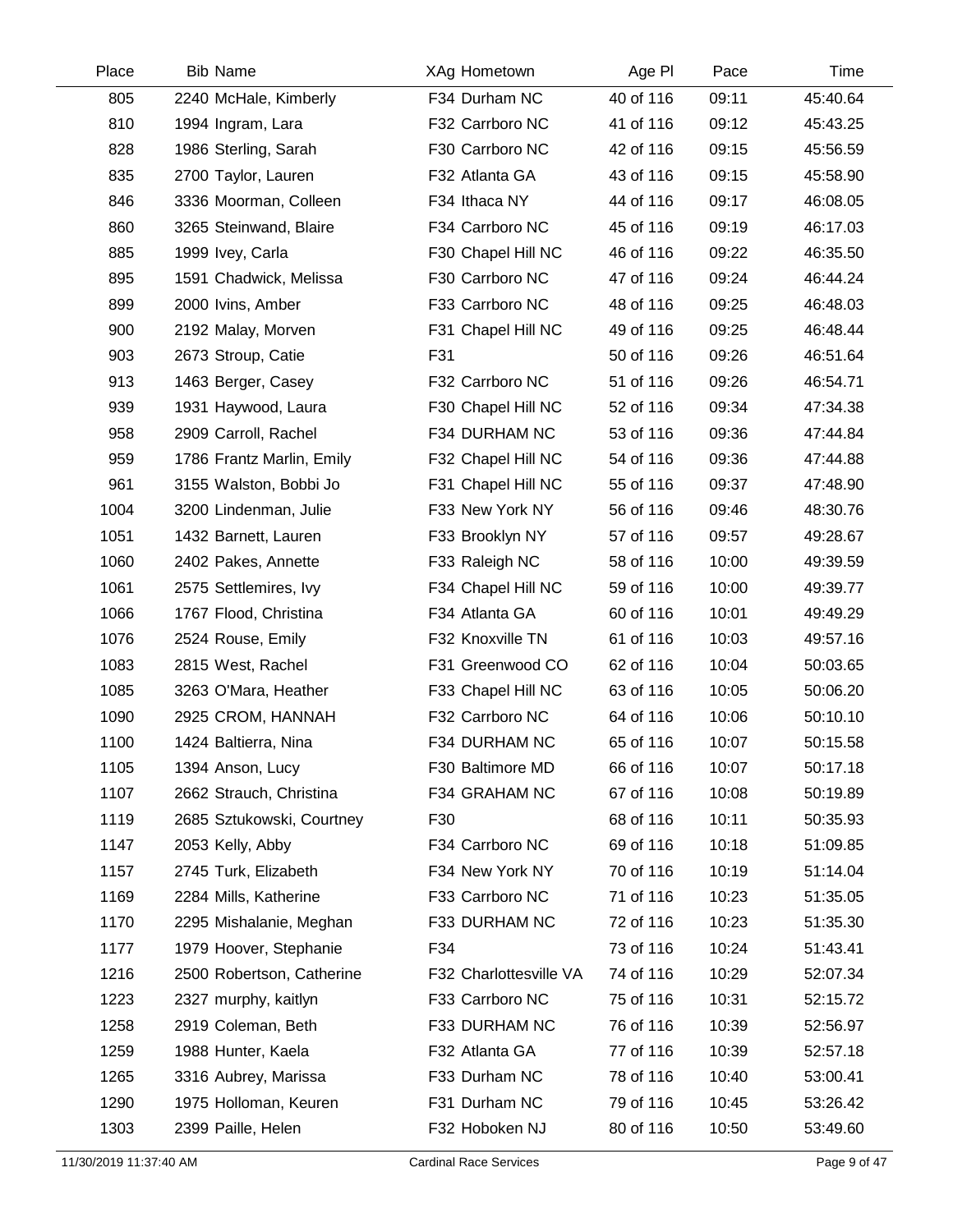| Place | Bib | Name | XAg | Hometown | Age Pl | Pace | Time |
|---|---|---|---|---|---|---|---|
| 805 | 2240 | McHale, Kimberly | F34 | Durham NC | 40 of 116 | 09:11 | 45:40.64 |
| 810 | 1994 | Ingram, Lara | F32 | Carrboro NC | 41 of 116 | 09:12 | 45:43.25 |
| 828 | 1986 | Sterling, Sarah | F30 | Carrboro NC | 42 of 116 | 09:15 | 45:56.59 |
| 835 | 2700 | Taylor, Lauren | F32 | Atlanta GA | 43 of 116 | 09:15 | 45:58.90 |
| 846 | 3336 | Moorman, Colleen | F34 | Ithaca NY | 44 of 116 | 09:17 | 46:08.05 |
| 860 | 3265 | Steinwand, Blaire | F34 | Carrboro NC | 45 of 116 | 09:19 | 46:17.03 |
| 885 | 1999 | Ivey, Carla | F30 | Chapel Hill NC | 46 of 116 | 09:22 | 46:35.50 |
| 895 | 1591 | Chadwick, Melissa | F30 | Carrboro NC | 47 of 116 | 09:24 | 46:44.24 |
| 899 | 2000 | Ivins, Amber | F33 | Carrboro NC | 48 of 116 | 09:25 | 46:48.03 |
| 900 | 2192 | Malay, Morven | F31 | Chapel Hill NC | 49 of 116 | 09:25 | 46:48.44 |
| 903 | 2673 | Stroup, Catie | F31 | | 50 of 116 | 09:26 | 46:51.64 |
| 913 | 1463 | Berger, Casey | F32 | Carrboro NC | 51 of 116 | 09:26 | 46:54.71 |
| 939 | 1931 | Haywood, Laura | F30 | Chapel Hill NC | 52 of 116 | 09:34 | 47:34.38 |
| 958 | 2909 | Carroll, Rachel | F34 | DURHAM NC | 53 of 116 | 09:36 | 47:44.84 |
| 959 | 1786 | Frantz Marlin, Emily | F32 | Chapel Hill NC | 54 of 116 | 09:36 | 47:44.88 |
| 961 | 3155 | Walston, Bobbi Jo | F31 | Chapel Hill NC | 55 of 116 | 09:37 | 47:48.90 |
| 1004 | 3200 | Lindenman, Julie | F33 | New York NY | 56 of 116 | 09:46 | 48:30.76 |
| 1051 | 1432 | Barnett, Lauren | F33 | Brooklyn NY | 57 of 116 | 09:57 | 49:28.67 |
| 1060 | 2402 | Pakes, Annette | F33 | Raleigh NC | 58 of 116 | 10:00 | 49:39.59 |
| 1061 | 2575 | Settlemires, Ivy | F34 | Chapel Hill NC | 59 of 116 | 10:00 | 49:39.77 |
| 1066 | 1767 | Flood, Christina | F34 | Atlanta GA | 60 of 116 | 10:01 | 49:49.29 |
| 1076 | 2524 | Rouse, Emily | F32 | Knoxville TN | 61 of 116 | 10:03 | 49:57.16 |
| 1083 | 2815 | West, Rachel | F31 | Greenwood CO | 62 of 116 | 10:04 | 50:03.65 |
| 1085 | 3263 | O'Mara, Heather | F33 | Chapel Hill NC | 63 of 116 | 10:05 | 50:06.20 |
| 1090 | 2925 | CROM, HANNAH | F32 | Carrboro NC | 64 of 116 | 10:06 | 50:10.10 |
| 1100 | 1424 | Baltierra, Nina | F34 | DURHAM NC | 65 of 116 | 10:07 | 50:15.58 |
| 1105 | 1394 | Anson, Lucy | F30 | Baltimore MD | 66 of 116 | 10:07 | 50:17.18 |
| 1107 | 2662 | Strauch, Christina | F34 | GRAHAM NC | 67 of 116 | 10:08 | 50:19.89 |
| 1119 | 2685 | Sztukowski, Courtney | F30 | | 68 of 116 | 10:11 | 50:35.93 |
| 1147 | 2053 | Kelly, Abby | F34 | Carrboro NC | 69 of 116 | 10:18 | 51:09.85 |
| 1157 | 2745 | Turk, Elizabeth | F34 | New York NY | 70 of 116 | 10:19 | 51:14.04 |
| 1169 | 2284 | Mills, Katherine | F33 | Carrboro NC | 71 of 116 | 10:23 | 51:35.05 |
| 1170 | 2295 | Mishalanie, Meghan | F33 | DURHAM NC | 72 of 116 | 10:23 | 51:35.30 |
| 1177 | 1979 | Hoover, Stephanie | F34 | | 73 of 116 | 10:24 | 51:43.41 |
| 1216 | 2500 | Robertson, Catherine | F32 | Charlottesville VA | 74 of 116 | 10:29 | 52:07.34 |
| 1223 | 2327 | murphy, kaitlyn | F33 | Carrboro NC | 75 of 116 | 10:31 | 52:15.72 |
| 1258 | 2919 | Coleman, Beth | F33 | DURHAM NC | 76 of 116 | 10:39 | 52:56.97 |
| 1259 | 1988 | Hunter, Kaela | F32 | Atlanta GA | 77 of 116 | 10:39 | 52:57.18 |
| 1265 | 3316 | Aubrey, Marissa | F33 | Durham NC | 78 of 116 | 10:40 | 53:00.41 |
| 1290 | 1975 | Holloman, Keuren | F31 | Durham NC | 79 of 116 | 10:45 | 53:26.42 |
| 1303 | 2399 | Paille, Helen | F32 | Hoboken NJ | 80 of 116 | 10:50 | 53:49.60 |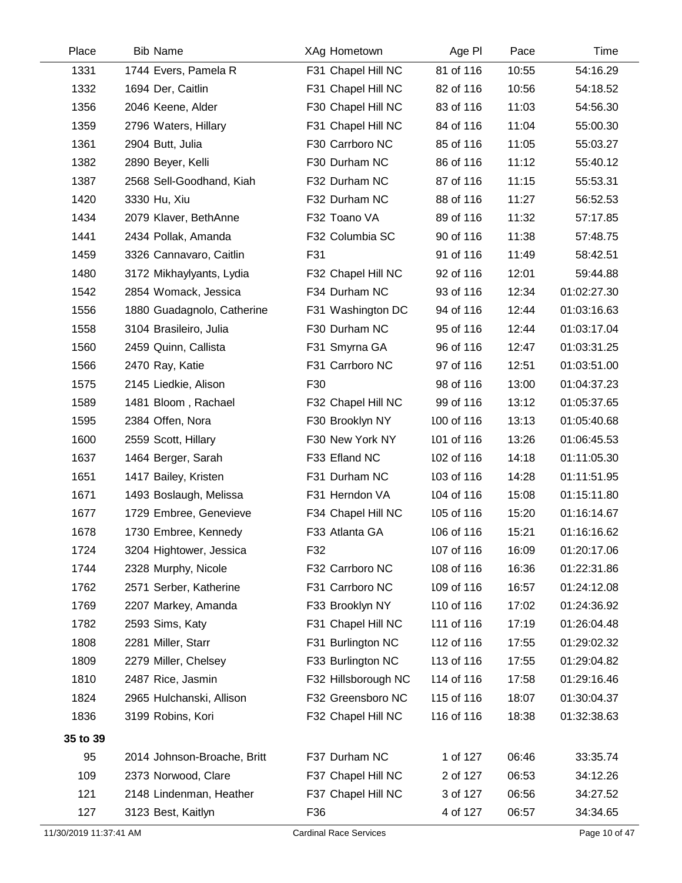| Place | Bib | Name | XAg | Hometown | Age Pl | Pace | Time |
|---|---|---|---|---|---|---|---|
| 1331 | 1744 | Evers, Pamela R | F31 | Chapel Hill NC | 81 of 116 | 10:55 | 54:16.29 |
| 1332 | 1694 | Der, Caitlin | F31 | Chapel Hill NC | 82 of 116 | 10:56 | 54:18.52 |
| 1356 | 2046 | Keene, Alder | F30 | Chapel Hill NC | 83 of 116 | 11:03 | 54:56.30 |
| 1359 | 2796 | Waters, Hillary | F31 | Chapel Hill NC | 84 of 116 | 11:04 | 55:00.30 |
| 1361 | 2904 | Butt, Julia | F30 | Carrboro NC | 85 of 116 | 11:05 | 55:03.27 |
| 1382 | 2890 | Beyer, Kelli | F30 | Durham NC | 86 of 116 | 11:12 | 55:40.12 |
| 1387 | 2568 | Sell-Goodhand, Kiah | F32 | Durham NC | 87 of 116 | 11:15 | 55:53.31 |
| 1420 | 3330 | Hu, Xiu | F32 | Durham NC | 88 of 116 | 11:27 | 56:52.53 |
| 1434 | 2079 | Klaver, BethAnne | F32 | Toano VA | 89 of 116 | 11:32 | 57:17.85 |
| 1441 | 2434 | Pollak, Amanda | F32 | Columbia SC | 90 of 116 | 11:38 | 57:48.75 |
| 1459 | 3326 | Cannavaro, Caitlin | F31 | | 91 of 116 | 11:49 | 58:42.51 |
| 1480 | 3172 | Mikhaylyants, Lydia | F32 | Chapel Hill NC | 92 of 116 | 12:01 | 59:44.88 |
| 1542 | 2854 | Womack, Jessica | F34 | Durham NC | 93 of 116 | 12:34 | 01:02:27.30 |
| 1556 | 1880 | Guadagnolo, Catherine | F31 | Washington DC | 94 of 116 | 12:44 | 01:03:16.63 |
| 1558 | 3104 | Brasileiro, Julia | F30 | Durham NC | 95 of 116 | 12:44 | 01:03:17.04 |
| 1560 | 2459 | Quinn, Callista | F31 | Smyrna GA | 96 of 116 | 12:47 | 01:03:31.25 |
| 1566 | 2470 | Ray, Katie | F31 | Carrboro NC | 97 of 116 | 12:51 | 01:03:51.00 |
| 1575 | 2145 | Liedkie, Alison | F30 | | 98 of 116 | 13:00 | 01:04:37.23 |
| 1589 | 1481 | Bloom , Rachael | F32 | Chapel Hill NC | 99 of 116 | 13:12 | 01:05:37.65 |
| 1595 | 2384 | Offen, Nora | F30 | Brooklyn NY | 100 of 116 | 13:13 | 01:05:40.68 |
| 1600 | 2559 | Scott, Hillary | F30 | New York NY | 101 of 116 | 13:26 | 01:06:45.53 |
| 1637 | 1464 | Berger, Sarah | F33 | Efland NC | 102 of 116 | 14:18 | 01:11:05.30 |
| 1651 | 1417 | Bailey, Kristen | F31 | Durham NC | 103 of 116 | 14:28 | 01:11:51.95 |
| 1671 | 1493 | Boslaugh, Melissa | F31 | Herndon VA | 104 of 116 | 15:08 | 01:15:11.80 |
| 1677 | 1729 | Embree, Genevieve | F34 | Chapel Hill NC | 105 of 116 | 15:20 | 01:16:14.67 |
| 1678 | 1730 | Embree, Kennedy | F33 | Atlanta GA | 106 of 116 | 15:21 | 01:16:16.62 |
| 1724 | 3204 | Hightower, Jessica | F32 | | 107 of 116 | 16:09 | 01:20:17.06 |
| 1744 | 2328 | Murphy, Nicole | F32 | Carrboro NC | 108 of 116 | 16:36 | 01:22:31.86 |
| 1762 | 2571 | Serber, Katherine | F31 | Carrboro NC | 109 of 116 | 16:57 | 01:24:12.08 |
| 1769 | 2207 | Markey, Amanda | F33 | Brooklyn NY | 110 of 116 | 17:02 | 01:24:36.92 |
| 1782 | 2593 | Sims, Katy | F31 | Chapel Hill NC | 111 of 116 | 17:19 | 01:26:04.48 |
| 1808 | 2281 | Miller, Starr | F31 | Burlington NC | 112 of 116 | 17:55 | 01:29:02.32 |
| 1809 | 2279 | Miller, Chelsey | F33 | Burlington NC | 113 of 116 | 17:55 | 01:29:04.82 |
| 1810 | 2487 | Rice, Jasmin | F32 | Hillsborough NC | 114 of 116 | 17:58 | 01:29:16.46 |
| 1824 | 2965 | Hulchanski, Allison | F32 | Greensboro NC | 115 of 116 | 18:07 | 01:30:04.37 |
| 1836 | 3199 | Robins, Kori | F32 | Chapel Hill NC | 116 of 116 | 18:38 | 01:32:38.63 |
| **35 to 39** | | | | | | | |
| 95 | 2014 | Johnson-Broache, Britt | F37 | Durham NC | 1 of 127 | 06:46 | 33:35.74 |
| 109 | 2373 | Norwood, Clare | F37 | Chapel Hill NC | 2 of 127 | 06:53 | 34:12.26 |
| 121 | 2148 | Lindenman, Heather | F37 | Chapel Hill NC | 3 of 127 | 06:56 | 34:27.52 |
| 127 | 3123 | Best, Kaitlyn | F36 | | 4 of 127 | 06:57 | 34:34.65 |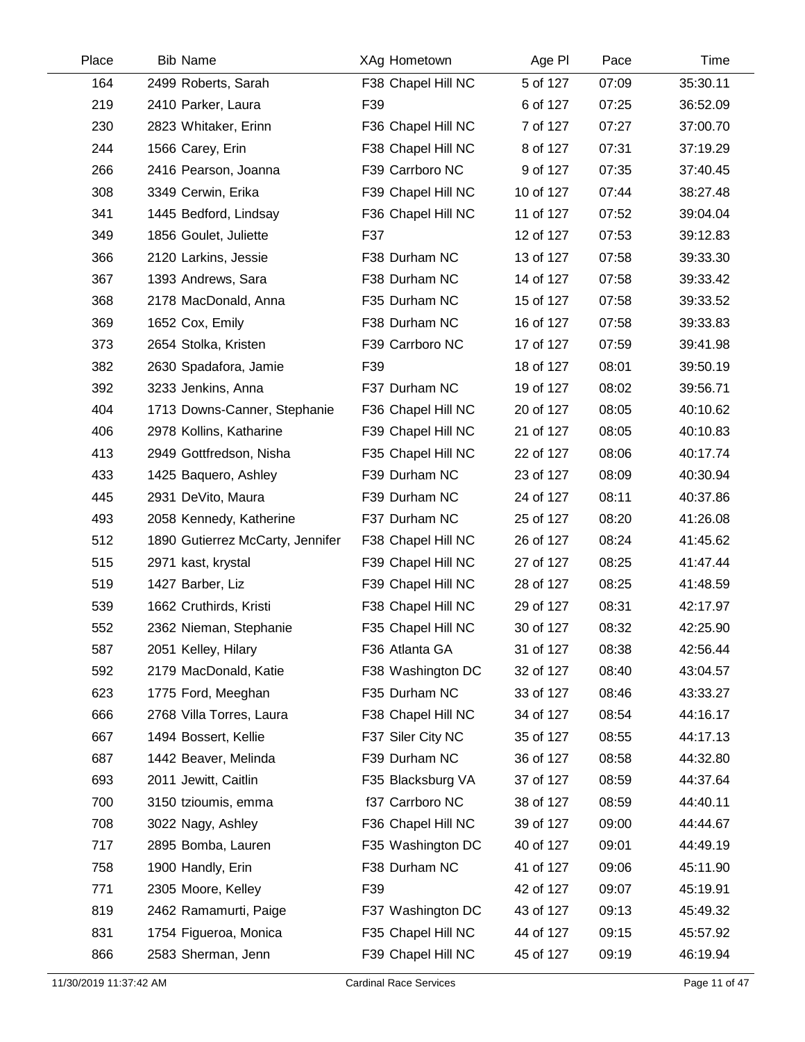| Place | Bib | Name | XAg | Hometown | Age Pl | Pace | Time |
|---|---|---|---|---|---|---|---|
| 164 | 2499 | Roberts, Sarah | F38 | Chapel Hill NC | 5 of 127 | 07:09 | 35:30.11 |
| 219 | 2410 | Parker, Laura | F39 | | 6 of 127 | 07:25 | 36:52.09 |
| 230 | 2823 | Whitaker, Erinn | F36 | Chapel Hill NC | 7 of 127 | 07:27 | 37:00.70 |
| 244 | 1566 | Carey, Erin | F38 | Chapel Hill NC | 8 of 127 | 07:31 | 37:19.29 |
| 266 | 2416 | Pearson, Joanna | F39 | Carrboro NC | 9 of 127 | 07:35 | 37:40.45 |
| 308 | 3349 | Cerwin, Erika | F39 | Chapel Hill NC | 10 of 127 | 07:44 | 38:27.48 |
| 341 | 1445 | Bedford, Lindsay | F36 | Chapel Hill NC | 11 of 127 | 07:52 | 39:04.04 |
| 349 | 1856 | Goulet, Juliette | F37 | | 12 of 127 | 07:53 | 39:12.83 |
| 366 | 2120 | Larkins, Jessie | F38 | Durham NC | 13 of 127 | 07:58 | 39:33.30 |
| 367 | 1393 | Andrews, Sara | F38 | Durham NC | 14 of 127 | 07:58 | 39:33.42 |
| 368 | 2178 | MacDonald, Anna | F35 | Durham NC | 15 of 127 | 07:58 | 39:33.52 |
| 369 | 1652 | Cox, Emily | F38 | Durham NC | 16 of 127 | 07:58 | 39:33.83 |
| 373 | 2654 | Stolka, Kristen | F39 | Carrboro NC | 17 of 127 | 07:59 | 39:41.98 |
| 382 | 2630 | Spadafora, Jamie | F39 | | 18 of 127 | 08:01 | 39:50.19 |
| 392 | 3233 | Jenkins, Anna | F37 | Durham NC | 19 of 127 | 08:02 | 39:56.71 |
| 404 | 1713 | Downs-Canner, Stephanie | F36 | Chapel Hill NC | 20 of 127 | 08:05 | 40:10.62 |
| 406 | 2978 | Kollins, Katharine | F39 | Chapel Hill NC | 21 of 127 | 08:05 | 40:10.83 |
| 413 | 2949 | Gottfredson, Nisha | F35 | Chapel Hill NC | 22 of 127 | 08:06 | 40:17.74 |
| 433 | 1425 | Baquero, Ashley | F39 | Durham NC | 23 of 127 | 08:09 | 40:30.94 |
| 445 | 2931 | DeVito, Maura | F39 | Durham NC | 24 of 127 | 08:11 | 40:37.86 |
| 493 | 2058 | Kennedy, Katherine | F37 | Durham NC | 25 of 127 | 08:20 | 41:26.08 |
| 512 | 1890 | Gutierrez McCarty, Jennifer | F38 | Chapel Hill NC | 26 of 127 | 08:24 | 41:45.62 |
| 515 | 2971 | kast, krystal | F39 | Chapel Hill NC | 27 of 127 | 08:25 | 41:47.44 |
| 519 | 1427 | Barber, Liz | F39 | Chapel Hill NC | 28 of 127 | 08:25 | 41:48.59 |
| 539 | 1662 | Cruthirds, Kristi | F38 | Chapel Hill NC | 29 of 127 | 08:31 | 42:17.97 |
| 552 | 2362 | Nieman, Stephanie | F35 | Chapel Hill NC | 30 of 127 | 08:32 | 42:25.90 |
| 587 | 2051 | Kelley, Hilary | F36 | Atlanta GA | 31 of 127 | 08:38 | 42:56.44 |
| 592 | 2179 | MacDonald, Katie | F38 | Washington DC | 32 of 127 | 08:40 | 43:04.57 |
| 623 | 1775 | Ford, Meeghan | F35 | Durham NC | 33 of 127 | 08:46 | 43:33.27 |
| 666 | 2768 | Villa Torres, Laura | F38 | Chapel Hill NC | 34 of 127 | 08:54 | 44:16.17 |
| 667 | 1494 | Bossert, Kellie | F37 | Siler City NC | 35 of 127 | 08:55 | 44:17.13 |
| 687 | 1442 | Beaver, Melinda | F39 | Durham NC | 36 of 127 | 08:58 | 44:32.80 |
| 693 | 2011 | Jewitt, Caitlin | F35 | Blacksburg VA | 37 of 127 | 08:59 | 44:37.64 |
| 700 | 3150 | tzioumis, emma | f37 | Carrboro NC | 38 of 127 | 08:59 | 44:40.11 |
| 708 | 3022 | Nagy, Ashley | F36 | Chapel Hill NC | 39 of 127 | 09:00 | 44:44.67 |
| 717 | 2895 | Bomba, Lauren | F35 | Washington DC | 40 of 127 | 09:01 | 44:49.19 |
| 758 | 1900 | Handly, Erin | F38 | Durham NC | 41 of 127 | 09:06 | 45:11.90 |
| 771 | 2305 | Moore, Kelley | F39 | | 42 of 127 | 09:07 | 45:19.91 |
| 819 | 2462 | Ramamurti, Paige | F37 | Washington DC | 43 of 127 | 09:13 | 45:49.32 |
| 831 | 1754 | Figueroa, Monica | F35 | Chapel Hill NC | 44 of 127 | 09:15 | 45:57.92 |
| 866 | 2583 | Sherman, Jenn | F39 | Chapel Hill NC | 45 of 127 | 09:19 | 46:19.94 |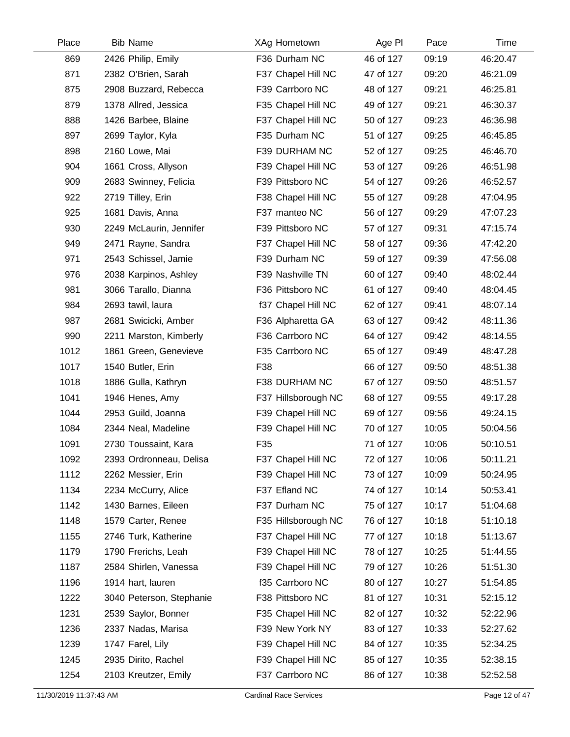| Place | Bib | Name | XAg | Hometown | Age Pl | Pace | Time |
|---|---|---|---|---|---|---|---|
| 869 | 2426 | Philip, Emily | F36 | Durham NC | 46 of 127 | 09:19 | 46:20.47 |
| 871 | 2382 | O'Brien, Sarah | F37 | Chapel Hill NC | 47 of 127 | 09:20 | 46:21.09 |
| 875 | 2908 | Buzzard, Rebecca | F39 | Carrboro NC | 48 of 127 | 09:21 | 46:25.81 |
| 879 | 1378 | Allred, Jessica | F35 | Chapel Hill NC | 49 of 127 | 09:21 | 46:30.37 |
| 888 | 1426 | Barbee, Blaine | F37 | Chapel Hill NC | 50 of 127 | 09:23 | 46:36.98 |
| 897 | 2699 | Taylor, Kyla | F35 | Durham NC | 51 of 127 | 09:25 | 46:45.85 |
| 898 | 2160 | Lowe, Mai | F39 | DURHAM NC | 52 of 127 | 09:25 | 46:46.70 |
| 904 | 1661 | Cross, Allyson | F39 | Chapel Hill NC | 53 of 127 | 09:26 | 46:51.98 |
| 909 | 2683 | Swinney, Felicia | F39 | Pittsboro NC | 54 of 127 | 09:26 | 46:52.57 |
| 922 | 2719 | Tilley, Erin | F38 | Chapel Hill NC | 55 of 127 | 09:28 | 47:04.95 |
| 925 | 1681 | Davis, Anna | F37 | manteo NC | 56 of 127 | 09:29 | 47:07.23 |
| 930 | 2249 | McLaurin, Jennifer | F39 | Pittsboro NC | 57 of 127 | 09:31 | 47:15.74 |
| 949 | 2471 | Rayne, Sandra | F37 | Chapel Hill NC | 58 of 127 | 09:36 | 47:42.20 |
| 971 | 2543 | Schissel, Jamie | F39 | Durham NC | 59 of 127 | 09:39 | 47:56.08 |
| 976 | 2038 | Karpinos, Ashley | F39 | Nashville TN | 60 of 127 | 09:40 | 48:02.44 |
| 981 | 3066 | Tarallo, Dianna | F36 | Pittsboro NC | 61 of 127 | 09:40 | 48:04.45 |
| 984 | 2693 | tawil, laura | f37 | Chapel Hill NC | 62 of 127 | 09:41 | 48:07.14 |
| 987 | 2681 | Swicicki, Amber | F36 | Alpharetta GA | 63 of 127 | 09:42 | 48:11.36 |
| 990 | 2211 | Marston, Kimberly | F36 | Carrboro NC | 64 of 127 | 09:42 | 48:14.55 |
| 1012 | 1861 | Green, Genevieve | F35 | Carrboro NC | 65 of 127 | 09:49 | 48:47.28 |
| 1017 | 1540 | Butler, Erin | F38 | | 66 of 127 | 09:50 | 48:51.38 |
| 1018 | 1886 | Gulla, Kathryn | F38 | DURHAM NC | 67 of 127 | 09:50 | 48:51.57 |
| 1041 | 1946 | Henes, Amy | F37 | Hillsborough NC | 68 of 127 | 09:55 | 49:17.28 |
| 1044 | 2953 | Guild, Joanna | F39 | Chapel Hill NC | 69 of 127 | 09:56 | 49:24.15 |
| 1084 | 2344 | Neal, Madeline | F39 | Chapel Hill NC | 70 of 127 | 10:05 | 50:04.56 |
| 1091 | 2730 | Toussaint, Kara | F35 | | 71 of 127 | 10:06 | 50:10.51 |
| 1092 | 2393 | Ordronneau, Delisa | F37 | Chapel Hill NC | 72 of 127 | 10:06 | 50:11.21 |
| 1112 | 2262 | Messier, Erin | F39 | Chapel Hill NC | 73 of 127 | 10:09 | 50:24.95 |
| 1134 | 2234 | McCurry, Alice | F37 | Efland NC | 74 of 127 | 10:14 | 50:53.41 |
| 1142 | 1430 | Barnes, Eileen | F37 | Durham NC | 75 of 127 | 10:17 | 51:04.68 |
| 1148 | 1579 | Carter, Renee | F35 | Hillsborough NC | 76 of 127 | 10:18 | 51:10.18 |
| 1155 | 2746 | Turk, Katherine | F37 | Chapel Hill NC | 77 of 127 | 10:18 | 51:13.67 |
| 1179 | 1790 | Frerichs, Leah | F39 | Chapel Hill NC | 78 of 127 | 10:25 | 51:44.55 |
| 1187 | 2584 | Shirlen, Vanessa | F39 | Chapel Hill NC | 79 of 127 | 10:26 | 51:51.30 |
| 1196 | 1914 | hart, lauren | f35 | Carrboro NC | 80 of 127 | 10:27 | 51:54.85 |
| 1222 | 3040 | Peterson, Stephanie | F38 | Pittsboro NC | 81 of 127 | 10:31 | 52:15.12 |
| 1231 | 2539 | Saylor, Bonner | F35 | Chapel Hill NC | 82 of 127 | 10:32 | 52:22.96 |
| 1236 | 2337 | Nadas, Marisa | F39 | New York NY | 83 of 127 | 10:33 | 52:27.62 |
| 1239 | 1747 | Farel, Lily | F39 | Chapel Hill NC | 84 of 127 | 10:35 | 52:34.25 |
| 1245 | 2935 | Dirito, Rachel | F39 | Chapel Hill NC | 85 of 127 | 10:35 | 52:38.15 |
| 1254 | 2103 | Kreutzer, Emily | F37 | Carrboro NC | 86 of 127 | 10:38 | 52:52.58 |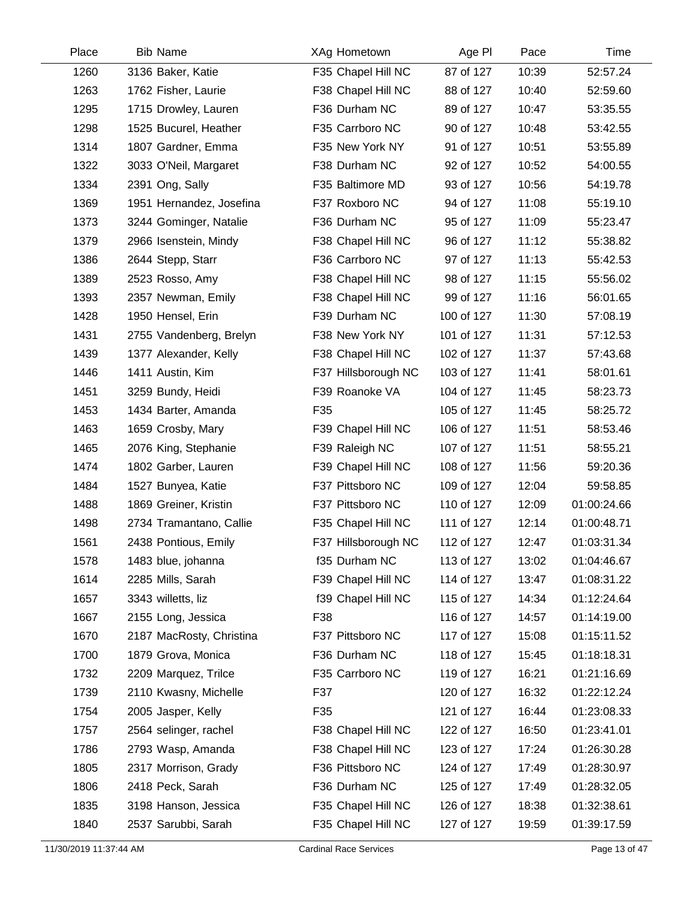| Place | Bib | Name | XAg | Hometown | Age Pl | Pace | Time |
|---|---|---|---|---|---|---|---|
| 1260 | 3136 | Baker, Katie | F35 | Chapel Hill NC | 87 of 127 | 10:39 | 52:57.24 |
| 1263 | 1762 | Fisher, Laurie | F38 | Chapel Hill NC | 88 of 127 | 10:40 | 52:59.60 |
| 1295 | 1715 | Drowley, Lauren | F36 | Durham NC | 89 of 127 | 10:47 | 53:35.55 |
| 1298 | 1525 | Bucurel, Heather | F35 | Carrboro NC | 90 of 127 | 10:48 | 53:42.55 |
| 1314 | 1807 | Gardner, Emma | F35 | New York NY | 91 of 127 | 10:51 | 53:55.89 |
| 1322 | 3033 | O'Neil, Margaret | F38 | Durham NC | 92 of 127 | 10:52 | 54:00.55 |
| 1334 | 2391 | Ong, Sally | F35 | Baltimore MD | 93 of 127 | 10:56 | 54:19.78 |
| 1369 | 1951 | Hernandez, Josefina | F37 | Roxboro NC | 94 of 127 | 11:08 | 55:19.10 |
| 1373 | 3244 | Gominger, Natalie | F36 | Durham NC | 95 of 127 | 11:09 | 55:23.47 |
| 1379 | 2966 | Isenstein, Mindy | F38 | Chapel Hill NC | 96 of 127 | 11:12 | 55:38.82 |
| 1386 | 2644 | Stepp, Starr | F36 | Carrboro NC | 97 of 127 | 11:13 | 55:42.53 |
| 1389 | 2523 | Rosso, Amy | F38 | Chapel Hill NC | 98 of 127 | 11:15 | 55:56.02 |
| 1393 | 2357 | Newman, Emily | F38 | Chapel Hill NC | 99 of 127 | 11:16 | 56:01.65 |
| 1428 | 1950 | Hensel, Erin | F39 | Durham NC | 100 of 127 | 11:30 | 57:08.19 |
| 1431 | 2755 | Vandenberg, Brelyn | F38 | New York NY | 101 of 127 | 11:31 | 57:12.53 |
| 1439 | 1377 | Alexander, Kelly | F38 | Chapel Hill NC | 102 of 127 | 11:37 | 57:43.68 |
| 1446 | 1411 | Austin, Kim | F37 | Hillsborough NC | 103 of 127 | 11:41 | 58:01.61 |
| 1451 | 3259 | Bundy, Heidi | F39 | Roanoke VA | 104 of 127 | 11:45 | 58:23.73 |
| 1453 | 1434 | Barter, Amanda | F35 | | 105 of 127 | 11:45 | 58:25.72 |
| 1463 | 1659 | Crosby, Mary | F39 | Chapel Hill NC | 106 of 127 | 11:51 | 58:53.46 |
| 1465 | 2076 | King, Stephanie | F39 | Raleigh NC | 107 of 127 | 11:51 | 58:55.21 |
| 1474 | 1802 | Garber, Lauren | F39 | Chapel Hill NC | 108 of 127 | 11:56 | 59:20.36 |
| 1484 | 1527 | Bunyea, Katie | F37 | Pittsboro NC | 109 of 127 | 12:04 | 59:58.85 |
| 1488 | 1869 | Greiner, Kristin | F37 | Pittsboro NC | 110 of 127 | 12:09 | 01:00:24.66 |
| 1498 | 2734 | Tramantano, Callie | F35 | Chapel Hill NC | 111 of 127 | 12:14 | 01:00:48.71 |
| 1561 | 2438 | Pontious, Emily | F37 | Hillsborough NC | 112 of 127 | 12:47 | 01:03:31.34 |
| 1578 | 1483 | blue, johanna | f35 | Durham NC | 113 of 127 | 13:02 | 01:04:46.67 |
| 1614 | 2285 | Mills, Sarah | F39 | Chapel Hill NC | 114 of 127 | 13:47 | 01:08:31.22 |
| 1657 | 3343 | willetts, liz | f39 | Chapel Hill NC | 115 of 127 | 14:34 | 01:12:24.64 |
| 1667 | 2155 | Long, Jessica | F38 | | 116 of 127 | 14:57 | 01:14:19.00 |
| 1670 | 2187 | MacRosty, Christina | F37 | Pittsboro NC | 117 of 127 | 15:08 | 01:15:11.52 |
| 1700 | 1879 | Grova, Monica | F36 | Durham NC | 118 of 127 | 15:45 | 01:18:18.31 |
| 1732 | 2209 | Marquez, Trilce | F35 | Carrboro NC | 119 of 127 | 16:21 | 01:21:16.69 |
| 1739 | 2110 | Kwasny, Michelle | F37 | | 120 of 127 | 16:32 | 01:22:12.24 |
| 1754 | 2005 | Jasper, Kelly | F35 | | 121 of 127 | 16:44 | 01:23:08.33 |
| 1757 | 2564 | selinger, rachel | F38 | Chapel Hill NC | 122 of 127 | 16:50 | 01:23:41.01 |
| 1786 | 2793 | Wasp, Amanda | F38 | Chapel Hill NC | 123 of 127 | 17:24 | 01:26:30.28 |
| 1805 | 2317 | Morrison, Grady | F36 | Pittsboro NC | 124 of 127 | 17:49 | 01:28:30.97 |
| 1806 | 2418 | Peck, Sarah | F36 | Durham NC | 125 of 127 | 17:49 | 01:28:32.05 |
| 1835 | 3198 | Hanson, Jessica | F35 | Chapel Hill NC | 126 of 127 | 18:38 | 01:32:38.61 |
| 1840 | 2537 | Sarubbi, Sarah | F35 | Chapel Hill NC | 127 of 127 | 19:59 | 01:39:17.59 |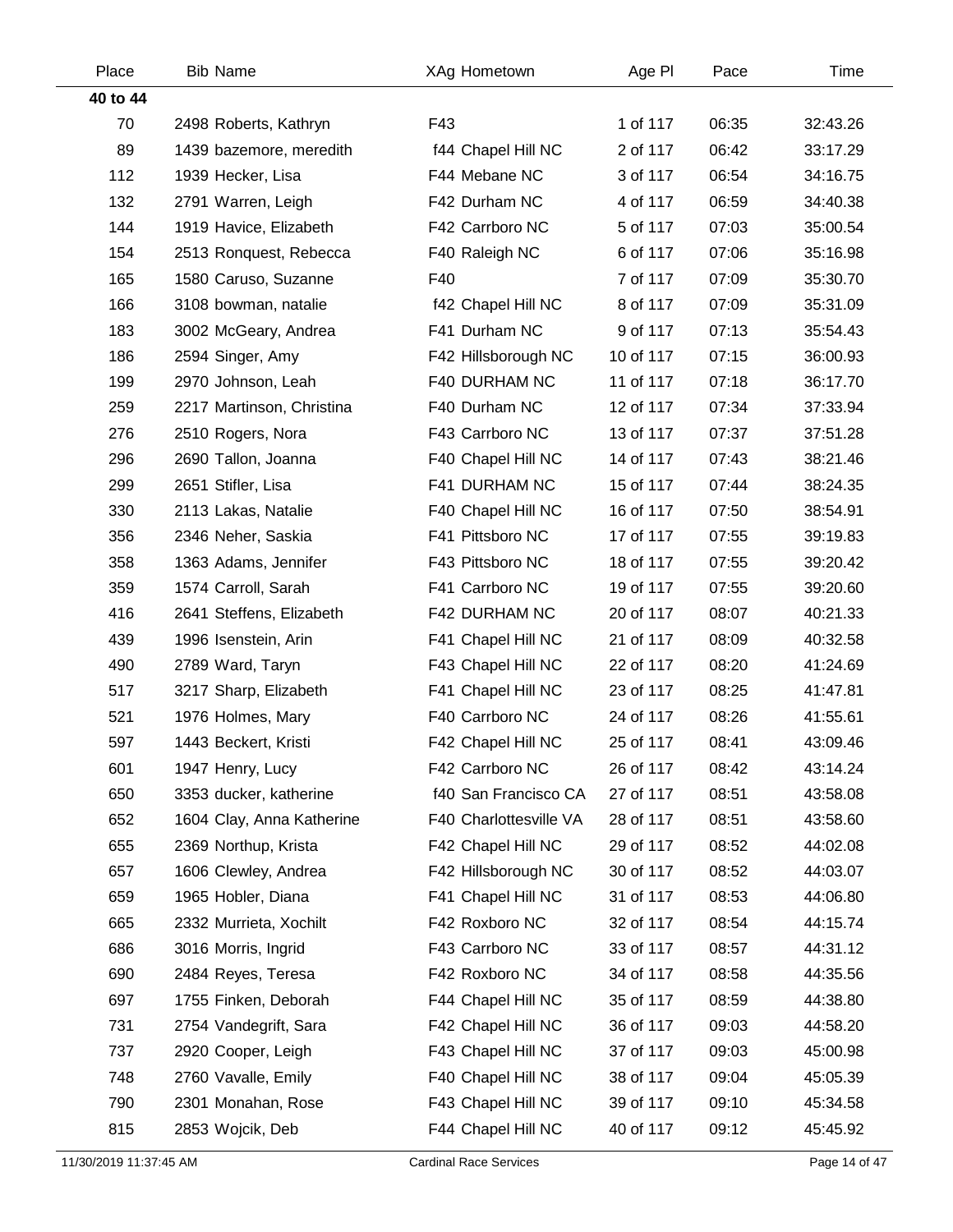| Place | Bib | Name | XAg | Hometown | Age Pl | Pace | Time |
|---|---|---|---|---|---|---|---|
| **40 to 44** | | | | | | | |
| 70 | 2498 | Roberts, Kathryn | F43 | | 1 of 117 | 06:35 | 32:43.26 |
| 89 | 1439 | bazemore, meredith | f44 | Chapel Hill NC | 2 of 117 | 06:42 | 33:17.29 |
| 112 | 1939 | Hecker, Lisa | F44 | Mebane NC | 3 of 117 | 06:54 | 34:16.75 |
| 132 | 2791 | Warren, Leigh | F42 | Durham NC | 4 of 117 | 06:59 | 34:40.38 |
| 144 | 1919 | Havice, Elizabeth | F42 | Carrboro NC | 5 of 117 | 07:03 | 35:00.54 |
| 154 | 2513 | Ronquest, Rebecca | F40 | Raleigh NC | 6 of 117 | 07:06 | 35:16.98 |
| 165 | 1580 | Caruso, Suzanne | F40 | | 7 of 117 | 07:09 | 35:30.70 |
| 166 | 3108 | bowman, natalie | f42 | Chapel Hill NC | 8 of 117 | 07:09 | 35:31.09 |
| 183 | 3002 | McGeary, Andrea | F41 | Durham NC | 9 of 117 | 07:13 | 35:54.43 |
| 186 | 2594 | Singer, Amy | F42 | Hillsborough NC | 10 of 117 | 07:15 | 36:00.93 |
| 199 | 2970 | Johnson, Leah | F40 | DURHAM NC | 11 of 117 | 07:18 | 36:17.70 |
| 259 | 2217 | Martinson, Christina | F40 | Durham NC | 12 of 117 | 07:34 | 37:33.94 |
| 276 | 2510 | Rogers, Nora | F43 | Carrboro NC | 13 of 117 | 07:37 | 37:51.28 |
| 296 | 2690 | Tallon, Joanna | F40 | Chapel Hill NC | 14 of 117 | 07:43 | 38:21.46 |
| 299 | 2651 | Stifler, Lisa | F41 | DURHAM NC | 15 of 117 | 07:44 | 38:24.35 |
| 330 | 2113 | Lakas, Natalie | F40 | Chapel Hill NC | 16 of 117 | 07:50 | 38:54.91 |
| 356 | 2346 | Neher, Saskia | F41 | Pittsboro NC | 17 of 117 | 07:55 | 39:19.83 |
| 358 | 1363 | Adams, Jennifer | F43 | Pittsboro NC | 18 of 117 | 07:55 | 39:20.42 |
| 359 | 1574 | Carroll, Sarah | F41 | Carrboro NC | 19 of 117 | 07:55 | 39:20.60 |
| 416 | 2641 | Steffens, Elizabeth | F42 | DURHAM NC | 20 of 117 | 08:07 | 40:21.33 |
| 439 | 1996 | Isenstein, Arin | F41 | Chapel Hill NC | 21 of 117 | 08:09 | 40:32.58 |
| 490 | 2789 | Ward, Taryn | F43 | Chapel Hill NC | 22 of 117 | 08:20 | 41:24.69 |
| 517 | 3217 | Sharp, Elizabeth | F41 | Chapel Hill NC | 23 of 117 | 08:25 | 41:47.81 |
| 521 | 1976 | Holmes, Mary | F40 | Carrboro NC | 24 of 117 | 08:26 | 41:55.61 |
| 597 | 1443 | Beckert, Kristi | F42 | Chapel Hill NC | 25 of 117 | 08:41 | 43:09.46 |
| 601 | 1947 | Henry, Lucy | F42 | Carrboro NC | 26 of 117 | 08:42 | 43:14.24 |
| 650 | 3353 | ducker, katherine | f40 | San Francisco CA | 27 of 117 | 08:51 | 43:58.08 |
| 652 | 1604 | Clay, Anna Katherine | F40 | Charlottesville VA | 28 of 117 | 08:51 | 43:58.60 |
| 655 | 2369 | Northup, Krista | F42 | Chapel Hill NC | 29 of 117 | 08:52 | 44:02.08 |
| 657 | 1606 | Clewley, Andrea | F42 | Hillsborough NC | 30 of 117 | 08:52 | 44:03.07 |
| 659 | 1965 | Hobler, Diana | F41 | Chapel Hill NC | 31 of 117 | 08:53 | 44:06.80 |
| 665 | 2332 | Murrieta, Xochilt | F42 | Roxboro NC | 32 of 117 | 08:54 | 44:15.74 |
| 686 | 3016 | Morris, Ingrid | F43 | Carrboro NC | 33 of 117 | 08:57 | 44:31.12 |
| 690 | 2484 | Reyes, Teresa | F42 | Roxboro NC | 34 of 117 | 08:58 | 44:35.56 |
| 697 | 1755 | Finken, Deborah | F44 | Chapel Hill NC | 35 of 117 | 08:59 | 44:38.80 |
| 731 | 2754 | Vandegrift, Sara | F42 | Chapel Hill NC | 36 of 117 | 09:03 | 44:58.20 |
| 737 | 2920 | Cooper, Leigh | F43 | Chapel Hill NC | 37 of 117 | 09:03 | 45:00.98 |
| 748 | 2760 | Vavalle, Emily | F40 | Chapel Hill NC | 38 of 117 | 09:04 | 45:05.39 |
| 790 | 2301 | Monahan, Rose | F43 | Chapel Hill NC | 39 of 117 | 09:10 | 45:34.58 |
| 815 | 2853 | Wojcik, Deb | F44 | Chapel Hill NC | 40 of 117 | 09:12 | 45:45.92 |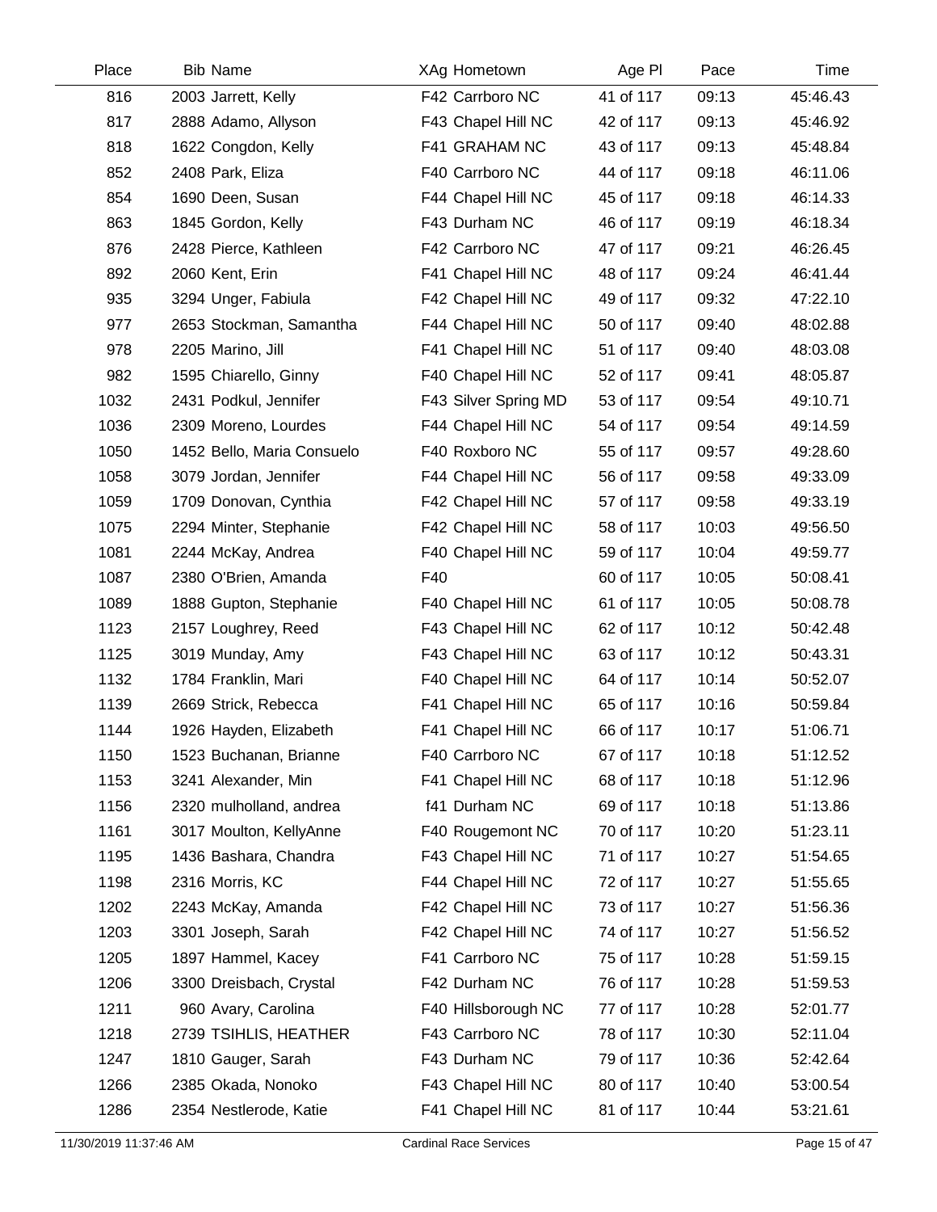| Place | Bib | Name | XAg | Hometown | Age Pl | Pace | Time |
|---|---|---|---|---|---|---|---|
| 816 | 2003 | Jarrett, Kelly | F42 | Carrboro NC | 41 of 117 | 09:13 | 45:46.43 |
| 817 | 2888 | Adamo, Allyson | F43 | Chapel Hill NC | 42 of 117 | 09:13 | 45:46.92 |
| 818 | 1622 | Congdon, Kelly | F41 | GRAHAM NC | 43 of 117 | 09:13 | 45:48.84 |
| 852 | 2408 | Park, Eliza | F40 | Carrboro NC | 44 of 117 | 09:18 | 46:11.06 |
| 854 | 1690 | Deen, Susan | F44 | Chapel Hill NC | 45 of 117 | 09:18 | 46:14.33 |
| 863 | 1845 | Gordon, Kelly | F43 | Durham NC | 46 of 117 | 09:19 | 46:18.34 |
| 876 | 2428 | Pierce, Kathleen | F42 | Carrboro NC | 47 of 117 | 09:21 | 46:26.45 |
| 892 | 2060 | Kent, Erin | F41 | Chapel Hill NC | 48 of 117 | 09:24 | 46:41.44 |
| 935 | 3294 | Unger, Fabiula | F42 | Chapel Hill NC | 49 of 117 | 09:32 | 47:22.10 |
| 977 | 2653 | Stockman, Samantha | F44 | Chapel Hill NC | 50 of 117 | 09:40 | 48:02.88 |
| 978 | 2205 | Marino, Jill | F41 | Chapel Hill NC | 51 of 117 | 09:40 | 48:03.08 |
| 982 | 1595 | Chiarello, Ginny | F40 | Chapel Hill NC | 52 of 117 | 09:41 | 48:05.87 |
| 1032 | 2431 | Podkul, Jennifer | F43 | Silver Spring MD | 53 of 117 | 09:54 | 49:10.71 |
| 1036 | 2309 | Moreno, Lourdes | F44 | Chapel Hill NC | 54 of 117 | 09:54 | 49:14.59 |
| 1050 | 1452 | Bello, Maria Consuelo | F40 | Roxboro NC | 55 of 117 | 09:57 | 49:28.60 |
| 1058 | 3079 | Jordan, Jennifer | F44 | Chapel Hill NC | 56 of 117 | 09:58 | 49:33.09 |
| 1059 | 1709 | Donovan, Cynthia | F42 | Chapel Hill NC | 57 of 117 | 09:58 | 49:33.19 |
| 1075 | 2294 | Minter, Stephanie | F42 | Chapel Hill NC | 58 of 117 | 10:03 | 49:56.50 |
| 1081 | 2244 | McKay, Andrea | F40 | Chapel Hill NC | 59 of 117 | 10:04 | 49:59.77 |
| 1087 | 2380 | O'Brien, Amanda | F40 | | 60 of 117 | 10:05 | 50:08.41 |
| 1089 | 1888 | Gupton, Stephanie | F40 | Chapel Hill NC | 61 of 117 | 10:05 | 50:08.78 |
| 1123 | 2157 | Loughrey, Reed | F43 | Chapel Hill NC | 62 of 117 | 10:12 | 50:42.48 |
| 1125 | 3019 | Munday, Amy | F43 | Chapel Hill NC | 63 of 117 | 10:12 | 50:43.31 |
| 1132 | 1784 | Franklin, Mari | F40 | Chapel Hill NC | 64 of 117 | 10:14 | 50:52.07 |
| 1139 | 2669 | Strick, Rebecca | F41 | Chapel Hill NC | 65 of 117 | 10:16 | 50:59.84 |
| 1144 | 1926 | Hayden, Elizabeth | F41 | Chapel Hill NC | 66 of 117 | 10:17 | 51:06.71 |
| 1150 | 1523 | Buchanan, Brianne | F40 | Carrboro NC | 67 of 117 | 10:18 | 51:12.52 |
| 1153 | 3241 | Alexander, Min | F41 | Chapel Hill NC | 68 of 117 | 10:18 | 51:12.96 |
| 1156 | 2320 | mulholland, andrea | f41 | Durham NC | 69 of 117 | 10:18 | 51:13.86 |
| 1161 | 3017 | Moulton, KellyAnne | F40 | Rougemont NC | 70 of 117 | 10:20 | 51:23.11 |
| 1195 | 1436 | Bashara, Chandra | F43 | Chapel Hill NC | 71 of 117 | 10:27 | 51:54.65 |
| 1198 | 2316 | Morris, KC | F44 | Chapel Hill NC | 72 of 117 | 10:27 | 51:55.65 |
| 1202 | 2243 | McKay, Amanda | F42 | Chapel Hill NC | 73 of 117 | 10:27 | 51:56.36 |
| 1203 | 3301 | Joseph, Sarah | F42 | Chapel Hill NC | 74 of 117 | 10:27 | 51:56.52 |
| 1205 | 1897 | Hammel, Kacey | F41 | Carrboro NC | 75 of 117 | 10:28 | 51:59.15 |
| 1206 | 3300 | Dreisbach, Crystal | F42 | Durham NC | 76 of 117 | 10:28 | 51:59.53 |
| 1211 | 960 | Avary, Carolina | F40 | Hillsborough NC | 77 of 117 | 10:28 | 52:01.77 |
| 1218 | 2739 | TSIHLIS, HEATHER | F43 | Carrboro NC | 78 of 117 | 10:30 | 52:11.04 |
| 1247 | 1810 | Gauger, Sarah | F43 | Durham NC | 79 of 117 | 10:36 | 52:42.64 |
| 1266 | 2385 | Okada, Nonoko | F43 | Chapel Hill NC | 80 of 117 | 10:40 | 53:00.54 |
| 1286 | 2354 | Nestlerode, Katie | F41 | Chapel Hill NC | 81 of 117 | 10:44 | 53:21.61 |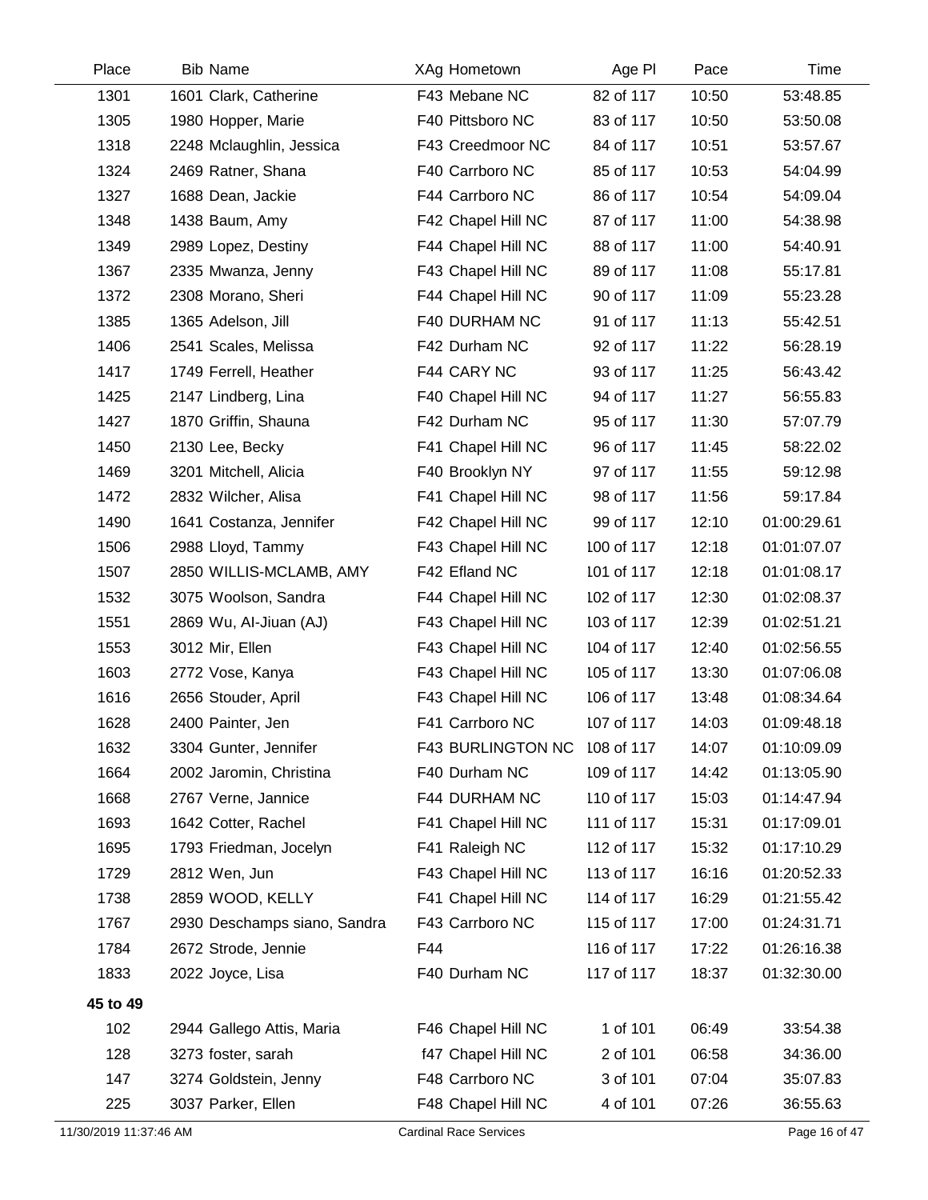| Place | Bib | Name | XAg | Hometown | Age Pl | Pace | Time |
|---|---|---|---|---|---|---|---|
| 1301 | 1601 | Clark, Catherine | F43 | Mebane NC | 82 of 117 | 10:50 | 53:48.85 |
| 1305 | 1980 | Hopper, Marie | F40 | Pittsboro NC | 83 of 117 | 10:50 | 53:50.08 |
| 1318 | 2248 | Mclaughlin, Jessica | F43 | Creedmoor NC | 84 of 117 | 10:51 | 53:57.67 |
| 1324 | 2469 | Ratner, Shana | F40 | Carrboro NC | 85 of 117 | 10:53 | 54:04.99 |
| 1327 | 1688 | Dean, Jackie | F44 | Carrboro NC | 86 of 117 | 10:54 | 54:09.04 |
| 1348 | 1438 | Baum, Amy | F42 | Chapel Hill NC | 87 of 117 | 11:00 | 54:38.98 |
| 1349 | 2989 | Lopez, Destiny | F44 | Chapel Hill NC | 88 of 117 | 11:00 | 54:40.91 |
| 1367 | 2335 | Mwanza, Jenny | F43 | Chapel Hill NC | 89 of 117 | 11:08 | 55:17.81 |
| 1372 | 2308 | Morano, Sheri | F44 | Chapel Hill NC | 90 of 117 | 11:09 | 55:23.28 |
| 1385 | 1365 | Adelson, Jill | F40 | DURHAM NC | 91 of 117 | 11:13 | 55:42.51 |
| 1406 | 2541 | Scales, Melissa | F42 | Durham NC | 92 of 117 | 11:22 | 56:28.19 |
| 1417 | 1749 | Ferrell, Heather | F44 | CARY NC | 93 of 117 | 11:25 | 56:43.42 |
| 1425 | 2147 | Lindberg, Lina | F40 | Chapel Hill NC | 94 of 117 | 11:27 | 56:55.83 |
| 1427 | 1870 | Griffin, Shauna | F42 | Durham NC | 95 of 117 | 11:30 | 57:07.79 |
| 1450 | 2130 | Lee, Becky | F41 | Chapel Hill NC | 96 of 117 | 11:45 | 58:22.02 |
| 1469 | 3201 | Mitchell, Alicia | F40 | Brooklyn NY | 97 of 117 | 11:55 | 59:12.98 |
| 1472 | 2832 | Wilcher, Alisa | F41 | Chapel Hill NC | 98 of 117 | 11:56 | 59:17.84 |
| 1490 | 1641 | Costanza, Jennifer | F42 | Chapel Hill NC | 99 of 117 | 12:10 | 01:00:29.61 |
| 1506 | 2988 | Lloyd, Tammy | F43 | Chapel Hill NC | 100 of 117 | 12:18 | 01:01:07.07 |
| 1507 | 2850 | WILLIS-MCLAMB, AMY | F42 | Efland NC | 101 of 117 | 12:18 | 01:01:08.17 |
| 1532 | 3075 | Woolson, Sandra | F44 | Chapel Hill NC | 102 of 117 | 12:30 | 01:02:08.37 |
| 1551 | 2869 | Wu, AI-Jiuan (AJ) | F43 | Chapel Hill NC | 103 of 117 | 12:39 | 01:02:51.21 |
| 1553 | 3012 | Mir, Ellen | F43 | Chapel Hill NC | 104 of 117 | 12:40 | 01:02:56.55 |
| 1603 | 2772 | Vose, Kanya | F43 | Chapel Hill NC | 105 of 117 | 13:30 | 01:07:06.08 |
| 1616 | 2656 | Stouder, April | F43 | Chapel Hill NC | 106 of 117 | 13:48 | 01:08:34.64 |
| 1628 | 2400 | Painter, Jen | F41 | Carrboro NC | 107 of 117 | 14:03 | 01:09:48.18 |
| 1632 | 3304 | Gunter, Jennifer | F43 | BURLINGTON NC | 108 of 117 | 14:07 | 01:10:09.09 |
| 1664 | 2002 | Jaromin, Christina | F40 | Durham NC | 109 of 117 | 14:42 | 01:13:05.90 |
| 1668 | 2767 | Verne, Jannice | F44 | DURHAM NC | 110 of 117 | 15:03 | 01:14:47.94 |
| 1693 | 1642 | Cotter, Rachel | F41 | Chapel Hill NC | 111 of 117 | 15:31 | 01:17:09.01 |
| 1695 | 1793 | Friedman, Jocelyn | F41 | Raleigh NC | 112 of 117 | 15:32 | 01:17:10.29 |
| 1729 | 2812 | Wen, Jun | F43 | Chapel Hill NC | 113 of 117 | 16:16 | 01:20:52.33 |
| 1738 | 2859 | WOOD, KELLY | F41 | Chapel Hill NC | 114 of 117 | 16:29 | 01:21:55.42 |
| 1767 | 2930 | Deschamps siano, Sandra | F43 | Carrboro NC | 115 of 117 | 17:00 | 01:24:31.71 |
| 1784 | 2672 | Strode, Jennie | F44 | | 116 of 117 | 17:22 | 01:26:16.38 |
| 1833 | 2022 | Joyce, Lisa | F40 | Durham NC | 117 of 117 | 18:37 | 01:32:30.00 |
| **45 to 49** | | | | | | | |
| 102 | 2944 | Gallego Attis, Maria | F46 | Chapel Hill NC | 1 of 101 | 06:49 | 33:54.38 |
| 128 | 3273 | foster, sarah | f47 | Chapel Hill NC | 2 of 101 | 06:58 | 34:36.00 |
| 147 | 3274 | Goldstein, Jenny | F48 | Carrboro NC | 3 of 101 | 07:04 | 35:07.83 |
| 225 | 3037 | Parker, Ellen | F48 | Chapel Hill NC | 4 of 101 | 07:26 | 36:55.63 |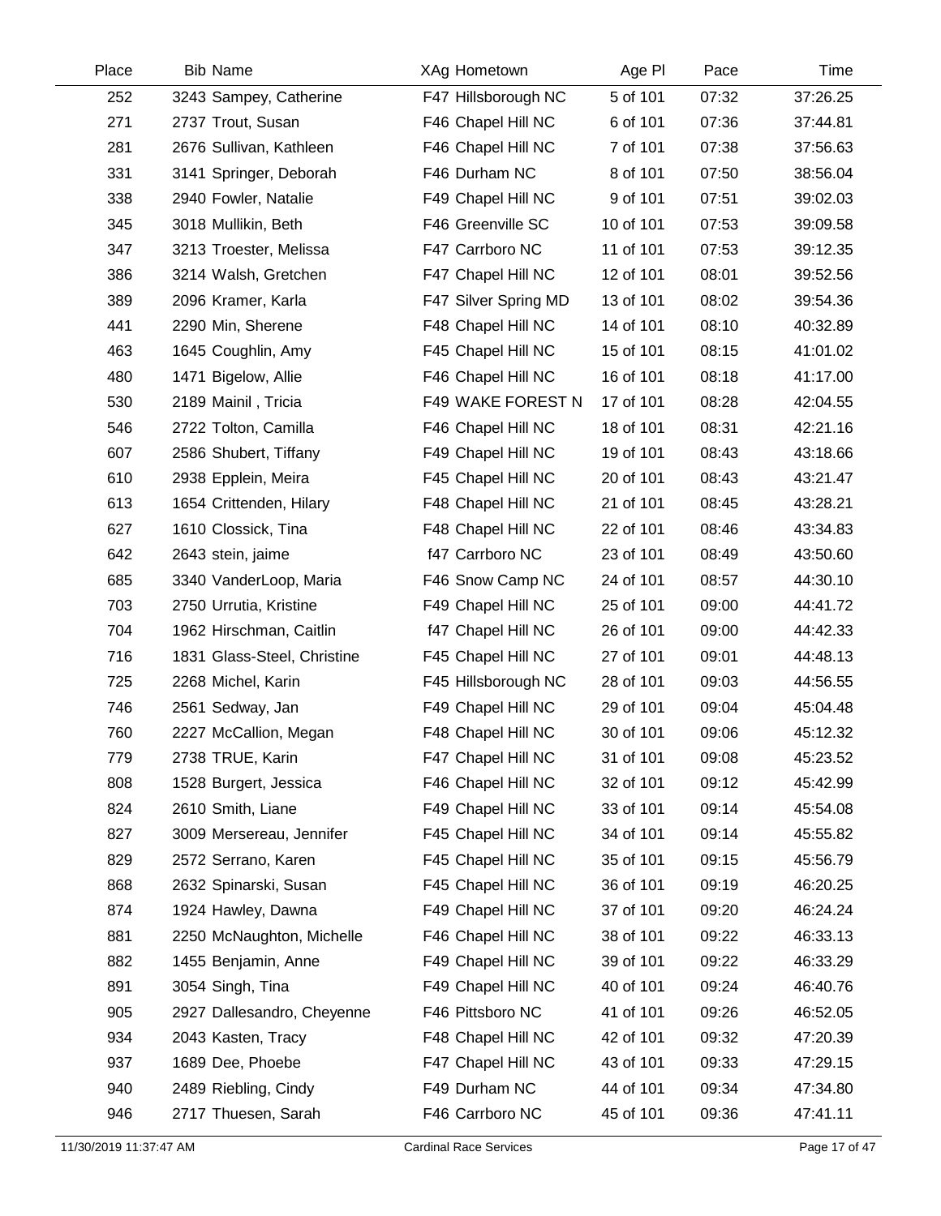| Place | Bib | Name | XAg | Hometown | Age Pl | Pace | Time |
|---|---|---|---|---|---|---|---|
| 252 | 3243 | Sampey, Catherine | F47 | Hillsborough NC | 5 of 101 | 07:32 | 37:26.25 |
| 271 | 2737 | Trout, Susan | F46 | Chapel Hill NC | 6 of 101 | 07:36 | 37:44.81 |
| 281 | 2676 | Sullivan, Kathleen | F46 | Chapel Hill NC | 7 of 101 | 07:38 | 37:56.63 |
| 331 | 3141 | Springer, Deborah | F46 | Durham NC | 8 of 101 | 07:50 | 38:56.04 |
| 338 | 2940 | Fowler, Natalie | F49 | Chapel Hill NC | 9 of 101 | 07:51 | 39:02.03 |
| 345 | 3018 | Mullikin, Beth | F46 | Greenville SC | 10 of 101 | 07:53 | 39:09.58 |
| 347 | 3213 | Troester, Melissa | F47 | Carrboro NC | 11 of 101 | 07:53 | 39:12.35 |
| 386 | 3214 | Walsh, Gretchen | F47 | Chapel Hill NC | 12 of 101 | 08:01 | 39:52.56 |
| 389 | 2096 | Kramer, Karla | F47 | Silver Spring MD | 13 of 101 | 08:02 | 39:54.36 |
| 441 | 2290 | Min, Sherene | F48 | Chapel Hill NC | 14 of 101 | 08:10 | 40:32.89 |
| 463 | 1645 | Coughlin, Amy | F45 | Chapel Hill NC | 15 of 101 | 08:15 | 41:01.02 |
| 480 | 1471 | Bigelow, Allie | F46 | Chapel Hill NC | 16 of 101 | 08:18 | 41:17.00 |
| 530 | 2189 | Mainil , Tricia | F49 | WAKE FOREST N | 17 of 101 | 08:28 | 42:04.55 |
| 546 | 2722 | Tolton, Camilla | F46 | Chapel Hill NC | 18 of 101 | 08:31 | 42:21.16 |
| 607 | 2586 | Shubert, Tiffany | F49 | Chapel Hill NC | 19 of 101 | 08:43 | 43:18.66 |
| 610 | 2938 | Epplein, Meira | F45 | Chapel Hill NC | 20 of 101 | 08:43 | 43:21.47 |
| 613 | 1654 | Crittenden, Hilary | F48 | Chapel Hill NC | 21 of 101 | 08:45 | 43:28.21 |
| 627 | 1610 | Clossick, Tina | F48 | Chapel Hill NC | 22 of 101 | 08:46 | 43:34.83 |
| 642 | 2643 | stein, jaime | f47 | Carrboro NC | 23 of 101 | 08:49 | 43:50.60 |
| 685 | 3340 | VanderLoop, Maria | F46 | Snow Camp NC | 24 of 101 | 08:57 | 44:30.10 |
| 703 | 2750 | Urrutia, Kristine | F49 | Chapel Hill NC | 25 of 101 | 09:00 | 44:41.72 |
| 704 | 1962 | Hirschman, Caitlin | f47 | Chapel Hill NC | 26 of 101 | 09:00 | 44:42.33 |
| 716 | 1831 | Glass-Steel, Christine | F45 | Chapel Hill NC | 27 of 101 | 09:01 | 44:48.13 |
| 725 | 2268 | Michel, Karin | F45 | Hillsborough NC | 28 of 101 | 09:03 | 44:56.55 |
| 746 | 2561 | Sedway, Jan | F49 | Chapel Hill NC | 29 of 101 | 09:04 | 45:04.48 |
| 760 | 2227 | McCallion, Megan | F48 | Chapel Hill NC | 30 of 101 | 09:06 | 45:12.32 |
| 779 | 2738 | TRUE, Karin | F47 | Chapel Hill NC | 31 of 101 | 09:08 | 45:23.52 |
| 808 | 1528 | Burgert, Jessica | F46 | Chapel Hill NC | 32 of 101 | 09:12 | 45:42.99 |
| 824 | 2610 | Smith, Liane | F49 | Chapel Hill NC | 33 of 101 | 09:14 | 45:54.08 |
| 827 | 3009 | Mersereau, Jennifer | F45 | Chapel Hill NC | 34 of 101 | 09:14 | 45:55.82 |
| 829 | 2572 | Serrano, Karen | F45 | Chapel Hill NC | 35 of 101 | 09:15 | 45:56.79 |
| 868 | 2632 | Spinarski, Susan | F45 | Chapel Hill NC | 36 of 101 | 09:19 | 46:20.25 |
| 874 | 1924 | Hawley, Dawna | F49 | Chapel Hill NC | 37 of 101 | 09:20 | 46:24.24 |
| 881 | 2250 | McNaughton, Michelle | F46 | Chapel Hill NC | 38 of 101 | 09:22 | 46:33.13 |
| 882 | 1455 | Benjamin, Anne | F49 | Chapel Hill NC | 39 of 101 | 09:22 | 46:33.29 |
| 891 | 3054 | Singh, Tina | F49 | Chapel Hill NC | 40 of 101 | 09:24 | 46:40.76 |
| 905 | 2927 | Dallesandro, Cheyenne | F46 | Pittsboro NC | 41 of 101 | 09:26 | 46:52.05 |
| 934 | 2043 | Kasten, Tracy | F48 | Chapel Hill NC | 42 of 101 | 09:32 | 47:20.39 |
| 937 | 1689 | Dee, Phoebe | F47 | Chapel Hill NC | 43 of 101 | 09:33 | 47:29.15 |
| 940 | 2489 | Riebling, Cindy | F49 | Durham NC | 44 of 101 | 09:34 | 47:34.80 |
| 946 | 2717 | Thuesen, Sarah | F46 | Carrboro NC | 45 of 101 | 09:36 | 47:41.11 |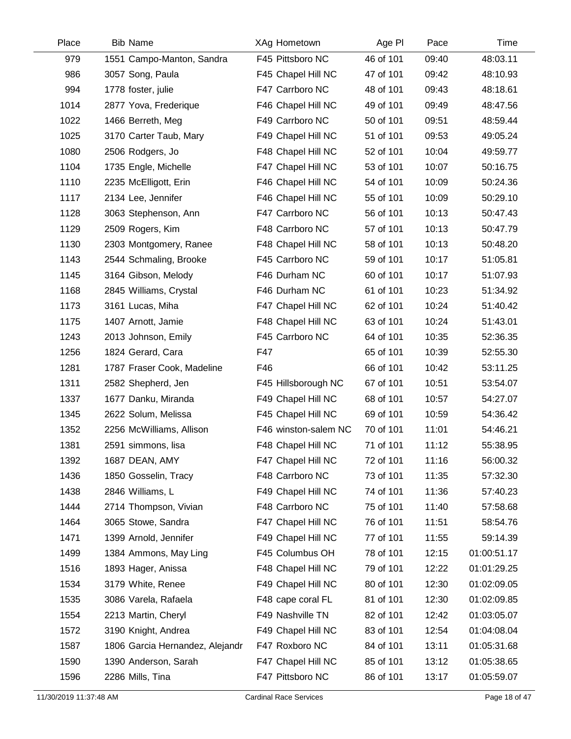| Place | Bib | Name | XAg | Hometown | Age Pl | Pace | Time |
|---|---|---|---|---|---|---|---|
| 979 | 1551 | Campo-Manton, Sandra | F45 | Pittsboro NC | 46 of 101 | 09:40 | 48:03.11 |
| 986 | 3057 | Song, Paula | F45 | Chapel Hill NC | 47 of 101 | 09:42 | 48:10.93 |
| 994 | 1778 | foster, julie | F47 | Carrboro NC | 48 of 101 | 09:43 | 48:18.61 |
| 1014 | 2877 | Yova, Frederique | F46 | Chapel Hill NC | 49 of 101 | 09:49 | 48:47.56 |
| 1022 | 1466 | Berreth, Meg | F49 | Carrboro NC | 50 of 101 | 09:51 | 48:59.44 |
| 1025 | 3170 | Carter Taub, Mary | F49 | Chapel Hill NC | 51 of 101 | 09:53 | 49:05.24 |
| 1080 | 2506 | Rodgers, Jo | F48 | Chapel Hill NC | 52 of 101 | 10:04 | 49:59.77 |
| 1104 | 1735 | Engle, Michelle | F47 | Chapel Hill NC | 53 of 101 | 10:07 | 50:16.75 |
| 1110 | 2235 | McElligott, Erin | F46 | Chapel Hill NC | 54 of 101 | 10:09 | 50:24.36 |
| 1117 | 2134 | Lee, Jennifer | F46 | Chapel Hill NC | 55 of 101 | 10:09 | 50:29.10 |
| 1128 | 3063 | Stephenson, Ann | F47 | Carrboro NC | 56 of 101 | 10:13 | 50:47.43 |
| 1129 | 2509 | Rogers, Kim | F48 | Carrboro NC | 57 of 101 | 10:13 | 50:47.79 |
| 1130 | 2303 | Montgomery, Ranee | F48 | Chapel Hill NC | 58 of 101 | 10:13 | 50:48.20 |
| 1143 | 2544 | Schmaling, Brooke | F45 | Carrboro NC | 59 of 101 | 10:17 | 51:05.81 |
| 1145 | 3164 | Gibson, Melody | F46 | Durham NC | 60 of 101 | 10:17 | 51:07.93 |
| 1168 | 2845 | Williams, Crystal | F46 | Durham NC | 61 of 101 | 10:23 | 51:34.92 |
| 1173 | 3161 | Lucas, Miha | F47 | Chapel Hill NC | 62 of 101 | 10:24 | 51:40.42 |
| 1175 | 1407 | Arnott, Jamie | F48 | Chapel Hill NC | 63 of 101 | 10:24 | 51:43.01 |
| 1243 | 2013 | Johnson, Emily | F45 | Carrboro NC | 64 of 101 | 10:35 | 52:36.35 |
| 1256 | 1824 | Gerard, Cara | F47 | | 65 of 101 | 10:39 | 52:55.30 |
| 1281 | 1787 | Fraser Cook, Madeline | F46 | | 66 of 101 | 10:42 | 53:11.25 |
| 1311 | 2582 | Shepherd, Jen | F45 | Hillsborough NC | 67 of 101 | 10:51 | 53:54.07 |
| 1337 | 1677 | Danku, Miranda | F49 | Chapel Hill NC | 68 of 101 | 10:57 | 54:27.07 |
| 1345 | 2622 | Solum, Melissa | F45 | Chapel Hill NC | 69 of 101 | 10:59 | 54:36.42 |
| 1352 | 2256 | McWilliams, Allison | F46 | winston-salem NC | 70 of 101 | 11:01 | 54:46.21 |
| 1381 | 2591 | simmons, lisa | F48 | Chapel Hill NC | 71 of 101 | 11:12 | 55:38.95 |
| 1392 | 1687 | DEAN, AMY | F47 | Chapel Hill NC | 72 of 101 | 11:16 | 56:00.32 |
| 1436 | 1850 | Gosselin, Tracy | F48 | Carrboro NC | 73 of 101 | 11:35 | 57:32.30 |
| 1438 | 2846 | Williams, L | F49 | Chapel Hill NC | 74 of 101 | 11:36 | 57:40.23 |
| 1444 | 2714 | Thompson, Vivian | F48 | Carrboro NC | 75 of 101 | 11:40 | 57:58.68 |
| 1464 | 3065 | Stowe, Sandra | F47 | Chapel Hill NC | 76 of 101 | 11:51 | 58:54.76 |
| 1471 | 1399 | Arnold, Jennifer | F49 | Chapel Hill NC | 77 of 101 | 11:55 | 59:14.39 |
| 1499 | 1384 | Ammons, May Ling | F45 | Columbus OH | 78 of 101 | 12:15 | 01:00:51.17 |
| 1516 | 1893 | Hager, Anissa | F48 | Chapel Hill NC | 79 of 101 | 12:22 | 01:01:29.25 |
| 1534 | 3179 | White, Renee | F49 | Chapel Hill NC | 80 of 101 | 12:30 | 01:02:09.05 |
| 1535 | 3086 | Varela, Rafaela | F48 | cape coral FL | 81 of 101 | 12:30 | 01:02:09.85 |
| 1554 | 2213 | Martin, Cheryl | F49 | Nashville TN | 82 of 101 | 12:42 | 01:03:05.07 |
| 1572 | 3190 | Knight, Andrea | F49 | Chapel Hill NC | 83 of 101 | 12:54 | 01:04:08.04 |
| 1587 | 1806 | Garcia Hernandez, Alejandr | F47 | Roxboro NC | 84 of 101 | 13:11 | 01:05:31.68 |
| 1590 | 1390 | Anderson, Sarah | F47 | Chapel Hill NC | 85 of 101 | 13:12 | 01:05:38.65 |
| 1596 | 2286 | Mills, Tina | F47 | Pittsboro NC | 86 of 101 | 13:17 | 01:05:59.07 |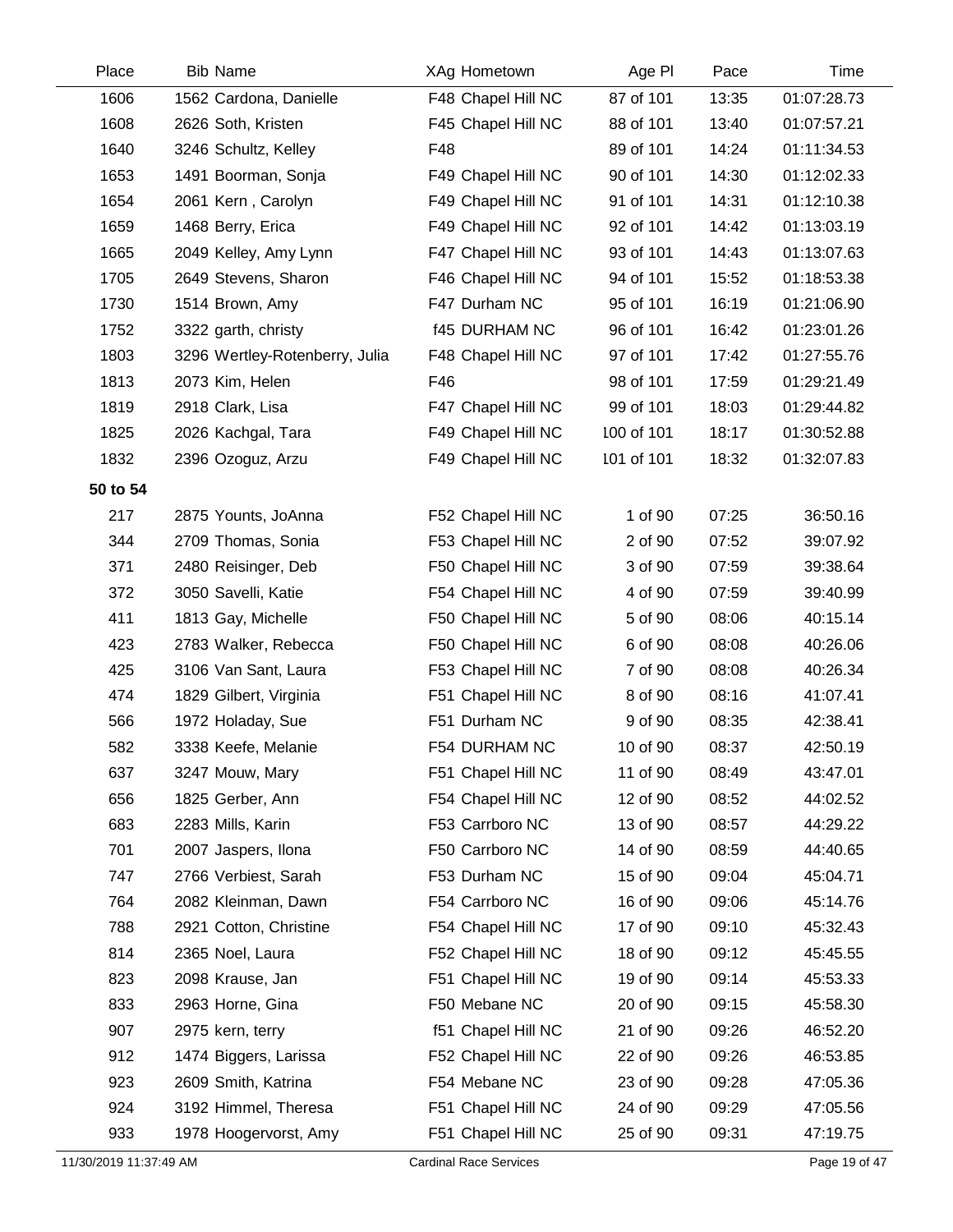| Place | Bib | Name | XAg | Hometown | Age Pl | Pace | Time |
|---|---|---|---|---|---|---|---|
| 1606 | 1562 | Cardona, Danielle | F48 | Chapel Hill NC | 87 of 101 | 13:35 | 01:07:28.73 |
| 1608 | 2626 | Soth, Kristen | F45 | Chapel Hill NC | 88 of 101 | 13:40 | 01:07:57.21 |
| 1640 | 3246 | Schultz, Kelley | F48 | | 89 of 101 | 14:24 | 01:11:34.53 |
| 1653 | 1491 | Boorman, Sonja | F49 | Chapel Hill NC | 90 of 101 | 14:30 | 01:12:02.33 |
| 1654 | 2061 | Kern , Carolyn | F49 | Chapel Hill NC | 91 of 101 | 14:31 | 01:12:10.38 |
| 1659 | 1468 | Berry, Erica | F49 | Chapel Hill NC | 92 of 101 | 14:42 | 01:13:03.19 |
| 1665 | 2049 | Kelley, Amy Lynn | F47 | Chapel Hill NC | 93 of 101 | 14:43 | 01:13:07.63 |
| 1705 | 2649 | Stevens, Sharon | F46 | Chapel Hill NC | 94 of 101 | 15:52 | 01:18:53.38 |
| 1730 | 1514 | Brown, Amy | F47 | Durham NC | 95 of 101 | 16:19 | 01:21:06.90 |
| 1752 | 3322 | garth, christy | f45 | DURHAM NC | 96 of 101 | 16:42 | 01:23:01.26 |
| 1803 | 3296 | Wertley-Rotenberry, Julia | F48 | Chapel Hill NC | 97 of 101 | 17:42 | 01:27:55.76 |
| 1813 | 2073 | Kim, Helen | F46 | | 98 of 101 | 17:59 | 01:29:21.49 |
| 1819 | 2918 | Clark, Lisa | F47 | Chapel Hill NC | 99 of 101 | 18:03 | 01:29:44.82 |
| 1825 | 2026 | Kachgal, Tara | F49 | Chapel Hill NC | 100 of 101 | 18:17 | 01:30:52.88 |
| 1832 | 2396 | Ozoguz, Arzu | F49 | Chapel Hill NC | 101 of 101 | 18:32 | 01:32:07.83 |
| **50 to 54** | | | | | | | |
| 217 | 2875 | Younts, JoAnna | F52 | Chapel Hill NC | 1 of 90 | 07:25 | 36:50.16 |
| 344 | 2709 | Thomas, Sonia | F53 | Chapel Hill NC | 2 of 90 | 07:52 | 39:07.92 |
| 371 | 2480 | Reisinger, Deb | F50 | Chapel Hill NC | 3 of 90 | 07:59 | 39:38.64 |
| 372 | 3050 | Savelli, Katie | F54 | Chapel Hill NC | 4 of 90 | 07:59 | 39:40.99 |
| 411 | 1813 | Gay, Michelle | F50 | Chapel Hill NC | 5 of 90 | 08:06 | 40:15.14 |
| 423 | 2783 | Walker, Rebecca | F50 | Chapel Hill NC | 6 of 90 | 08:08 | 40:26.06 |
| 425 | 3106 | Van Sant, Laura | F53 | Chapel Hill NC | 7 of 90 | 08:08 | 40:26.34 |
| 474 | 1829 | Gilbert, Virginia | F51 | Chapel Hill NC | 8 of 90 | 08:16 | 41:07.41 |
| 566 | 1972 | Holaday, Sue | F51 | Durham NC | 9 of 90 | 08:35 | 42:38.41 |
| 582 | 3338 | Keefe, Melanie | F54 | DURHAM NC | 10 of 90 | 08:37 | 42:50.19 |
| 637 | 3247 | Mouw, Mary | F51 | Chapel Hill NC | 11 of 90 | 08:49 | 43:47.01 |
| 656 | 1825 | Gerber, Ann | F54 | Chapel Hill NC | 12 of 90 | 08:52 | 44:02.52 |
| 683 | 2283 | Mills, Karin | F53 | Carrboro NC | 13 of 90 | 08:57 | 44:29.22 |
| 701 | 2007 | Jaspers, Ilona | F50 | Carrboro NC | 14 of 90 | 08:59 | 44:40.65 |
| 747 | 2766 | Verbiest, Sarah | F53 | Durham NC | 15 of 90 | 09:04 | 45:04.71 |
| 764 | 2082 | Kleinman, Dawn | F54 | Carrboro NC | 16 of 90 | 09:06 | 45:14.76 |
| 788 | 2921 | Cotton, Christine | F54 | Chapel Hill NC | 17 of 90 | 09:10 | 45:32.43 |
| 814 | 2365 | Noel, Laura | F52 | Chapel Hill NC | 18 of 90 | 09:12 | 45:45.55 |
| 823 | 2098 | Krause, Jan | F51 | Chapel Hill NC | 19 of 90 | 09:14 | 45:53.33 |
| 833 | 2963 | Horne, Gina | F50 | Mebane NC | 20 of 90 | 09:15 | 45:58.30 |
| 907 | 2975 | kern, terry | f51 | Chapel Hill NC | 21 of 90 | 09:26 | 46:52.20 |
| 912 | 1474 | Biggers, Larissa | F52 | Chapel Hill NC | 22 of 90 | 09:26 | 46:53.85 |
| 923 | 2609 | Smith, Katrina | F54 | Mebane NC | 23 of 90 | 09:28 | 47:05.36 |
| 924 | 3192 | Himmel, Theresa | F51 | Chapel Hill NC | 24 of 90 | 09:29 | 47:05.56 |
| 933 | 1978 | Hoogervorst, Amy | F51 | Chapel Hill NC | 25 of 90 | 09:31 | 47:19.75 |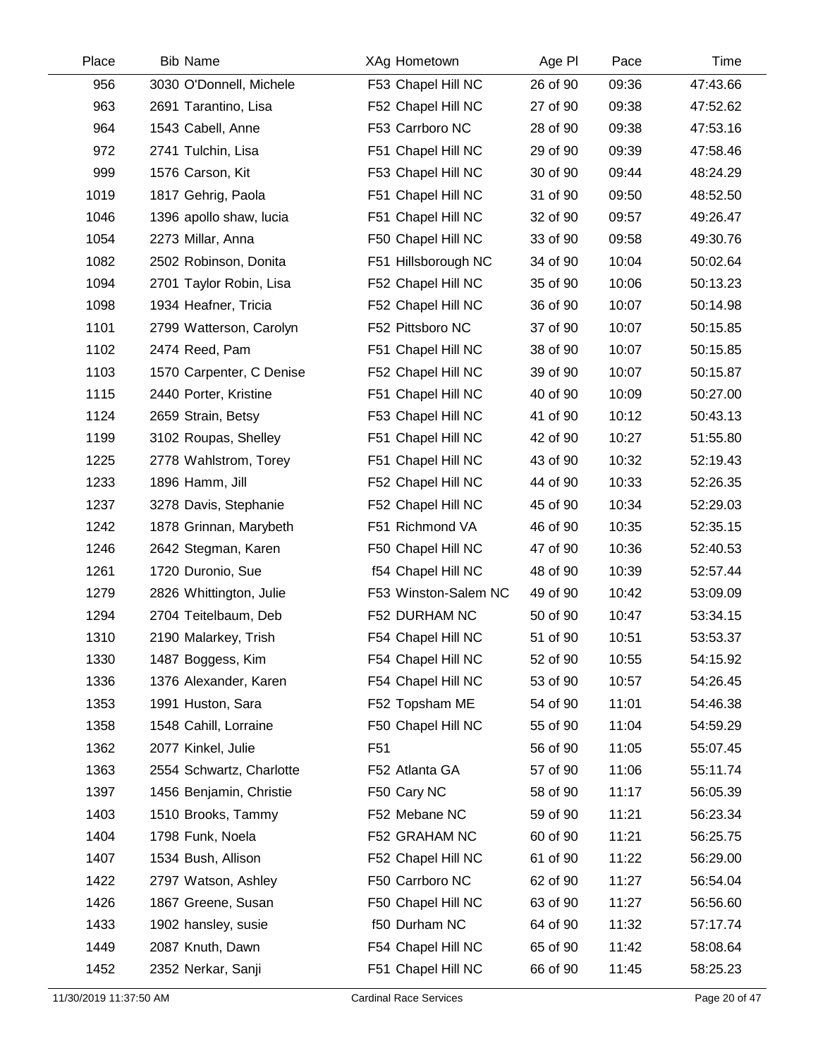| Place | Bib | Name | XAg | Hometown | Age Pl | Pace | Time |
|---|---|---|---|---|---|---|---|
| 956 | 3030 | O'Donnell, Michele | F53 | Chapel Hill NC | 26 of 90 | 09:36 | 47:43.66 |
| 963 | 2691 | Tarantino, Lisa | F52 | Chapel Hill NC | 27 of 90 | 09:38 | 47:52.62 |
| 964 | 1543 | Cabell, Anne | F53 | Carrboro NC | 28 of 90 | 09:38 | 47:53.16 |
| 972 | 2741 | Tulchin, Lisa | F51 | Chapel Hill NC | 29 of 90 | 09:39 | 47:58.46 |
| 999 | 1576 | Carson, Kit | F53 | Chapel Hill NC | 30 of 90 | 09:44 | 48:24.29 |
| 1019 | 1817 | Gehrig, Paola | F51 | Chapel Hill NC | 31 of 90 | 09:50 | 48:52.50 |
| 1046 | 1396 | apollo shaw, lucia | F51 | Chapel Hill NC | 32 of 90 | 09:57 | 49:26.47 |
| 1054 | 2273 | Millar, Anna | F50 | Chapel Hill NC | 33 of 90 | 09:58 | 49:30.76 |
| 1082 | 2502 | Robinson, Donita | F51 | Hillsborough NC | 34 of 90 | 10:04 | 50:02.64 |
| 1094 | 2701 | Taylor Robin, Lisa | F52 | Chapel Hill NC | 35 of 90 | 10:06 | 50:13.23 |
| 1098 | 1934 | Heafner, Tricia | F52 | Chapel Hill NC | 36 of 90 | 10:07 | 50:14.98 |
| 1101 | 2799 | Watterson, Carolyn | F52 | Pittsboro NC | 37 of 90 | 10:07 | 50:15.85 |
| 1102 | 2474 | Reed, Pam | F51 | Chapel Hill NC | 38 of 90 | 10:07 | 50:15.85 |
| 1103 | 1570 | Carpenter, C Denise | F52 | Chapel Hill NC | 39 of 90 | 10:07 | 50:15.87 |
| 1115 | 2440 | Porter, Kristine | F51 | Chapel Hill NC | 40 of 90 | 10:09 | 50:27.00 |
| 1124 | 2659 | Strain, Betsy | F53 | Chapel Hill NC | 41 of 90 | 10:12 | 50:43.13 |
| 1199 | 3102 | Roupas, Shelley | F51 | Chapel Hill NC | 42 of 90 | 10:27 | 51:55.80 |
| 1225 | 2778 | Wahlstrom, Torey | F51 | Chapel Hill NC | 43 of 90 | 10:32 | 52:19.43 |
| 1233 | 1896 | Hamm, Jill | F52 | Chapel Hill NC | 44 of 90 | 10:33 | 52:26.35 |
| 1237 | 3278 | Davis, Stephanie | F52 | Chapel Hill NC | 45 of 90 | 10:34 | 52:29.03 |
| 1242 | 1878 | Grinnan, Marybeth | F51 | Richmond VA | 46 of 90 | 10:35 | 52:35.15 |
| 1246 | 2642 | Stegman, Karen | F50 | Chapel Hill NC | 47 of 90 | 10:36 | 52:40.53 |
| 1261 | 1720 | Duronio, Sue | f54 | Chapel Hill NC | 48 of 90 | 10:39 | 52:57.44 |
| 1279 | 2826 | Whittington, Julie | F53 | Winston-Salem NC | 49 of 90 | 10:42 | 53:09.09 |
| 1294 | 2704 | Teitelbaum, Deb | F52 | DURHAM NC | 50 of 90 | 10:47 | 53:34.15 |
| 1310 | 2190 | Malarkey, Trish | F54 | Chapel Hill NC | 51 of 90 | 10:51 | 53:53.37 |
| 1330 | 1487 | Boggess, Kim | F54 | Chapel Hill NC | 52 of 90 | 10:55 | 54:15.92 |
| 1336 | 1376 | Alexander, Karen | F54 | Chapel Hill NC | 53 of 90 | 10:57 | 54:26.45 |
| 1353 | 1991 | Huston, Sara | F52 | Topsham ME | 54 of 90 | 11:01 | 54:46.38 |
| 1358 | 1548 | Cahill, Lorraine | F50 | Chapel Hill NC | 55 of 90 | 11:04 | 54:59.29 |
| 1362 | 2077 | Kinkel, Julie | F51 | | 56 of 90 | 11:05 | 55:07.45 |
| 1363 | 2554 | Schwartz, Charlotte | F52 | Atlanta GA | 57 of 90 | 11:06 | 55:11.74 |
| 1397 | 1456 | Benjamin, Christie | F50 | Cary NC | 58 of 90 | 11:17 | 56:05.39 |
| 1403 | 1510 | Brooks, Tammy | F52 | Mebane NC | 59 of 90 | 11:21 | 56:23.34 |
| 1404 | 1798 | Funk, Noela | F52 | GRAHAM NC | 60 of 90 | 11:21 | 56:25.75 |
| 1407 | 1534 | Bush, Allison | F52 | Chapel Hill NC | 61 of 90 | 11:22 | 56:29.00 |
| 1422 | 2797 | Watson, Ashley | F50 | Carrboro NC | 62 of 90 | 11:27 | 56:54.04 |
| 1426 | 1867 | Greene, Susan | F50 | Chapel Hill NC | 63 of 90 | 11:27 | 56:56.60 |
| 1433 | 1902 | hansley, susie | f50 | Durham NC | 64 of 90 | 11:32 | 57:17.74 |
| 1449 | 2087 | Knuth, Dawn | F54 | Chapel Hill NC | 65 of 90 | 11:42 | 58:08.64 |
| 1452 | 2352 | Nerkar, Sanji | F51 | Chapel Hill NC | 66 of 90 | 11:45 | 58:25.23 |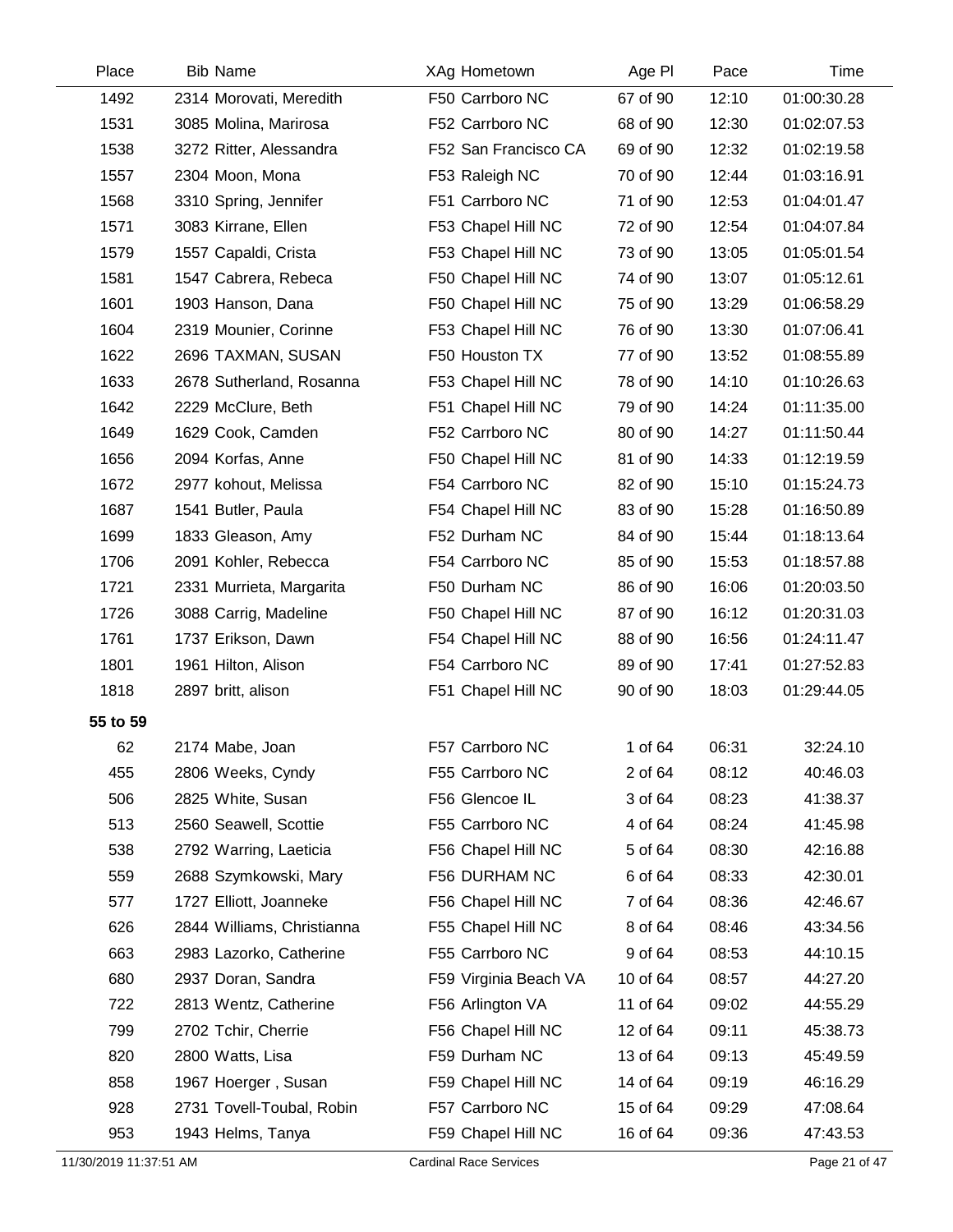| Place | Bib | Name | XAg | Hometown | Age Pl | Pace | Time |
|---|---|---|---|---|---|---|---|
| 1492 | 2314 | Morovati, Meredith | F50 | Carrboro NC | 67 of 90 | 12:10 | 01:00:30.28 |
| 1531 | 3085 | Molina, Marirosa | F52 | Carrboro NC | 68 of 90 | 12:30 | 01:02:07.53 |
| 1538 | 3272 | Ritter, Alessandra | F52 | San Francisco CA | 69 of 90 | 12:32 | 01:02:19.58 |
| 1557 | 2304 | Moon, Mona | F53 | Raleigh NC | 70 of 90 | 12:44 | 01:03:16.91 |
| 1568 | 3310 | Spring, Jennifer | F51 | Carrboro NC | 71 of 90 | 12:53 | 01:04:01.47 |
| 1571 | 3083 | Kirrane, Ellen | F53 | Chapel Hill NC | 72 of 90 | 12:54 | 01:04:07.84 |
| 1579 | 1557 | Capaldi, Crista | F53 | Chapel Hill NC | 73 of 90 | 13:05 | 01:05:01.54 |
| 1581 | 1547 | Cabrera, Rebeca | F50 | Chapel Hill NC | 74 of 90 | 13:07 | 01:05:12.61 |
| 1601 | 1903 | Hanson, Dana | F50 | Chapel Hill NC | 75 of 90 | 13:29 | 01:06:58.29 |
| 1604 | 2319 | Mounier, Corinne | F53 | Chapel Hill NC | 76 of 90 | 13:30 | 01:07:06.41 |
| 1622 | 2696 | TAXMAN, SUSAN | F50 | Houston TX | 77 of 90 | 13:52 | 01:08:55.89 |
| 1633 | 2678 | Sutherland, Rosanna | F53 | Chapel Hill NC | 78 of 90 | 14:10 | 01:10:26.63 |
| 1642 | 2229 | McClure, Beth | F51 | Chapel Hill NC | 79 of 90 | 14:24 | 01:11:35.00 |
| 1649 | 1629 | Cook, Camden | F52 | Carrboro NC | 80 of 90 | 14:27 | 01:11:50.44 |
| 1656 | 2094 | Korfas, Anne | F50 | Chapel Hill NC | 81 of 90 | 14:33 | 01:12:19.59 |
| 1672 | 2977 | kohout, Melissa | F54 | Carrboro NC | 82 of 90 | 15:10 | 01:15:24.73 |
| 1687 | 1541 | Butler, Paula | F54 | Chapel Hill NC | 83 of 90 | 15:28 | 01:16:50.89 |
| 1699 | 1833 | Gleason, Amy | F52 | Durham NC | 84 of 90 | 15:44 | 01:18:13.64 |
| 1706 | 2091 | Kohler, Rebecca | F54 | Carrboro NC | 85 of 90 | 15:53 | 01:18:57.88 |
| 1721 | 2331 | Murrieta, Margarita | F50 | Durham NC | 86 of 90 | 16:06 | 01:20:03.50 |
| 1726 | 3088 | Carrig, Madeline | F50 | Chapel Hill NC | 87 of 90 | 16:12 | 01:20:31.03 |
| 1761 | 1737 | Erikson, Dawn | F54 | Chapel Hill NC | 88 of 90 | 16:56 | 01:24:11.47 |
| 1801 | 1961 | Hilton, Alison | F54 | Carrboro NC | 89 of 90 | 17:41 | 01:27:52.83 |
| 1818 | 2897 | britt, alison | F51 | Chapel Hill NC | 90 of 90 | 18:03 | 01:29:44.05 |
| **55 to 59** | | | | | | | |
| 62 | 2174 | Mabe, Joan | F57 | Carrboro NC | 1 of 64 | 06:31 | 32:24.10 |
| 455 | 2806 | Weeks, Cyndy | F55 | Carrboro NC | 2 of 64 | 08:12 | 40:46.03 |
| 506 | 2825 | White, Susan | F56 | Glencoe IL | 3 of 64 | 08:23 | 41:38.37 |
| 513 | 2560 | Seawell, Scottie | F55 | Carrboro NC | 4 of 64 | 08:24 | 41:45.98 |
| 538 | 2792 | Warring, Laeticia | F56 | Chapel Hill NC | 5 of 64 | 08:30 | 42:16.88 |
| 559 | 2688 | Szymkowski, Mary | F56 | DURHAM NC | 6 of 64 | 08:33 | 42:30.01 |
| 577 | 1727 | Elliott, Joanneke | F56 | Chapel Hill NC | 7 of 64 | 08:36 | 42:46.67 |
| 626 | 2844 | Williams, Christianna | F55 | Chapel Hill NC | 8 of 64 | 08:46 | 43:34.56 |
| 663 | 2983 | Lazorko, Catherine | F55 | Carrboro NC | 9 of 64 | 08:53 | 44:10.15 |
| 680 | 2937 | Doran, Sandra | F59 | Virginia Beach VA | 10 of 64 | 08:57 | 44:27.20 |
| 722 | 2813 | Wentz, Catherine | F56 | Arlington VA | 11 of 64 | 09:02 | 44:55.29 |
| 799 | 2702 | Tchir, Cherrie | F56 | Chapel Hill NC | 12 of 64 | 09:11 | 45:38.73 |
| 820 | 2800 | Watts, Lisa | F59 | Durham NC | 13 of 64 | 09:13 | 45:49.59 |
| 858 | 1967 | Hoerger , Susan | F59 | Chapel Hill NC | 14 of 64 | 09:19 | 46:16.29 |
| 928 | 2731 | Tovell-Toubal, Robin | F57 | Carrboro NC | 15 of 64 | 09:29 | 47:08.64 |
| 953 | 1943 | Helms, Tanya | F59 | Chapel Hill NC | 16 of 64 | 09:36 | 47:43.53 |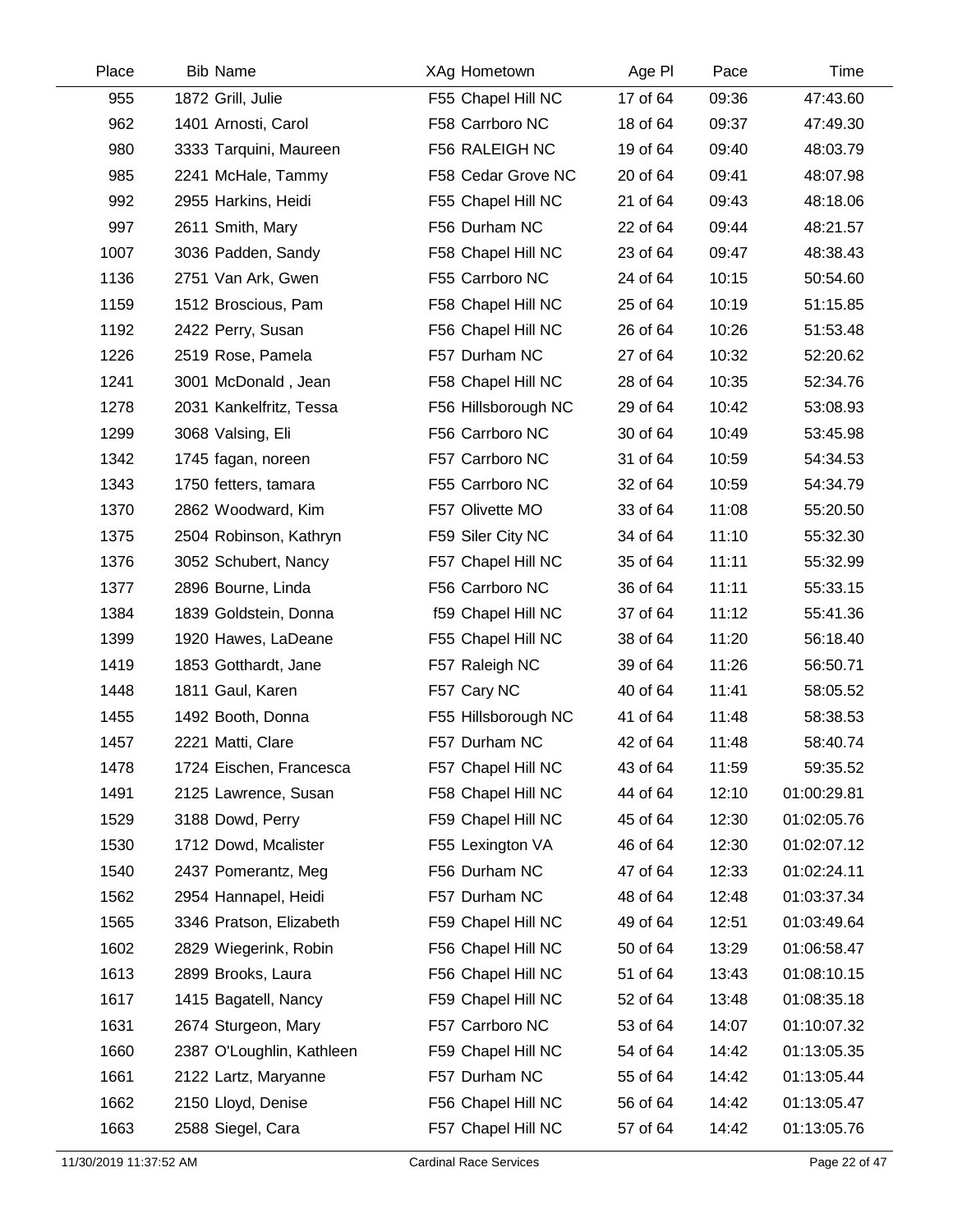| Place | Bib | Name | XAg | Hometown | Age Pl | Pace | Time |
|---|---|---|---|---|---|---|---|
| 955 | 1872 | Grill, Julie | F55 | Chapel Hill NC | 17 of 64 | 09:36 | 47:43.60 |
| 962 | 1401 | Arnosti, Carol | F58 | Carrboro NC | 18 of 64 | 09:37 | 47:49.30 |
| 980 | 3333 | Tarquini, Maureen | F56 | RALEIGH NC | 19 of 64 | 09:40 | 48:03.79 |
| 985 | 2241 | McHale, Tammy | F58 | Cedar Grove NC | 20 of 64 | 09:41 | 48:07.98 |
| 992 | 2955 | Harkins, Heidi | F55 | Chapel Hill NC | 21 of 64 | 09:43 | 48:18.06 |
| 997 | 2611 | Smith, Mary | F56 | Durham NC | 22 of 64 | 09:44 | 48:21.57 |
| 1007 | 3036 | Padden, Sandy | F58 | Chapel Hill NC | 23 of 64 | 09:47 | 48:38.43 |
| 1136 | 2751 | Van Ark, Gwen | F55 | Carrboro NC | 24 of 64 | 10:15 | 50:54.60 |
| 1159 | 1512 | Broscious, Pam | F58 | Chapel Hill NC | 25 of 64 | 10:19 | 51:15.85 |
| 1192 | 2422 | Perry, Susan | F56 | Chapel Hill NC | 26 of 64 | 10:26 | 51:53.48 |
| 1226 | 2519 | Rose, Pamela | F57 | Durham NC | 27 of 64 | 10:32 | 52:20.62 |
| 1241 | 3001 | McDonald , Jean | F58 | Chapel Hill NC | 28 of 64 | 10:35 | 52:34.76 |
| 1278 | 2031 | Kankelfritz, Tessa | F56 | Hillsborough NC | 29 of 64 | 10:42 | 53:08.93 |
| 1299 | 3068 | Valsing, Eli | F56 | Carrboro NC | 30 of 64 | 10:49 | 53:45.98 |
| 1342 | 1745 | fagan, noreen | F57 | Carrboro NC | 31 of 64 | 10:59 | 54:34.53 |
| 1343 | 1750 | fetters, tamara | F55 | Carrboro NC | 32 of 64 | 10:59 | 54:34.79 |
| 1370 | 2862 | Woodward, Kim | F57 | Olivette MO | 33 of 64 | 11:08 | 55:20.50 |
| 1375 | 2504 | Robinson, Kathryn | F59 | Siler City NC | 34 of 64 | 11:10 | 55:32.30 |
| 1376 | 3052 | Schubert, Nancy | F57 | Chapel Hill NC | 35 of 64 | 11:11 | 55:32.99 |
| 1377 | 2896 | Bourne, Linda | F56 | Carrboro NC | 36 of 64 | 11:11 | 55:33.15 |
| 1384 | 1839 | Goldstein, Donna | f59 | Chapel Hill NC | 37 of 64 | 11:12 | 55:41.36 |
| 1399 | 1920 | Hawes, LaDeane | F55 | Chapel Hill NC | 38 of 64 | 11:20 | 56:18.40 |
| 1419 | 1853 | Gotthardt, Jane | F57 | Raleigh NC | 39 of 64 | 11:26 | 56:50.71 |
| 1448 | 1811 | Gaul, Karen | F57 | Cary NC | 40 of 64 | 11:41 | 58:05.52 |
| 1455 | 1492 | Booth, Donna | F55 | Hillsborough NC | 41 of 64 | 11:48 | 58:38.53 |
| 1457 | 2221 | Matti, Clare | F57 | Durham NC | 42 of 64 | 11:48 | 58:40.74 |
| 1478 | 1724 | Eischen, Francesca | F57 | Chapel Hill NC | 43 of 64 | 11:59 | 59:35.52 |
| 1491 | 2125 | Lawrence, Susan | F58 | Chapel Hill NC | 44 of 64 | 12:10 | 01:00:29.81 |
| 1529 | 3188 | Dowd, Perry | F59 | Chapel Hill NC | 45 of 64 | 12:30 | 01:02:05.76 |
| 1530 | 1712 | Dowd, Mcalister | F55 | Lexington VA | 46 of 64 | 12:30 | 01:02:07.12 |
| 1540 | 2437 | Pomerantz, Meg | F56 | Durham NC | 47 of 64 | 12:33 | 01:02:24.11 |
| 1562 | 2954 | Hannapel, Heidi | F57 | Durham NC | 48 of 64 | 12:48 | 01:03:37.34 |
| 1565 | 3346 | Pratson, Elizabeth | F59 | Chapel Hill NC | 49 of 64 | 12:51 | 01:03:49.64 |
| 1602 | 2829 | Wiegerink, Robin | F56 | Chapel Hill NC | 50 of 64 | 13:29 | 01:06:58.47 |
| 1613 | 2899 | Brooks, Laura | F56 | Chapel Hill NC | 51 of 64 | 13:43 | 01:08:10.15 |
| 1617 | 1415 | Bagatell, Nancy | F59 | Chapel Hill NC | 52 of 64 | 13:48 | 01:08:35.18 |
| 1631 | 2674 | Sturgeon, Mary | F57 | Carrboro NC | 53 of 64 | 14:07 | 01:10:07.32 |
| 1660 | 2387 | O'Loughlin, Kathleen | F59 | Chapel Hill NC | 54 of 64 | 14:42 | 01:13:05.35 |
| 1661 | 2122 | Lartz, Maryanne | F57 | Durham NC | 55 of 64 | 14:42 | 01:13:05.44 |
| 1662 | 2150 | Lloyd, Denise | F56 | Chapel Hill NC | 56 of 64 | 14:42 | 01:13:05.47 |
| 1663 | 2588 | Siegel, Cara | F57 | Chapel Hill NC | 57 of 64 | 14:42 | 01:13:05.76 |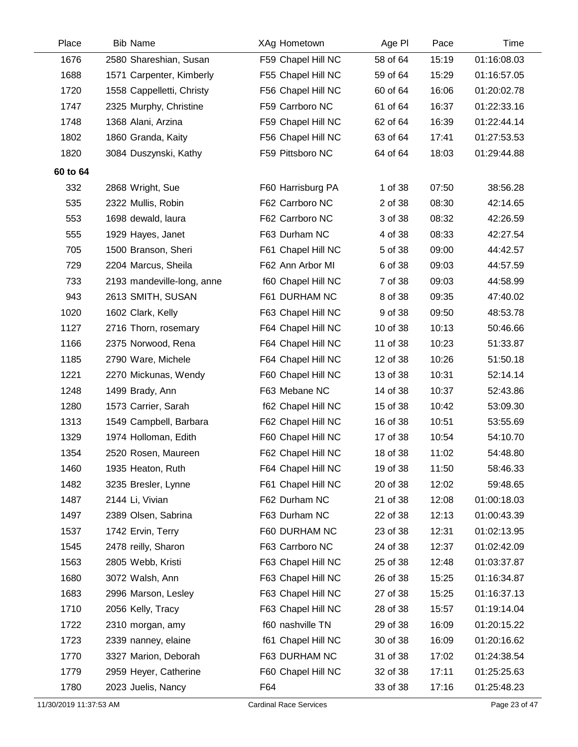| Place | Bib | Name | XAg | Hometown | Age Pl | Pace | Time |
|---|---|---|---|---|---|---|---|
| 1676 | 2580 | Shareshian, Susan | F59 | Chapel Hill NC | 58 of 64 | 15:19 | 01:16:08.03 |
| 1688 | 1571 | Carpenter, Kimberly | F55 | Chapel Hill NC | 59 of 64 | 15:29 | 01:16:57.05 |
| 1720 | 1558 | Cappelletti, Christy | F56 | Chapel Hill NC | 60 of 64 | 16:06 | 01:20:02.78 |
| 1747 | 2325 | Murphy, Christine | F59 | Carrboro NC | 61 of 64 | 16:37 | 01:22:33.16 |
| 1748 | 1368 | Alani, Arzina | F59 | Chapel Hill NC | 62 of 64 | 16:39 | 01:22:44.14 |
| 1802 | 1860 | Granda, Kaity | F56 | Chapel Hill NC | 63 of 64 | 17:41 | 01:27:53.53 |
| 1820 | 3084 | Duszynski, Kathy | F59 | Pittsboro NC | 64 of 64 | 18:03 | 01:29:44.88 |
| **60 to 64** | | | | | | | |
| 332 | 2868 | Wright, Sue | F60 | Harrisburg PA | 1 of 38 | 07:50 | 38:56.28 |
| 535 | 2322 | Mullis, Robin | F62 | Carrboro NC | 2 of 38 | 08:30 | 42:14.65 |
| 553 | 1698 | dewald, laura | F62 | Carrboro NC | 3 of 38 | 08:32 | 42:26.59 |
| 555 | 1929 | Hayes, Janet | F63 | Durham NC | 4 of 38 | 08:33 | 42:27.54 |
| 705 | 1500 | Branson, Sheri | F61 | Chapel Hill NC | 5 of 38 | 09:00 | 44:42.57 |
| 729 | 2204 | Marcus, Sheila | F62 | Ann Arbor MI | 6 of 38 | 09:03 | 44:57.59 |
| 733 | 2193 | mandeville-long, anne | f60 | Chapel Hill NC | 7 of 38 | 09:03 | 44:58.99 |
| 943 | 2613 | SMITH, SUSAN | F61 | DURHAM NC | 8 of 38 | 09:35 | 47:40.02 |
| 1020 | 1602 | Clark, Kelly | F63 | Chapel Hill NC | 9 of 38 | 09:50 | 48:53.78 |
| 1127 | 2716 | Thorn, rosemary | F64 | Chapel Hill NC | 10 of 38 | 10:13 | 50:46.66 |
| 1166 | 2375 | Norwood, Rena | F64 | Chapel Hill NC | 11 of 38 | 10:23 | 51:33.87 |
| 1185 | 2790 | Ware, Michele | F64 | Chapel Hill NC | 12 of 38 | 10:26 | 51:50.18 |
| 1221 | 2270 | Mickunas, Wendy | F60 | Chapel Hill NC | 13 of 38 | 10:31 | 52:14.14 |
| 1248 | 1499 | Brady, Ann | F63 | Mebane NC | 14 of 38 | 10:37 | 52:43.86 |
| 1280 | 1573 | Carrier, Sarah | f62 | Chapel Hill NC | 15 of 38 | 10:42 | 53:09.30 |
| 1313 | 1549 | Campbell, Barbara | F62 | Chapel Hill NC | 16 of 38 | 10:51 | 53:55.69 |
| 1329 | 1974 | Holloman, Edith | F60 | Chapel Hill NC | 17 of 38 | 10:54 | 54:10.70 |
| 1354 | 2520 | Rosen, Maureen | F62 | Chapel Hill NC | 18 of 38 | 11:02 | 54:48.80 |
| 1460 | 1935 | Heaton, Ruth | F64 | Chapel Hill NC | 19 of 38 | 11:50 | 58:46.33 |
| 1482 | 3235 | Bresler, Lynne | F61 | Chapel Hill NC | 20 of 38 | 12:02 | 59:48.65 |
| 1487 | 2144 | Li, Vivian | F62 | Durham NC | 21 of 38 | 12:08 | 01:00:18.03 |
| 1497 | 2389 | Olsen, Sabrina | F63 | Durham NC | 22 of 38 | 12:13 | 01:00:43.39 |
| 1537 | 1742 | Ervin, Terry | F60 | DURHAM NC | 23 of 38 | 12:31 | 01:02:13.95 |
| 1545 | 2478 | reilly, Sharon | F63 | Carrboro NC | 24 of 38 | 12:37 | 01:02:42.09 |
| 1563 | 2805 | Webb, Kristi | F63 | Chapel Hill NC | 25 of 38 | 12:48 | 01:03:37.87 |
| 1680 | 3072 | Walsh, Ann | F63 | Chapel Hill NC | 26 of 38 | 15:25 | 01:16:34.87 |
| 1683 | 2996 | Marson, Lesley | F63 | Chapel Hill NC | 27 of 38 | 15:25 | 01:16:37.13 |
| 1710 | 2056 | Kelly, Tracy | F63 | Chapel Hill NC | 28 of 38 | 15:57 | 01:19:14.04 |
| 1722 | 2310 | morgan, amy | f60 | nashville TN | 29 of 38 | 16:09 | 01:20:15.22 |
| 1723 | 2339 | nanney, elaine | f61 | Chapel Hill NC | 30 of 38 | 16:09 | 01:20:16.62 |
| 1770 | 3327 | Marion, Deborah | F63 | DURHAM NC | 31 of 38 | 17:02 | 01:24:38.54 |
| 1779 | 2959 | Heyer, Catherine | F60 | Chapel Hill NC | 32 of 38 | 17:11 | 01:25:25.63 |
| 1780 | 2023 | Juelis, Nancy | F64 | | 33 of 38 | 17:16 | 01:25:48.23 |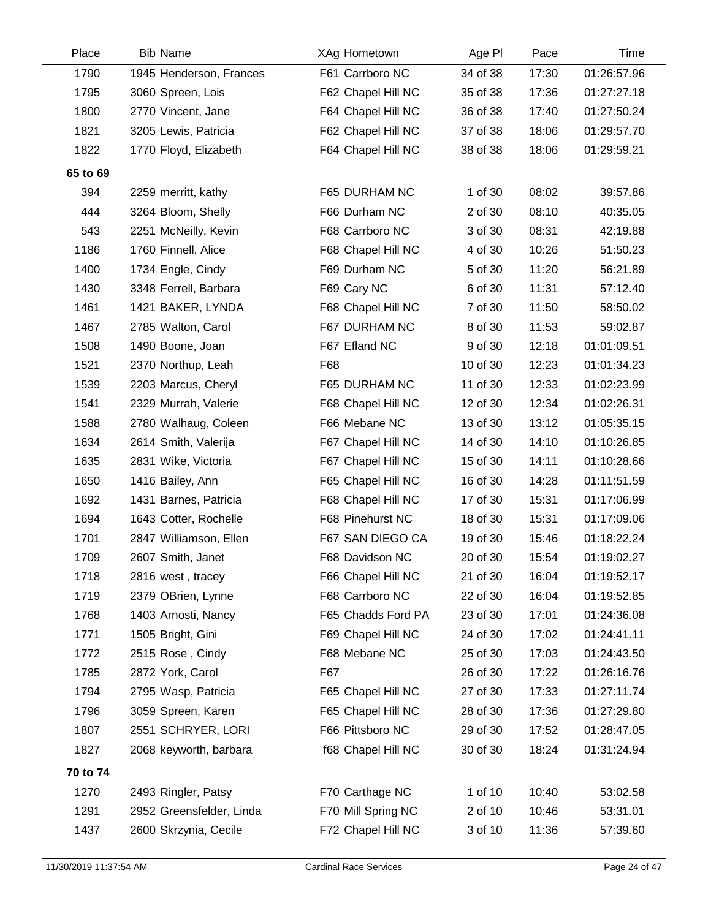| Place | Bib | Name | XAg | Hometown | Age Pl | Pace | Time |
|---|---|---|---|---|---|---|---|
| 1790 | 1945 | Henderson, Frances | F61 | Carrboro NC | 34 of 38 | 17:30 | 01:26:57.96 |
| 1795 | 3060 | Spreen, Lois | F62 | Chapel Hill NC | 35 of 38 | 17:36 | 01:27:27.18 |
| 1800 | 2770 | Vincent, Jane | F64 | Chapel Hill NC | 36 of 38 | 17:40 | 01:27:50.24 |
| 1821 | 3205 | Lewis, Patricia | F62 | Chapel Hill NC | 37 of 38 | 18:06 | 01:29:57.70 |
| 1822 | 1770 | Floyd, Elizabeth | F64 | Chapel Hill NC | 38 of 38 | 18:06 | 01:29:59.21 |
| **65 to 69** | | | | | | | |
| 394 | 2259 | merritt, kathy | F65 | DURHAM NC | 1 of 30 | 08:02 | 39:57.86 |
| 444 | 3264 | Bloom, Shelly | F66 | Durham NC | 2 of 30 | 08:10 | 40:35.05 |
| 543 | 2251 | McNeilly, Kevin | F68 | Carrboro NC | 3 of 30 | 08:31 | 42:19.88 |
| 1186 | 1760 | Finnell, Alice | F68 | Chapel Hill NC | 4 of 30 | 10:26 | 51:50.23 |
| 1400 | 1734 | Engle, Cindy | F69 | Durham NC | 5 of 30 | 11:20 | 56:21.89 |
| 1430 | 3348 | Ferrell, Barbara | F69 | Cary NC | 6 of 30 | 11:31 | 57:12.40 |
| 1461 | 1421 | BAKER, LYNDA | F68 | Chapel Hill NC | 7 of 30 | 11:50 | 58:50.02 |
| 1467 | 2785 | Walton, Carol | F67 | DURHAM NC | 8 of 30 | 11:53 | 59:02.87 |
| 1508 | 1490 | Boone, Joan | F67 | Efland NC | 9 of 30 | 12:18 | 01:01:09.51 |
| 1521 | 2370 | Northup, Leah | F68 | | 10 of 30 | 12:23 | 01:01:34.23 |
| 1539 | 2203 | Marcus, Cheryl | F65 | DURHAM NC | 11 of 30 | 12:33 | 01:02:23.99 |
| 1541 | 2329 | Murrah, Valerie | F68 | Chapel Hill NC | 12 of 30 | 12:34 | 01:02:26.31 |
| 1588 | 2780 | Walhaug, Coleen | F66 | Mebane NC | 13 of 30 | 13:12 | 01:05:35.15 |
| 1634 | 2614 | Smith, Valerija | F67 | Chapel Hill NC | 14 of 30 | 14:10 | 01:10:26.85 |
| 1635 | 2831 | Wike, Victoria | F67 | Chapel Hill NC | 15 of 30 | 14:11 | 01:10:28.66 |
| 1650 | 1416 | Bailey, Ann | F65 | Chapel Hill NC | 16 of 30 | 14:28 | 01:11:51.59 |
| 1692 | 1431 | Barnes, Patricia | F68 | Chapel Hill NC | 17 of 30 | 15:31 | 01:17:06.99 |
| 1694 | 1643 | Cotter, Rochelle | F68 | Pinehurst NC | 18 of 30 | 15:31 | 01:17:09.06 |
| 1701 | 2847 | Williamson, Ellen | F67 | SAN DIEGO CA | 19 of 30 | 15:46 | 01:18:22.24 |
| 1709 | 2607 | Smith, Janet | F68 | Davidson NC | 20 of 30 | 15:54 | 01:19:02.27 |
| 1718 | 2816 | west , tracey | F66 | Chapel Hill NC | 21 of 30 | 16:04 | 01:19:52.17 |
| 1719 | 2379 | OBrien, Lynne | F68 | Carrboro NC | 22 of 30 | 16:04 | 01:19:52.85 |
| 1768 | 1403 | Arnosti, Nancy | F65 | Chadds Ford PA | 23 of 30 | 17:01 | 01:24:36.08 |
| 1771 | 1505 | Bright, Gini | F69 | Chapel Hill NC | 24 of 30 | 17:02 | 01:24:41.11 |
| 1772 | 2515 | Rose , Cindy | F68 | Mebane NC | 25 of 30 | 17:03 | 01:24:43.50 |
| 1785 | 2872 | York, Carol | F67 | | 26 of 30 | 17:22 | 01:26:16.76 |
| 1794 | 2795 | Wasp, Patricia | F65 | Chapel Hill NC | 27 of 30 | 17:33 | 01:27:11.74 |
| 1796 | 3059 | Spreen, Karen | F65 | Chapel Hill NC | 28 of 30 | 17:36 | 01:27:29.80 |
| 1807 | 2551 | SCHRYER, LORI | F66 | Pittsboro NC | 29 of 30 | 17:52 | 01:28:47.05 |
| 1827 | 2068 | keyworth, barbara | f68 | Chapel Hill NC | 30 of 30 | 18:24 | 01:31:24.94 |
| **70 to 74** | | | | | | | |
| 1270 | 2493 | Ringler, Patsy | F70 | Carthage NC | 1 of 10 | 10:40 | 53:02.58 |
| 1291 | 2952 | Greensfelder, Linda | F70 | Mill Spring NC | 2 of 10 | 10:46 | 53:31.01 |
| 1437 | 2600 | Skrzynia, Cecile | F72 | Chapel Hill NC | 3 of 10 | 11:36 | 57:39.60 |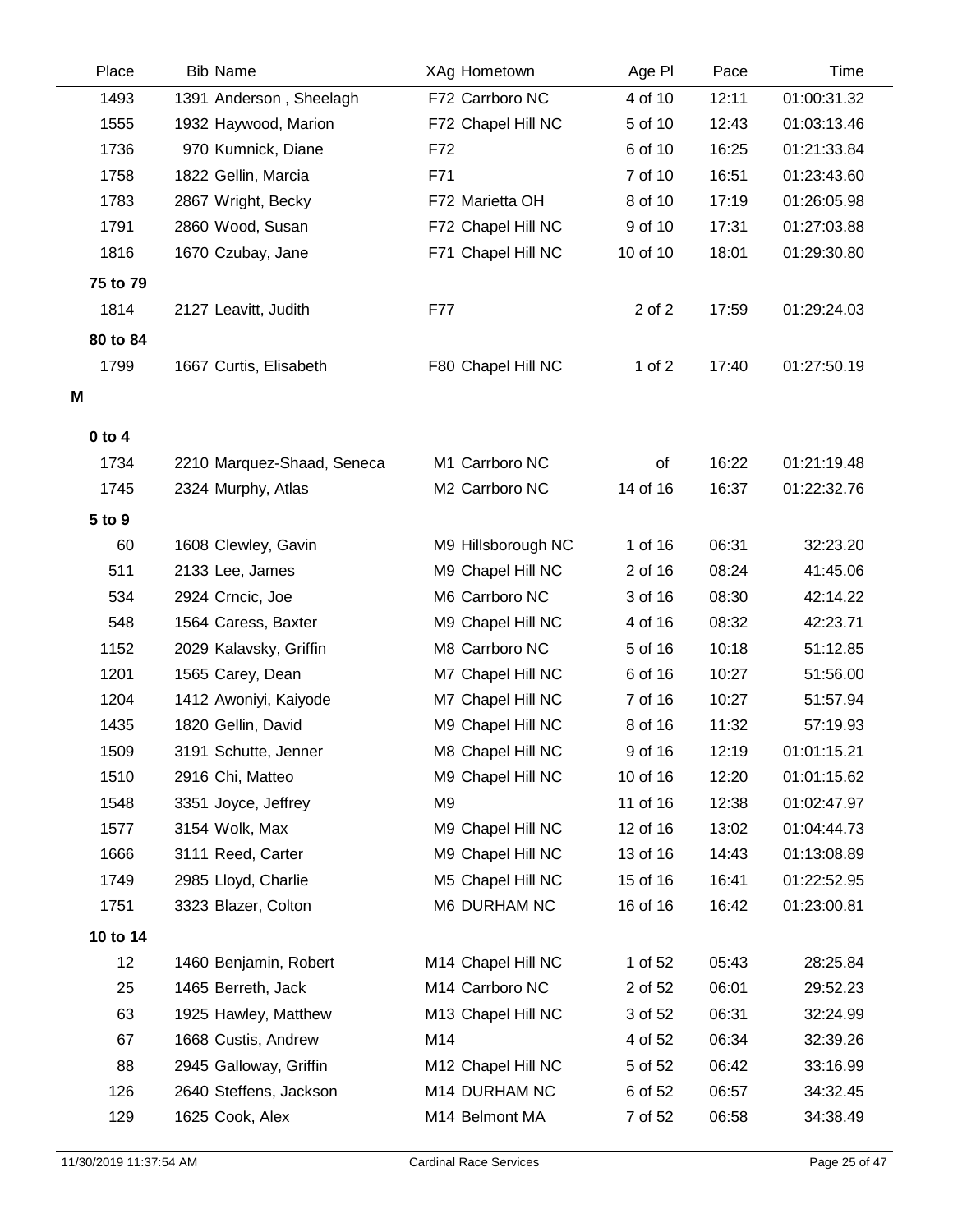| Place | Bib | Name | XAg | Hometown | Age Pl | Pace | Time |
|---|---|---|---|---|---|---|---|
| 1493 | 1391 | Anderson , Sheelagh | F72 | Carrboro NC | 4 of 10 | 12:11 | 01:00:31.32 |
| 1555 | 1932 | Haywood, Marion | F72 | Chapel Hill NC | 5 of 10 | 12:43 | 01:03:13.46 |
| 1736 | 970 | Kumnick, Diane | F72 | | 6 of 10 | 16:25 | 01:21:33.84 |
| 1758 | 1822 | Gellin, Marcia | F71 | | 7 of 10 | 16:51 | 01:23:43.60 |
| 1783 | 2867 | Wright, Becky | F72 | Marietta OH | 8 of 10 | 17:19 | 01:26:05.98 |
| 1791 | 2860 | Wood, Susan | F72 | Chapel Hill NC | 9 of 10 | 17:31 | 01:27:03.88 |
| 1816 | 1670 | Czubay, Jane | F71 | Chapel Hill NC | 10 of 10 | 18:01 | 01:29:30.80 |
| **75 to 79** | | | | | | | |
| 1814 | 2127 | Leavitt, Judith | F77 | | 2 of 2 | 17:59 | 01:29:24.03 |
| **80 to 84** | | | | | | | |
| 1799 | 1667 | Curtis, Elisabeth | F80 | Chapel Hill NC | 1 of 2 | 17:40 | 01:27:50.19 |
| **M** | | | | | | | |
| **0 to 4** | | | | | | | |
| 1734 | 2210 | Marquez-Shaad, Seneca | M1 | Carrboro NC | of | 16:22 | 01:21:19.48 |
| 1745 | 2324 | Murphy, Atlas | M2 | Carrboro NC | 14 of 16 | 16:37 | 01:22:32.76 |
| **5 to 9** | | | | | | | |
| 60 | 1608 | Clewley, Gavin | M9 | Hillsborough NC | 1 of 16 | 06:31 | 32:23.20 |
| 511 | 2133 | Lee, James | M9 | Chapel Hill NC | 2 of 16 | 08:24 | 41:45.06 |
| 534 | 2924 | Crncic, Joe | M6 | Carrboro NC | 3 of 16 | 08:30 | 42:14.22 |
| 548 | 1564 | Caress, Baxter | M9 | Chapel Hill NC | 4 of 16 | 08:32 | 42:23.71 |
| 1152 | 2029 | Kalavsky, Griffin | M8 | Carrboro NC | 5 of 16 | 10:18 | 51:12.85 |
| 1201 | 1565 | Carey, Dean | M7 | Chapel Hill NC | 6 of 16 | 10:27 | 51:56.00 |
| 1204 | 1412 | Awoniyi, Kaiyode | M7 | Chapel Hill NC | 7 of 16 | 10:27 | 51:57.94 |
| 1435 | 1820 | Gellin, David | M9 | Chapel Hill NC | 8 of 16 | 11:32 | 57:19.93 |
| 1509 | 3191 | Schutte, Jenner | M8 | Chapel Hill NC | 9 of 16 | 12:19 | 01:01:15.21 |
| 1510 | 2916 | Chi, Matteo | M9 | Chapel Hill NC | 10 of 16 | 12:20 | 01:01:15.62 |
| 1548 | 3351 | Joyce, Jeffrey | M9 | | 11 of 16 | 12:38 | 01:02:47.97 |
| 1577 | 3154 | Wolk, Max | M9 | Chapel Hill NC | 12 of 16 | 13:02 | 01:04:44.73 |
| 1666 | 3111 | Reed, Carter | M9 | Chapel Hill NC | 13 of 16 | 14:43 | 01:13:08.89 |
| 1749 | 2985 | Lloyd, Charlie | M5 | Chapel Hill NC | 15 of 16 | 16:41 | 01:22:52.95 |
| 1751 | 3323 | Blazer, Colton | M6 | DURHAM NC | 16 of 16 | 16:42 | 01:23:00.81 |
| **10 to 14** | | | | | | | |
| 12 | 1460 | Benjamin, Robert | M14 | Chapel Hill NC | 1 of 52 | 05:43 | 28:25.84 |
| 25 | 1465 | Berreth, Jack | M14 | Carrboro NC | 2 of 52 | 06:01 | 29:52.23 |
| 63 | 1925 | Hawley, Matthew | M13 | Chapel Hill NC | 3 of 52 | 06:31 | 32:24.99 |
| 67 | 1668 | Custis, Andrew | M14 | | 4 of 52 | 06:34 | 32:39.26 |
| 88 | 2945 | Galloway, Griffin | M12 | Chapel Hill NC | 5 of 52 | 06:42 | 33:16.99 |
| 126 | 2640 | Steffens, Jackson | M14 | DURHAM NC | 6 of 52 | 06:57 | 34:32.45 |
| 129 | 1625 | Cook, Alex | M14 | Belmont MA | 7 of 52 | 06:58 | 34:38.49 |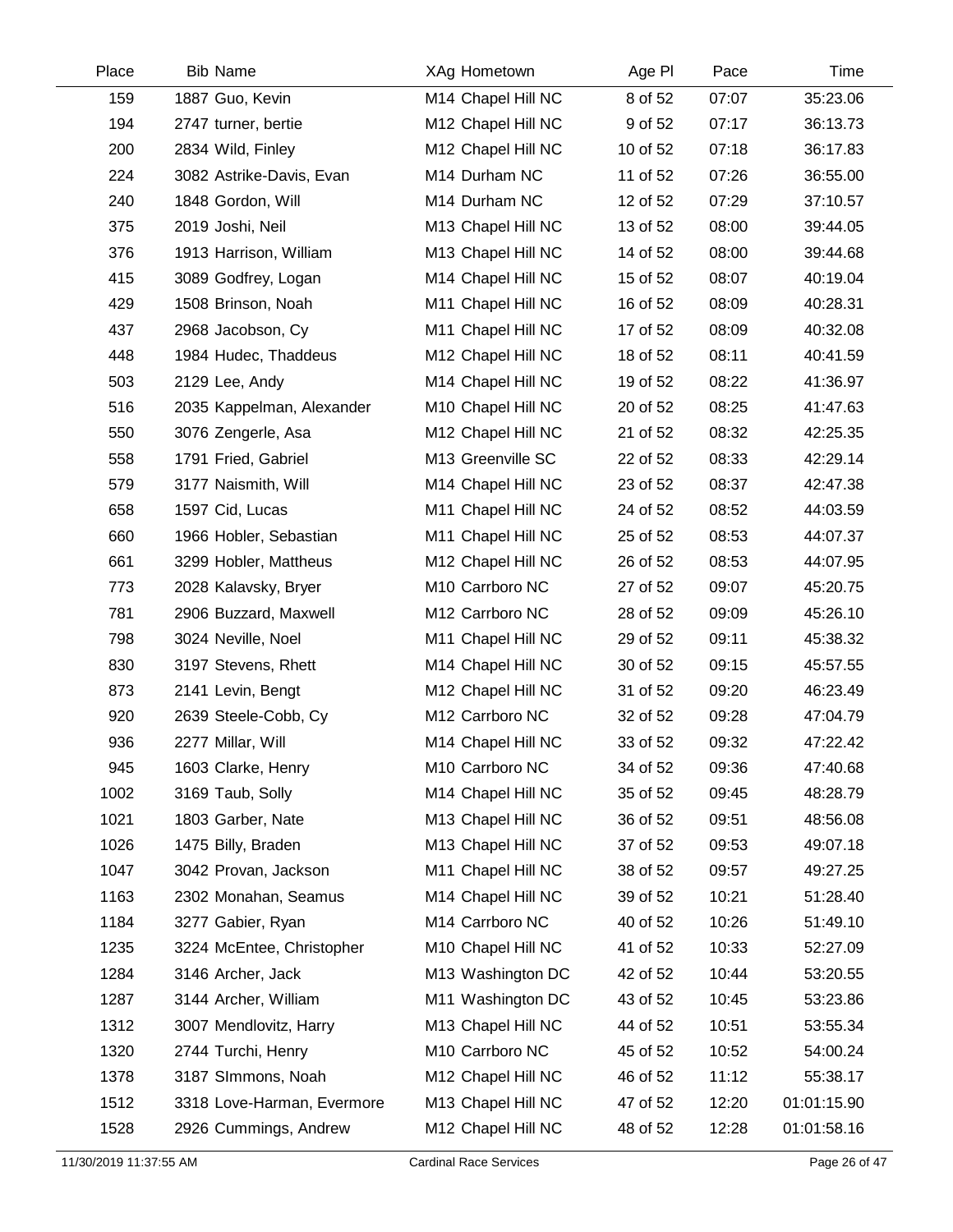| Place | Bib | Name | XAg | Hometown | Age Pl | Pace | Time |
|---|---|---|---|---|---|---|---|
| 159 | 1887 | Guo, Kevin | M14 | Chapel Hill NC | 8 of 52 | 07:07 | 35:23.06 |
| 194 | 2747 | turner, bertie | M12 | Chapel Hill NC | 9 of 52 | 07:17 | 36:13.73 |
| 200 | 2834 | Wild, Finley | M12 | Chapel Hill NC | 10 of 52 | 07:18 | 36:17.83 |
| 224 | 3082 | Astrike-Davis, Evan | M14 | Durham NC | 11 of 52 | 07:26 | 36:55.00 |
| 240 | 1848 | Gordon, Will | M14 | Durham NC | 12 of 52 | 07:29 | 37:10.57 |
| 375 | 2019 | Joshi, Neil | M13 | Chapel Hill NC | 13 of 52 | 08:00 | 39:44.05 |
| 376 | 1913 | Harrison, William | M13 | Chapel Hill NC | 14 of 52 | 08:00 | 39:44.68 |
| 415 | 3089 | Godfrey, Logan | M14 | Chapel Hill NC | 15 of 52 | 08:07 | 40:19.04 |
| 429 | 1508 | Brinson, Noah | M11 | Chapel Hill NC | 16 of 52 | 08:09 | 40:28.31 |
| 437 | 2968 | Jacobson, Cy | M11 | Chapel Hill NC | 17 of 52 | 08:09 | 40:32.08 |
| 448 | 1984 | Hudec, Thaddeus | M12 | Chapel Hill NC | 18 of 52 | 08:11 | 40:41.59 |
| 503 | 2129 | Lee, Andy | M14 | Chapel Hill NC | 19 of 52 | 08:22 | 41:36.97 |
| 516 | 2035 | Kappelman, Alexander | M10 | Chapel Hill NC | 20 of 52 | 08:25 | 41:47.63 |
| 550 | 3076 | Zengerle, Asa | M12 | Chapel Hill NC | 21 of 52 | 08:32 | 42:25.35 |
| 558 | 1791 | Fried, Gabriel | M13 | Greenville SC | 22 of 52 | 08:33 | 42:29.14 |
| 579 | 3177 | Naismith, Will | M14 | Chapel Hill NC | 23 of 52 | 08:37 | 42:47.38 |
| 658 | 1597 | Cid, Lucas | M11 | Chapel Hill NC | 24 of 52 | 08:52 | 44:03.59 |
| 660 | 1966 | Hobler, Sebastian | M11 | Chapel Hill NC | 25 of 52 | 08:53 | 44:07.37 |
| 661 | 3299 | Hobler, Mattheus | M12 | Chapel Hill NC | 26 of 52 | 08:53 | 44:07.95 |
| 773 | 2028 | Kalavsky, Bryer | M10 | Carrboro NC | 27 of 52 | 09:07 | 45:20.75 |
| 781 | 2906 | Buzzard, Maxwell | M12 | Carrboro NC | 28 of 52 | 09:09 | 45:26.10 |
| 798 | 3024 | Neville, Noel | M11 | Chapel Hill NC | 29 of 52 | 09:11 | 45:38.32 |
| 830 | 3197 | Stevens, Rhett | M14 | Chapel Hill NC | 30 of 52 | 09:15 | 45:57.55 |
| 873 | 2141 | Levin, Bengt | M12 | Chapel Hill NC | 31 of 52 | 09:20 | 46:23.49 |
| 920 | 2639 | Steele-Cobb, Cy | M12 | Carrboro NC | 32 of 52 | 09:28 | 47:04.79 |
| 936 | 2277 | Millar, Will | M14 | Chapel Hill NC | 33 of 52 | 09:32 | 47:22.42 |
| 945 | 1603 | Clarke, Henry | M10 | Carrboro NC | 34 of 52 | 09:36 | 47:40.68 |
| 1002 | 3169 | Taub, Solly | M14 | Chapel Hill NC | 35 of 52 | 09:45 | 48:28.79 |
| 1021 | 1803 | Garber, Nate | M13 | Chapel Hill NC | 36 of 52 | 09:51 | 48:56.08 |
| 1026 | 1475 | Billy, Braden | M13 | Chapel Hill NC | 37 of 52 | 09:53 | 49:07.18 |
| 1047 | 3042 | Provan, Jackson | M11 | Chapel Hill NC | 38 of 52 | 09:57 | 49:27.25 |
| 1163 | 2302 | Monahan, Seamus | M14 | Chapel Hill NC | 39 of 52 | 10:21 | 51:28.40 |
| 1184 | 3277 | Gabier, Ryan | M14 | Carrboro NC | 40 of 52 | 10:26 | 51:49.10 |
| 1235 | 3224 | McEntee, Christopher | M10 | Chapel Hill NC | 41 of 52 | 10:33 | 52:27.09 |
| 1284 | 3146 | Archer, Jack | M13 | Washington DC | 42 of 52 | 10:44 | 53:20.55 |
| 1287 | 3144 | Archer, William | M11 | Washington DC | 43 of 52 | 10:45 | 53:23.86 |
| 1312 | 3007 | Mendlovitz, Harry | M13 | Chapel Hill NC | 44 of 52 | 10:51 | 53:55.34 |
| 1320 | 2744 | Turchi, Henry | M10 | Carrboro NC | 45 of 52 | 10:52 | 54:00.24 |
| 1378 | 3187 | SImmons, Noah | M12 | Chapel Hill NC | 46 of 52 | 11:12 | 55:38.17 |
| 1512 | 3318 | Love-Harman, Evermore | M13 | Chapel Hill NC | 47 of 52 | 12:20 | 01:01:15.90 |
| 1528 | 2926 | Cummings, Andrew | M12 | Chapel Hill NC | 48 of 52 | 12:28 | 01:01:58.16 |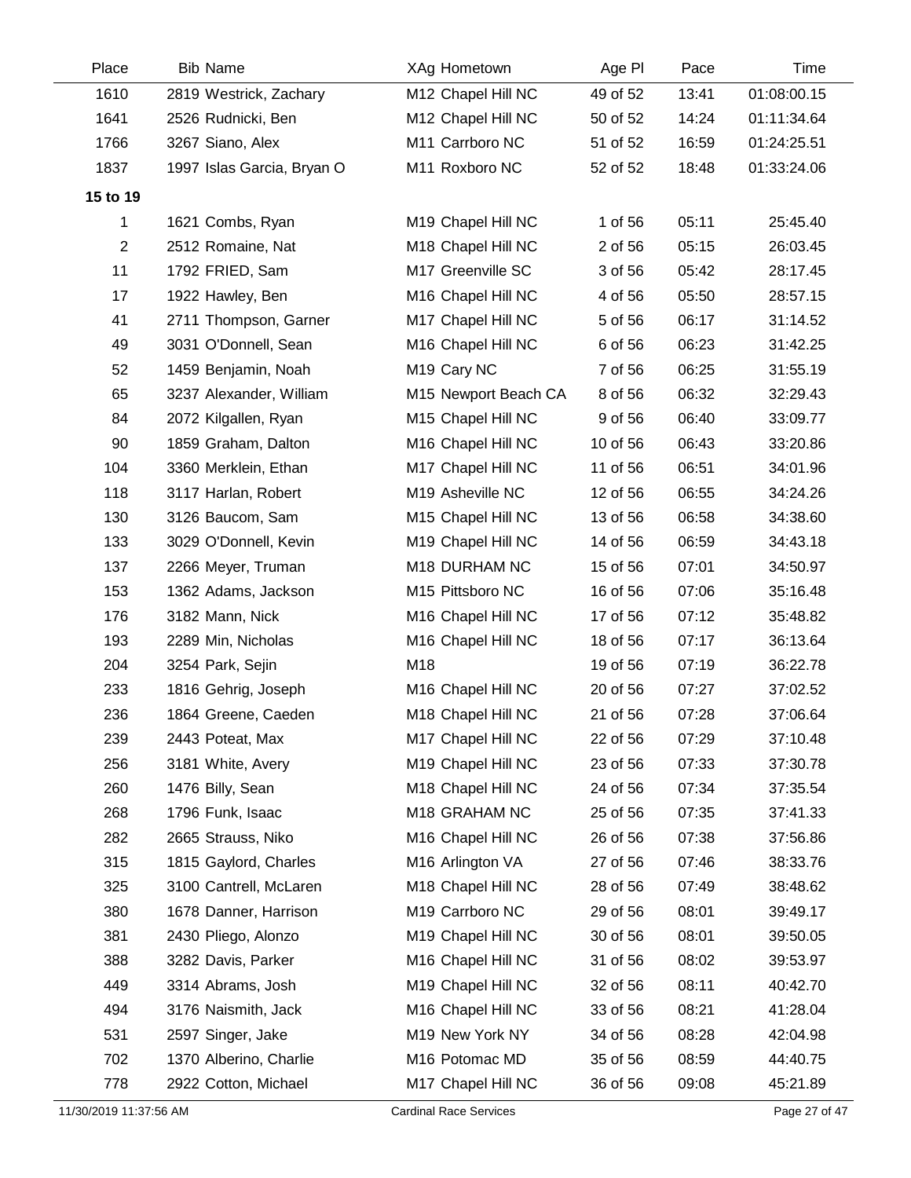| Place | Bib | Name | XAg | Hometown | Age Pl | Pace | Time |
|---|---|---|---|---|---|---|---|
| 1610 | 2819 | Westrick, Zachary | M12 | Chapel Hill NC | 49 of 52 | 13:41 | 01:08:00.15 |
| 1641 | 2526 | Rudnicki, Ben | M12 | Chapel Hill NC | 50 of 52 | 14:24 | 01:11:34.64 |
| 1766 | 3267 | Siano, Alex | M11 | Carrboro NC | 51 of 52 | 16:59 | 01:24:25.51 |
| 1837 | 1997 | Islas Garcia, Bryan O | M11 | Roxboro NC | 52 of 52 | 18:48 | 01:33:24.06 |

**15 to 19**

| Place | Bib | Name | XAg | Hometown | Age Pl | Pace | Time |
|---|---|---|---|---|---|---|---|
| 1 | 1621 | Combs, Ryan | M19 | Chapel Hill NC | 1 of 56 | 05:11 | 25:45.40 |
| 2 | 2512 | Romaine, Nat | M18 | Chapel Hill NC | 2 of 56 | 05:15 | 26:03.45 |
| 11 | 1792 | FRIED, Sam | M17 | Greenville SC | 3 of 56 | 05:42 | 28:17.45 |
| 17 | 1922 | Hawley, Ben | M16 | Chapel Hill NC | 4 of 56 | 05:50 | 28:57.15 |
| 41 | 2711 | Thompson, Garner | M17 | Chapel Hill NC | 5 of 56 | 06:17 | 31:14.52 |
| 49 | 3031 | O'Donnell, Sean | M16 | Chapel Hill NC | 6 of 56 | 06:23 | 31:42.25 |
| 52 | 1459 | Benjamin, Noah | M19 | Cary NC | 7 of 56 | 06:25 | 31:55.19 |
| 65 | 3237 | Alexander, William | M15 | Newport Beach CA | 8 of 56 | 06:32 | 32:29.43 |
| 84 | 2072 | Kilgallen, Ryan | M15 | Chapel Hill NC | 9 of 56 | 06:40 | 33:09.77 |
| 90 | 1859 | Graham, Dalton | M16 | Chapel Hill NC | 10 of 56 | 06:43 | 33:20.86 |
| 104 | 3360 | Merklein, Ethan | M17 | Chapel Hill NC | 11 of 56 | 06:51 | 34:01.96 |
| 118 | 3117 | Harlan, Robert | M19 | Asheville NC | 12 of 56 | 06:55 | 34:24.26 |
| 130 | 3126 | Baucom, Sam | M15 | Chapel Hill NC | 13 of 56 | 06:58 | 34:38.60 |
| 133 | 3029 | O'Donnell, Kevin | M19 | Chapel Hill NC | 14 of 56 | 06:59 | 34:43.18 |
| 137 | 2266 | Meyer, Truman | M18 | DURHAM NC | 15 of 56 | 07:01 | 34:50.97 |
| 153 | 1362 | Adams, Jackson | M15 | Pittsboro NC | 16 of 56 | 07:06 | 35:16.48 |
| 176 | 3182 | Mann, Nick | M16 | Chapel Hill NC | 17 of 56 | 07:12 | 35:48.82 |
| 193 | 2289 | Min, Nicholas | M16 | Chapel Hill NC | 18 of 56 | 07:17 | 36:13.64 |
| 204 | 3254 | Park, Sejin | M18 | | 19 of 56 | 07:19 | 36:22.78 |
| 233 | 1816 | Gehrig, Joseph | M16 | Chapel Hill NC | 20 of 56 | 07:27 | 37:02.52 |
| 236 | 1864 | Greene, Caeden | M18 | Chapel Hill NC | 21 of 56 | 07:28 | 37:06.64 |
| 239 | 2443 | Poteat, Max | M17 | Chapel Hill NC | 22 of 56 | 07:29 | 37:10.48 |
| 256 | 3181 | White, Avery | M19 | Chapel Hill NC | 23 of 56 | 07:33 | 37:30.78 |
| 260 | 1476 | Billy, Sean | M18 | Chapel Hill NC | 24 of 56 | 07:34 | 37:35.54 |
| 268 | 1796 | Funk, Isaac | M18 | GRAHAM NC | 25 of 56 | 07:35 | 37:41.33 |
| 282 | 2665 | Strauss, Niko | M16 | Chapel Hill NC | 26 of 56 | 07:38 | 37:56.86 |
| 315 | 1815 | Gaylord, Charles | M16 | Arlington VA | 27 of 56 | 07:46 | 38:33.76 |
| 325 | 3100 | Cantrell, McLaren | M18 | Chapel Hill NC | 28 of 56 | 07:49 | 38:48.62 |
| 380 | 1678 | Danner, Harrison | M19 | Carrboro NC | 29 of 56 | 08:01 | 39:49.17 |
| 381 | 2430 | Pliego, Alonzo | M19 | Chapel Hill NC | 30 of 56 | 08:01 | 39:50.05 |
| 388 | 3282 | Davis, Parker | M16 | Chapel Hill NC | 31 of 56 | 08:02 | 39:53.97 |
| 449 | 3314 | Abrams, Josh | M19 | Chapel Hill NC | 32 of 56 | 08:11 | 40:42.70 |
| 494 | 3176 | Naismith, Jack | M16 | Chapel Hill NC | 33 of 56 | 08:21 | 41:28.04 |
| 531 | 2597 | Singer, Jake | M19 | New York NY | 34 of 56 | 08:28 | 42:04.98 |
| 702 | 1370 | Alberino, Charlie | M16 | Potomac MD | 35 of 56 | 08:59 | 44:40.75 |
| 778 | 2922 | Cotton, Michael | M17 | Chapel Hill NC | 36 of 56 | 09:08 | 45:21.89 |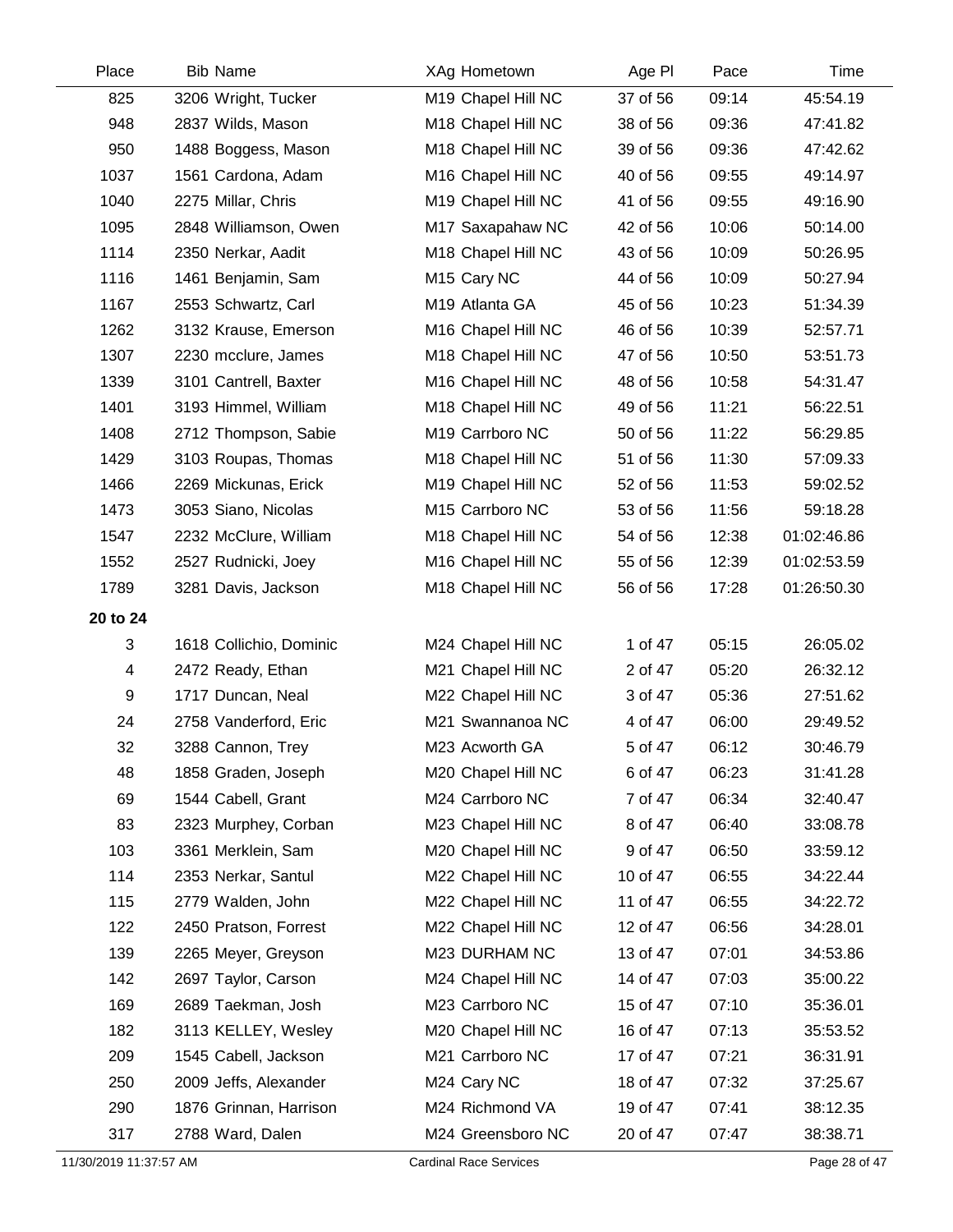| Place | Bib | Name | XAg | Hometown | Age Pl | Pace | Time |
|---|---|---|---|---|---|---|---|
| 825 | 3206 | Wright, Tucker | M19 | Chapel Hill NC | 37 of 56 | 09:14 | 45:54.19 |
| 948 | 2837 | Wilds, Mason | M18 | Chapel Hill NC | 38 of 56 | 09:36 | 47:41.82 |
| 950 | 1488 | Boggess, Mason | M18 | Chapel Hill NC | 39 of 56 | 09:36 | 47:42.62 |
| 1037 | 1561 | Cardona, Adam | M16 | Chapel Hill NC | 40 of 56 | 09:55 | 49:14.97 |
| 1040 | 2275 | Millar, Chris | M19 | Chapel Hill NC | 41 of 56 | 09:55 | 49:16.90 |
| 1095 | 2848 | Williamson, Owen | M17 | Saxapahaw NC | 42 of 56 | 10:06 | 50:14.00 |
| 1114 | 2350 | Nerkar, Aadit | M18 | Chapel Hill NC | 43 of 56 | 10:09 | 50:26.95 |
| 1116 | 1461 | Benjamin, Sam | M15 | Cary NC | 44 of 56 | 10:09 | 50:27.94 |
| 1167 | 2553 | Schwartz, Carl | M19 | Atlanta GA | 45 of 56 | 10:23 | 51:34.39 |
| 1262 | 3132 | Krause, Emerson | M16 | Chapel Hill NC | 46 of 56 | 10:39 | 52:57.71 |
| 1307 | 2230 | mcclure, James | M18 | Chapel Hill NC | 47 of 56 | 10:50 | 53:51.73 |
| 1339 | 3101 | Cantrell, Baxter | M16 | Chapel Hill NC | 48 of 56 | 10:58 | 54:31.47 |
| 1401 | 3193 | Himmel, William | M18 | Chapel Hill NC | 49 of 56 | 11:21 | 56:22.51 |
| 1408 | 2712 | Thompson, Sabie | M19 | Carrboro NC | 50 of 56 | 11:22 | 56:29.85 |
| 1429 | 3103 | Roupas, Thomas | M18 | Chapel Hill NC | 51 of 56 | 11:30 | 57:09.33 |
| 1466 | 2269 | Mickunas, Erick | M19 | Chapel Hill NC | 52 of 56 | 11:53 | 59:02.52 |
| 1473 | 3053 | Siano, Nicolas | M15 | Carrboro NC | 53 of 56 | 11:56 | 59:18.28 |
| 1547 | 2232 | McClure, William | M18 | Chapel Hill NC | 54 of 56 | 12:38 | 01:02:46.86 |
| 1552 | 2527 | Rudnicki, Joey | M16 | Chapel Hill NC | 55 of 56 | 12:39 | 01:02:53.59 |
| 1789 | 3281 | Davis, Jackson | M18 | Chapel Hill NC | 56 of 56 | 17:28 | 01:26:50.30 |
| **20 to 24** | | | | | | | |
| 3 | 1618 | Collichio, Dominic | M24 | Chapel Hill NC | 1 of 47 | 05:15 | 26:05.02 |
| 4 | 2472 | Ready, Ethan | M21 | Chapel Hill NC | 2 of 47 | 05:20 | 26:32.12 |
| 9 | 1717 | Duncan, Neal | M22 | Chapel Hill NC | 3 of 47 | 05:36 | 27:51.62 |
| 24 | 2758 | Vanderford, Eric | M21 | Swannanoa NC | 4 of 47 | 06:00 | 29:49.52 |
| 32 | 3288 | Cannon, Trey | M23 | Acworth GA | 5 of 47 | 06:12 | 30:46.79 |
| 48 | 1858 | Graden, Joseph | M20 | Chapel Hill NC | 6 of 47 | 06:23 | 31:41.28 |
| 69 | 1544 | Cabell, Grant | M24 | Carrboro NC | 7 of 47 | 06:34 | 32:40.47 |
| 83 | 2323 | Murphey, Corban | M23 | Chapel Hill NC | 8 of 47 | 06:40 | 33:08.78 |
| 103 | 3361 | Merklein, Sam | M20 | Chapel Hill NC | 9 of 47 | 06:50 | 33:59.12 |
| 114 | 2353 | Nerkar, Santul | M22 | Chapel Hill NC | 10 of 47 | 06:55 | 34:22.44 |
| 115 | 2779 | Walden, John | M22 | Chapel Hill NC | 11 of 47 | 06:55 | 34:22.72 |
| 122 | 2450 | Pratson, Forrest | M22 | Chapel Hill NC | 12 of 47 | 06:56 | 34:28.01 |
| 139 | 2265 | Meyer, Greyson | M23 | DURHAM NC | 13 of 47 | 07:01 | 34:53.86 |
| 142 | 2697 | Taylor, Carson | M24 | Chapel Hill NC | 14 of 47 | 07:03 | 35:00.22 |
| 169 | 2689 | Taekman, Josh | M23 | Carrboro NC | 15 of 47 | 07:10 | 35:36.01 |
| 182 | 3113 | KELLEY, Wesley | M20 | Chapel Hill NC | 16 of 47 | 07:13 | 35:53.52 |
| 209 | 1545 | Cabell, Jackson | M21 | Carrboro NC | 17 of 47 | 07:21 | 36:31.91 |
| 250 | 2009 | Jeffs, Alexander | M24 | Cary NC | 18 of 47 | 07:32 | 37:25.67 |
| 290 | 1876 | Grinnan, Harrison | M24 | Richmond VA | 19 of 47 | 07:41 | 38:12.35 |
| 317 | 2788 | Ward, Dalen | M24 | Greensboro NC | 20 of 47 | 07:47 | 38:38.71 |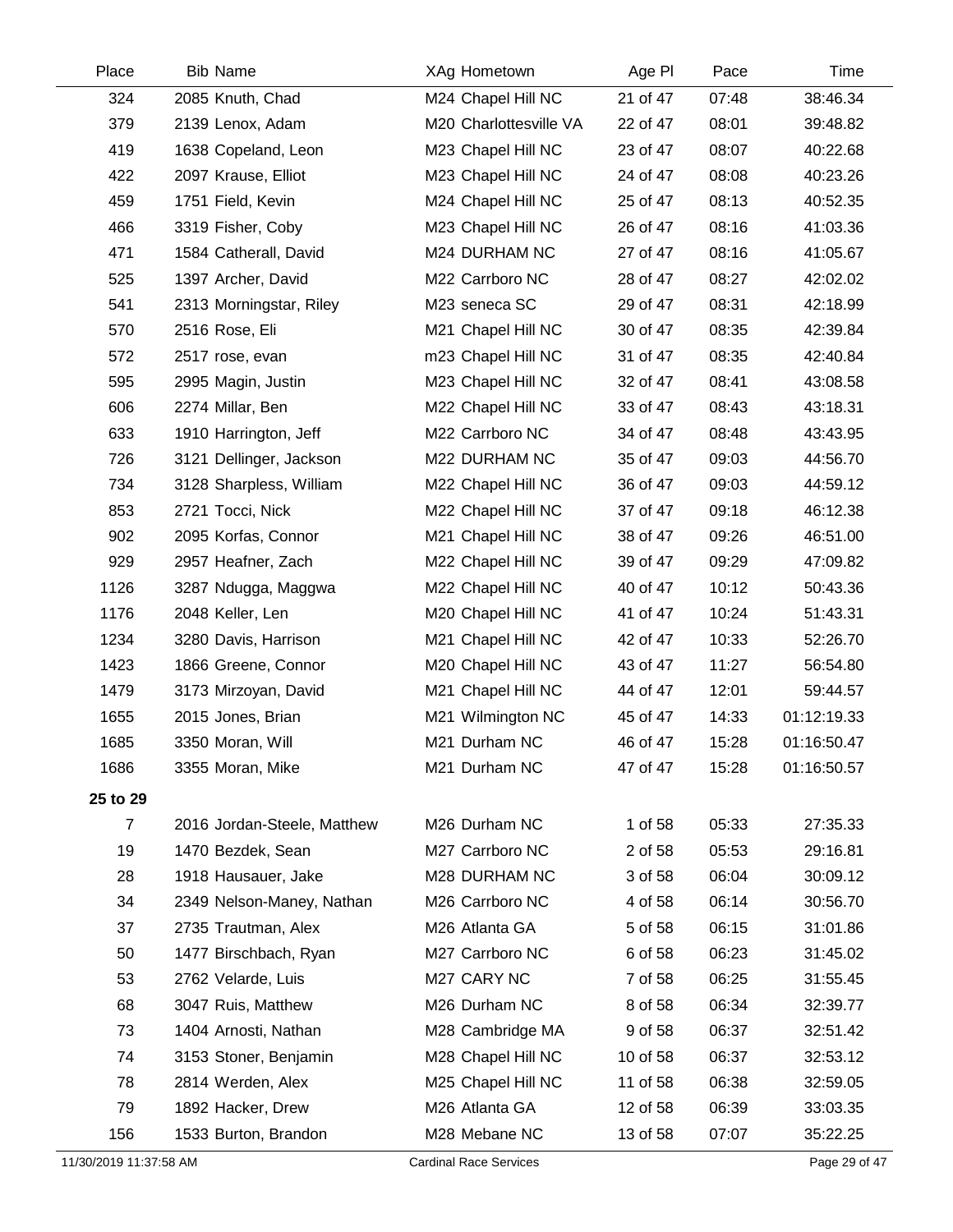| Place | Bib | Name | XAg | Hometown | Age Pl | Pace | Time |
|---|---|---|---|---|---|---|---|
| 324 | 2085 | Knuth, Chad | M24 | Chapel Hill NC | 21 of 47 | 07:48 | 38:46.34 |
| 379 | 2139 | Lenox, Adam | M20 | Charlottesville VA | 22 of 47 | 08:01 | 39:48.82 |
| 419 | 1638 | Copeland, Leon | M23 | Chapel Hill NC | 23 of 47 | 08:07 | 40:22.68 |
| 422 | 2097 | Krause, Elliot | M23 | Chapel Hill NC | 24 of 47 | 08:08 | 40:23.26 |
| 459 | 1751 | Field, Kevin | M24 | Chapel Hill NC | 25 of 47 | 08:13 | 40:52.35 |
| 466 | 3319 | Fisher, Coby | M23 | Chapel Hill NC | 26 of 47 | 08:16 | 41:03.36 |
| 471 | 1584 | Catherall, David | M24 | DURHAM NC | 27 of 47 | 08:16 | 41:05.67 |
| 525 | 1397 | Archer, David | M22 | Carrboro NC | 28 of 47 | 08:27 | 42:02.02 |
| 541 | 2313 | Morningstar, Riley | M23 | seneca SC | 29 of 47 | 08:31 | 42:18.99 |
| 570 | 2516 | Rose, Eli | M21 | Chapel Hill NC | 30 of 47 | 08:35 | 42:39.84 |
| 572 | 2517 | rose, evan | m23 | Chapel Hill NC | 31 of 47 | 08:35 | 42:40.84 |
| 595 | 2995 | Magin, Justin | M23 | Chapel Hill NC | 32 of 47 | 08:41 | 43:08.58 |
| 606 | 2274 | Millar, Ben | M22 | Chapel Hill NC | 33 of 47 | 08:43 | 43:18.31 |
| 633 | 1910 | Harrington, Jeff | M22 | Carrboro NC | 34 of 47 | 08:48 | 43:43.95 |
| 726 | 3121 | Dellinger, Jackson | M22 | DURHAM NC | 35 of 47 | 09:03 | 44:56.70 |
| 734 | 3128 | Sharpless, William | M22 | Chapel Hill NC | 36 of 47 | 09:03 | 44:59.12 |
| 853 | 2721 | Tocci, Nick | M22 | Chapel Hill NC | 37 of 47 | 09:18 | 46:12.38 |
| 902 | 2095 | Korfas, Connor | M21 | Chapel Hill NC | 38 of 47 | 09:26 | 46:51.00 |
| 929 | 2957 | Heafner, Zach | M22 | Chapel Hill NC | 39 of 47 | 09:29 | 47:09.82 |
| 1126 | 3287 | Ndugga, Maggwa | M22 | Chapel Hill NC | 40 of 47 | 10:12 | 50:43.36 |
| 1176 | 2048 | Keller, Len | M20 | Chapel Hill NC | 41 of 47 | 10:24 | 51:43.31 |
| 1234 | 3280 | Davis, Harrison | M21 | Chapel Hill NC | 42 of 47 | 10:33 | 52:26.70 |
| 1423 | 1866 | Greene, Connor | M20 | Chapel Hill NC | 43 of 47 | 11:27 | 56:54.80 |
| 1479 | 3173 | Mirzoyan, David | M21 | Chapel Hill NC | 44 of 47 | 12:01 | 59:44.57 |
| 1655 | 2015 | Jones, Brian | M21 | Wilmington NC | 45 of 47 | 14:33 | 01:12:19.33 |
| 1685 | 3350 | Moran, Will | M21 | Durham NC | 46 of 47 | 15:28 | 01:16:50.47 |
| 1686 | 3355 | Moran, Mike | M21 | Durham NC | 47 of 47 | 15:28 | 01:16:50.57 |
| **25 to 29** | | | | | | | |
| 7 | 2016 | Jordan-Steele, Matthew | M26 | Durham NC | 1 of 58 | 05:33 | 27:35.33 |
| 19 | 1470 | Bezdek, Sean | M27 | Carrboro NC | 2 of 58 | 05:53 | 29:16.81 |
| 28 | 1918 | Hausauer, Jake | M28 | DURHAM NC | 3 of 58 | 06:04 | 30:09.12 |
| 34 | 2349 | Nelson-Maney, Nathan | M26 | Carrboro NC | 4 of 58 | 06:14 | 30:56.70 |
| 37 | 2735 | Trautman, Alex | M26 | Atlanta GA | 5 of 58 | 06:15 | 31:01.86 |
| 50 | 1477 | Birschbach, Ryan | M27 | Carrboro NC | 6 of 58 | 06:23 | 31:45.02 |
| 53 | 2762 | Velarde, Luis | M27 | CARY NC | 7 of 58 | 06:25 | 31:55.45 |
| 68 | 3047 | Ruis, Matthew | M26 | Durham NC | 8 of 58 | 06:34 | 32:39.77 |
| 73 | 1404 | Arnosti, Nathan | M28 | Cambridge MA | 9 of 58 | 06:37 | 32:51.42 |
| 74 | 3153 | Stoner, Benjamin | M28 | Chapel Hill NC | 10 of 58 | 06:37 | 32:53.12 |
| 78 | 2814 | Werden, Alex | M25 | Chapel Hill NC | 11 of 58 | 06:38 | 32:59.05 |
| 79 | 1892 | Hacker, Drew | M26 | Atlanta GA | 12 of 58 | 06:39 | 33:03.35 |
| 156 | 1533 | Burton, Brandon | M28 | Mebane NC | 13 of 58 | 07:07 | 35:22.25 |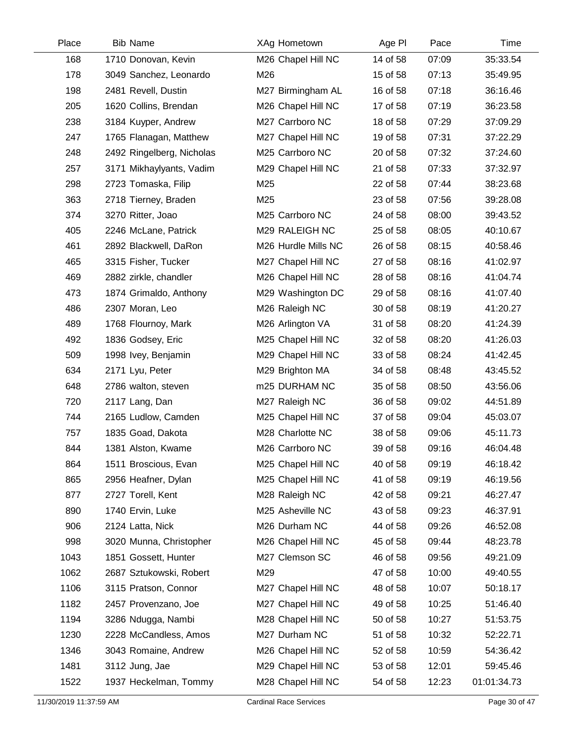| Place | Bib | Name | XAg | Hometown | Age Pl | Pace | Time |
|---|---|---|---|---|---|---|---|
| 168 | 1710 | Donovan, Kevin | M26 | Chapel Hill NC | 14 of 58 | 07:09 | 35:33.54 |
| 178 | 3049 | Sanchez, Leonardo | M26 | | 15 of 58 | 07:13 | 35:49.95 |
| 198 | 2481 | Revell, Dustin | M27 | Birmingham AL | 16 of 58 | 07:18 | 36:16.46 |
| 205 | 1620 | Collins, Brendan | M26 | Chapel Hill NC | 17 of 58 | 07:19 | 36:23.58 |
| 238 | 3184 | Kuyper, Andrew | M27 | Carrboro NC | 18 of 58 | 07:29 | 37:09.29 |
| 247 | 1765 | Flanagan, Matthew | M27 | Chapel Hill NC | 19 of 58 | 07:31 | 37:22.29 |
| 248 | 2492 | Ringelberg, Nicholas | M25 | Carrboro NC | 20 of 58 | 07:32 | 37:24.60 |
| 257 | 3171 | Mikhaylyants, Vadim | M29 | Chapel Hill NC | 21 of 58 | 07:33 | 37:32.97 |
| 298 | 2723 | Tomaska, Filip | M25 | | 22 of 58 | 07:44 | 38:23.68 |
| 363 | 2718 | Tierney, Braden | M25 | | 23 of 58 | 07:56 | 39:28.08 |
| 374 | 3270 | Ritter, Joao | M25 | Carrboro NC | 24 of 58 | 08:00 | 39:43.52 |
| 405 | 2246 | McLane, Patrick | M29 | RALEIGH NC | 25 of 58 | 08:05 | 40:10.67 |
| 461 | 2892 | Blackwell, DaRon | M26 | Hurdle Mills NC | 26 of 58 | 08:15 | 40:58.46 |
| 465 | 3315 | Fisher, Tucker | M27 | Chapel Hill NC | 27 of 58 | 08:16 | 41:02.97 |
| 469 | 2882 | zirkle, chandler | M26 | Chapel Hill NC | 28 of 58 | 08:16 | 41:04.74 |
| 473 | 1874 | Grimaldo, Anthony | M29 | Washington DC | 29 of 58 | 08:16 | 41:07.40 |
| 486 | 2307 | Moran, Leo | M26 | Raleigh NC | 30 of 58 | 08:19 | 41:20.27 |
| 489 | 1768 | Flournoy, Mark | M26 | Arlington VA | 31 of 58 | 08:20 | 41:24.39 |
| 492 | 1836 | Godsey, Eric | M25 | Chapel Hill NC | 32 of 58 | 08:20 | 41:26.03 |
| 509 | 1998 | Ivey, Benjamin | M29 | Chapel Hill NC | 33 of 58 | 08:24 | 41:42.45 |
| 634 | 2171 | Lyu, Peter | M29 | Brighton MA | 34 of 58 | 08:48 | 43:45.52 |
| 648 | 2786 | walton, steven | m25 | DURHAM NC | 35 of 58 | 08:50 | 43:56.06 |
| 720 | 2117 | Lang, Dan | M27 | Raleigh NC | 36 of 58 | 09:02 | 44:51.89 |
| 744 | 2165 | Ludlow, Camden | M25 | Chapel Hill NC | 37 of 58 | 09:04 | 45:03.07 |
| 757 | 1835 | Goad, Dakota | M28 | Charlotte NC | 38 of 58 | 09:06 | 45:11.73 |
| 844 | 1381 | Alston, Kwame | M26 | Carrboro NC | 39 of 58 | 09:16 | 46:04.48 |
| 864 | 1511 | Broscious, Evan | M25 | Chapel Hill NC | 40 of 58 | 09:19 | 46:18.42 |
| 865 | 2956 | Heafner, Dylan | M25 | Chapel Hill NC | 41 of 58 | 09:19 | 46:19.56 |
| 877 | 2727 | Torell, Kent | M28 | Raleigh NC | 42 of 58 | 09:21 | 46:27.47 |
| 890 | 1740 | Ervin, Luke | M25 | Asheville NC | 43 of 58 | 09:23 | 46:37.91 |
| 906 | 2124 | Latta, Nick | M26 | Durham NC | 44 of 58 | 09:26 | 46:52.08 |
| 998 | 3020 | Munna, Christopher | M26 | Chapel Hill NC | 45 of 58 | 09:44 | 48:23.78 |
| 1043 | 1851 | Gossett, Hunter | M27 | Clemson SC | 46 of 58 | 09:56 | 49:21.09 |
| 1062 | 2687 | Sztukowski, Robert | M29 | | 47 of 58 | 10:00 | 49:40.55 |
| 1106 | 3115 | Pratson, Connor | M27 | Chapel Hill NC | 48 of 58 | 10:07 | 50:18.17 |
| 1182 | 2457 | Provenzano, Joe | M27 | Chapel Hill NC | 49 of 58 | 10:25 | 51:46.40 |
| 1194 | 3286 | Ndugga, Nambi | M28 | Chapel Hill NC | 50 of 58 | 10:27 | 51:53.75 |
| 1230 | 2228 | McCandless, Amos | M27 | Durham NC | 51 of 58 | 10:32 | 52:22.71 |
| 1346 | 3043 | Romaine, Andrew | M26 | Chapel Hill NC | 52 of 58 | 10:59 | 54:36.42 |
| 1481 | 3112 | Jung, Jae | M29 | Chapel Hill NC | 53 of 58 | 12:01 | 59:45.46 |
| 1522 | 1937 | Heckelman, Tommy | M28 | Chapel Hill NC | 54 of 58 | 12:23 | 01:01:34.73 |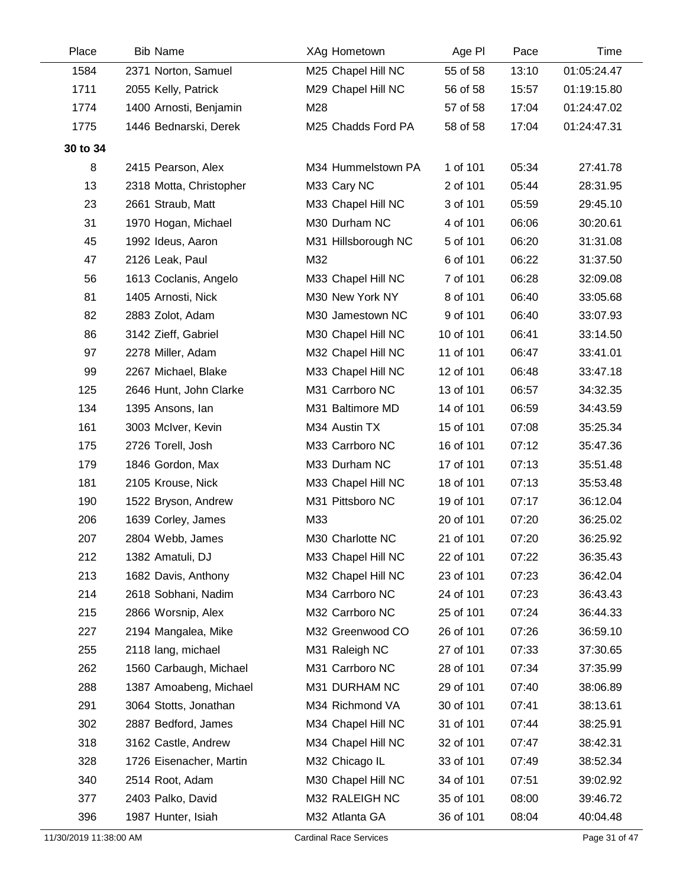| Place | Bib | Name | XAg | Hometown | Age Pl | Pace | Time |
|---|---|---|---|---|---|---|---|
| 1584 | 2371 | Norton, Samuel | M25 | Chapel Hill NC | 55 of 58 | 13:10 | 01:05:24.47 |
| 1711 | 2055 | Kelly, Patrick | M29 | Chapel Hill NC | 56 of 58 | 15:57 | 01:19:15.80 |
| 1774 | 1400 | Arnosti, Benjamin | M28 | | 57 of 58 | 17:04 | 01:24:47.02 |
| 1775 | 1446 | Bednarski, Derek | M25 | Chadds Ford PA | 58 of 58 | 17:04 | 01:24:47.31 |
| **30 to 34** | | | | | | | |
| 8 | 2415 | Pearson, Alex | M34 | Hummelstown PA | 1 of 101 | 05:34 | 27:41.78 |
| 13 | 2318 | Motta, Christopher | M33 | Cary NC | 2 of 101 | 05:44 | 28:31.95 |
| 23 | 2661 | Straub, Matt | M33 | Chapel Hill NC | 3 of 101 | 05:59 | 29:45.10 |
| 31 | 1970 | Hogan, Michael | M30 | Durham NC | 4 of 101 | 06:06 | 30:20.61 |
| 45 | 1992 | Ideus, Aaron | M31 | Hillsborough NC | 5 of 101 | 06:20 | 31:31.08 |
| 47 | 2126 | Leak, Paul | M32 | | 6 of 101 | 06:22 | 31:37.50 |
| 56 | 1613 | Coclanis, Angelo | M33 | Chapel Hill NC | 7 of 101 | 06:28 | 32:09.08 |
| 81 | 1405 | Arnosti, Nick | M30 | New York NY | 8 of 101 | 06:40 | 33:05.68 |
| 82 | 2883 | Zolot, Adam | M30 | Jamestown NC | 9 of 101 | 06:40 | 33:07.93 |
| 86 | 3142 | Zieff, Gabriel | M30 | Chapel Hill NC | 10 of 101 | 06:41 | 33:14.50 |
| 97 | 2278 | Miller, Adam | M32 | Chapel Hill NC | 11 of 101 | 06:47 | 33:41.01 |
| 99 | 2267 | Michael, Blake | M33 | Chapel Hill NC | 12 of 101 | 06:48 | 33:47.18 |
| 125 | 2646 | Hunt, John Clarke | M31 | Carrboro NC | 13 of 101 | 06:57 | 34:32.35 |
| 134 | 1395 | Ansons, Ian | M31 | Baltimore MD | 14 of 101 | 06:59 | 34:43.59 |
| 161 | 3003 | McIver, Kevin | M34 | Austin TX | 15 of 101 | 07:08 | 35:25.34 |
| 175 | 2726 | Torell, Josh | M33 | Carrboro NC | 16 of 101 | 07:12 | 35:47.36 |
| 179 | 1846 | Gordon, Max | M33 | Durham NC | 17 of 101 | 07:13 | 35:51.48 |
| 181 | 2105 | Krouse, Nick | M33 | Chapel Hill NC | 18 of 101 | 07:13 | 35:53.48 |
| 190 | 1522 | Bryson, Andrew | M31 | Pittsboro NC | 19 of 101 | 07:17 | 36:12.04 |
| 206 | 1639 | Corley, James | M33 | | 20 of 101 | 07:20 | 36:25.02 |
| 207 | 2804 | Webb, James | M30 | Charlotte NC | 21 of 101 | 07:20 | 36:25.92 |
| 212 | 1382 | Amatuli, DJ | M33 | Chapel Hill NC | 22 of 101 | 07:22 | 36:35.43 |
| 213 | 1682 | Davis, Anthony | M32 | Chapel Hill NC | 23 of 101 | 07:23 | 36:42.04 |
| 214 | 2618 | Sobhani, Nadim | M34 | Carrboro NC | 24 of 101 | 07:23 | 36:43.43 |
| 215 | 2866 | Worsnip, Alex | M32 | Carrboro NC | 25 of 101 | 07:24 | 36:44.33 |
| 227 | 2194 | Mangalea, Mike | M32 | Greenwood CO | 26 of 101 | 07:26 | 36:59.10 |
| 255 | 2118 | lang, michael | M31 | Raleigh NC | 27 of 101 | 07:33 | 37:30.65 |
| 262 | 1560 | Carbaugh, Michael | M31 | Carrboro NC | 28 of 101 | 07:34 | 37:35.99 |
| 288 | 1387 | Amoabeng, Michael | M31 | DURHAM NC | 29 of 101 | 07:40 | 38:06.89 |
| 291 | 3064 | Stotts, Jonathan | M34 | Richmond VA | 30 of 101 | 07:41 | 38:13.61 |
| 302 | 2887 | Bedford, James | M34 | Chapel Hill NC | 31 of 101 | 07:44 | 38:25.91 |
| 318 | 3162 | Castle, Andrew | M34 | Chapel Hill NC | 32 of 101 | 07:47 | 38:42.31 |
| 328 | 1726 | Eisenacher, Martin | M32 | Chicago IL | 33 of 101 | 07:49 | 38:52.34 |
| 340 | 2514 | Root, Adam | M30 | Chapel Hill NC | 34 of 101 | 07:51 | 39:02.92 |
| 377 | 2403 | Palko, David | M32 | RALEIGH NC | 35 of 101 | 08:00 | 39:46.72 |
| 396 | 1987 | Hunter, Isiah | M32 | Atlanta GA | 36 of 101 | 08:04 | 40:04.48 |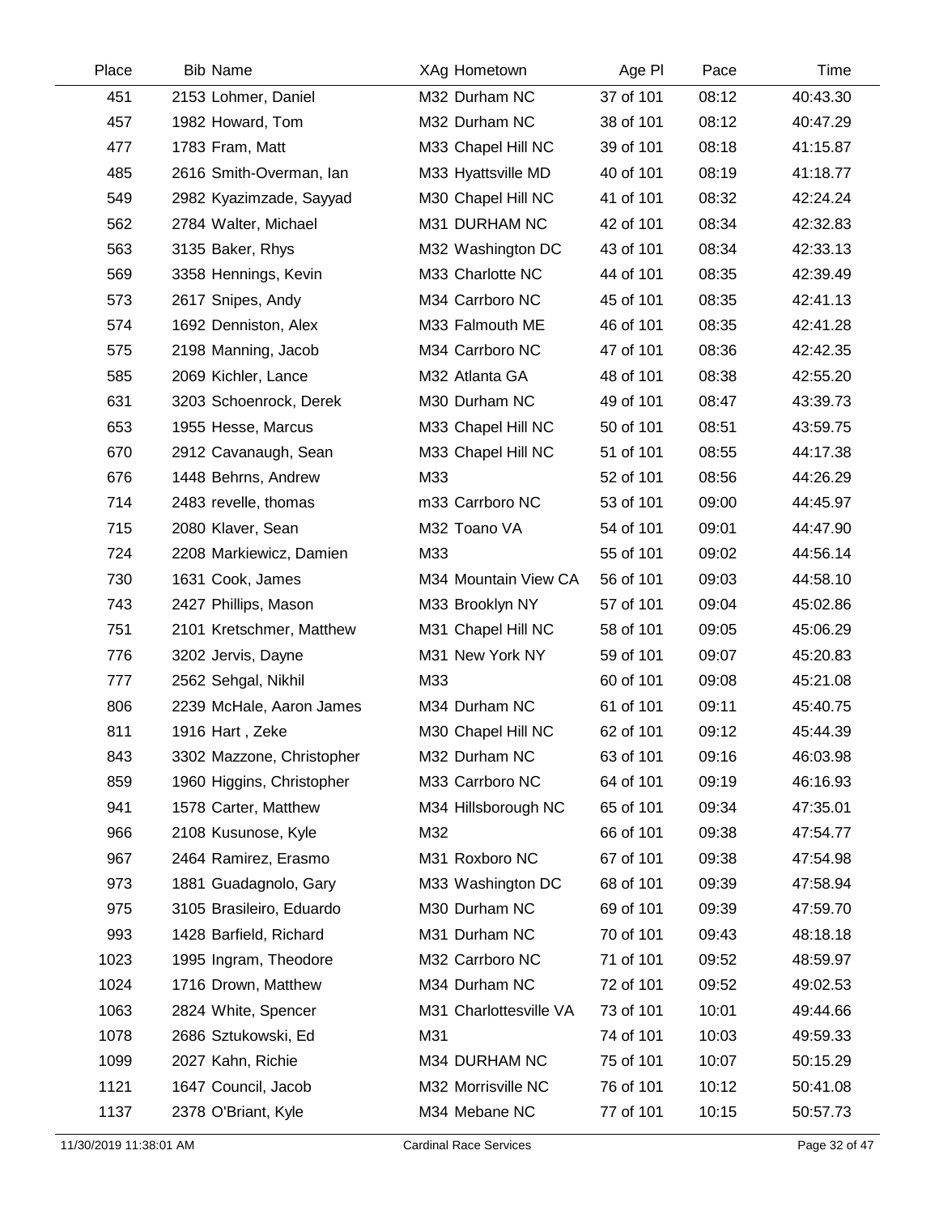| Place | Bib | Name | XAg | Hometown | Age Pl | Pace | Time |
|---|---|---|---|---|---|---|---|
| 451 | 2153 | Lohmer, Daniel | M32 | Durham NC | 37 of 101 | 08:12 | 40:43.30 |
| 457 | 1982 | Howard, Tom | M32 | Durham NC | 38 of 101 | 08:12 | 40:47.29 |
| 477 | 1783 | Fram, Matt | M33 | Chapel Hill NC | 39 of 101 | 08:18 | 41:15.87 |
| 485 | 2616 | Smith-Overman, Ian | M33 | Hyattsville MD | 40 of 101 | 08:19 | 41:18.77 |
| 549 | 2982 | Kyazimzade, Sayyad | M30 | Chapel Hill NC | 41 of 101 | 08:32 | 42:24.24 |
| 562 | 2784 | Walter, Michael | M31 | DURHAM NC | 42 of 101 | 08:34 | 42:32.83 |
| 563 | 3135 | Baker, Rhys | M32 | Washington DC | 43 of 101 | 08:34 | 42:33.13 |
| 569 | 3358 | Hennings, Kevin | M33 | Charlotte NC | 44 of 101 | 08:35 | 42:39.49 |
| 573 | 2617 | Snipes, Andy | M34 | Carrboro NC | 45 of 101 | 08:35 | 42:41.13 |
| 574 | 1692 | Denniston, Alex | M33 | Falmouth ME | 46 of 101 | 08:35 | 42:41.28 |
| 575 | 2198 | Manning, Jacob | M34 | Carrboro NC | 47 of 101 | 08:36 | 42:42.35 |
| 585 | 2069 | Kichler, Lance | M32 | Atlanta GA | 48 of 101 | 08:38 | 42:55.20 |
| 631 | 3203 | Schoenrock, Derek | M30 | Durham NC | 49 of 101 | 08:47 | 43:39.73 |
| 653 | 1955 | Hesse, Marcus | M33 | Chapel Hill NC | 50 of 101 | 08:51 | 43:59.75 |
| 670 | 2912 | Cavanaugh, Sean | M33 | Chapel Hill NC | 51 of 101 | 08:55 | 44:17.38 |
| 676 | 1448 | Behrns, Andrew | M33 | | 52 of 101 | 08:56 | 44:26.29 |
| 714 | 2483 | revelle, thomas | m33 | Carrboro NC | 53 of 101 | 09:00 | 44:45.97 |
| 715 | 2080 | Klaver, Sean | M32 | Toano VA | 54 of 101 | 09:01 | 44:47.90 |
| 724 | 2208 | Markiewicz, Damien | M33 | | 55 of 101 | 09:02 | 44:56.14 |
| 730 | 1631 | Cook, James | M34 | Mountain View CA | 56 of 101 | 09:03 | 44:58.10 |
| 743 | 2427 | Phillips, Mason | M33 | Brooklyn NY | 57 of 101 | 09:04 | 45:02.86 |
| 751 | 2101 | Kretschmer, Matthew | M31 | Chapel Hill NC | 58 of 101 | 09:05 | 45:06.29 |
| 776 | 3202 | Jervis, Dayne | M31 | New York NY | 59 of 101 | 09:07 | 45:20.83 |
| 777 | 2562 | Sehgal, Nikhil | M33 | | 60 of 101 | 09:08 | 45:21.08 |
| 806 | 2239 | McHale, Aaron James | M34 | Durham NC | 61 of 101 | 09:11 | 45:40.75 |
| 811 | 1916 | Hart , Zeke | M30 | Chapel Hill NC | 62 of 101 | 09:12 | 45:44.39 |
| 843 | 3302 | Mazzone, Christopher | M32 | Durham NC | 63 of 101 | 09:16 | 46:03.98 |
| 859 | 1960 | Higgins, Christopher | M33 | Carrboro NC | 64 of 101 | 09:19 | 46:16.93 |
| 941 | 1578 | Carter, Matthew | M34 | Hillsborough NC | 65 of 101 | 09:34 | 47:35.01 |
| 966 | 2108 | Kusunose, Kyle | M32 | | 66 of 101 | 09:38 | 47:54.77 |
| 967 | 2464 | Ramirez, Erasmo | M31 | Roxboro NC | 67 of 101 | 09:38 | 47:54.98 |
| 973 | 1881 | Guadagnolo, Gary | M33 | Washington DC | 68 of 101 | 09:39 | 47:58.94 |
| 975 | 3105 | Brasileiro, Eduardo | M30 | Durham NC | 69 of 101 | 09:39 | 47:59.70 |
| 993 | 1428 | Barfield, Richard | M31 | Durham NC | 70 of 101 | 09:43 | 48:18.18 |
| 1023 | 1995 | Ingram, Theodore | M32 | Carrboro NC | 71 of 101 | 09:52 | 48:59.97 |
| 1024 | 1716 | Drown, Matthew | M34 | Durham NC | 72 of 101 | 09:52 | 49:02.53 |
| 1063 | 2824 | White, Spencer | M31 | Charlottesville VA | 73 of 101 | 10:01 | 49:44.66 |
| 1078 | 2686 | Sztukowski, Ed | M31 | | 74 of 101 | 10:03 | 49:59.33 |
| 1099 | 2027 | Kahn, Richie | M34 | DURHAM NC | 75 of 101 | 10:07 | 50:15.29 |
| 1121 | 1647 | Council, Jacob | M32 | Morrisville NC | 76 of 101 | 10:12 | 50:41.08 |
| 1137 | 2378 | O'Briant, Kyle | M34 | Mebane NC | 77 of 101 | 10:15 | 50:57.73 |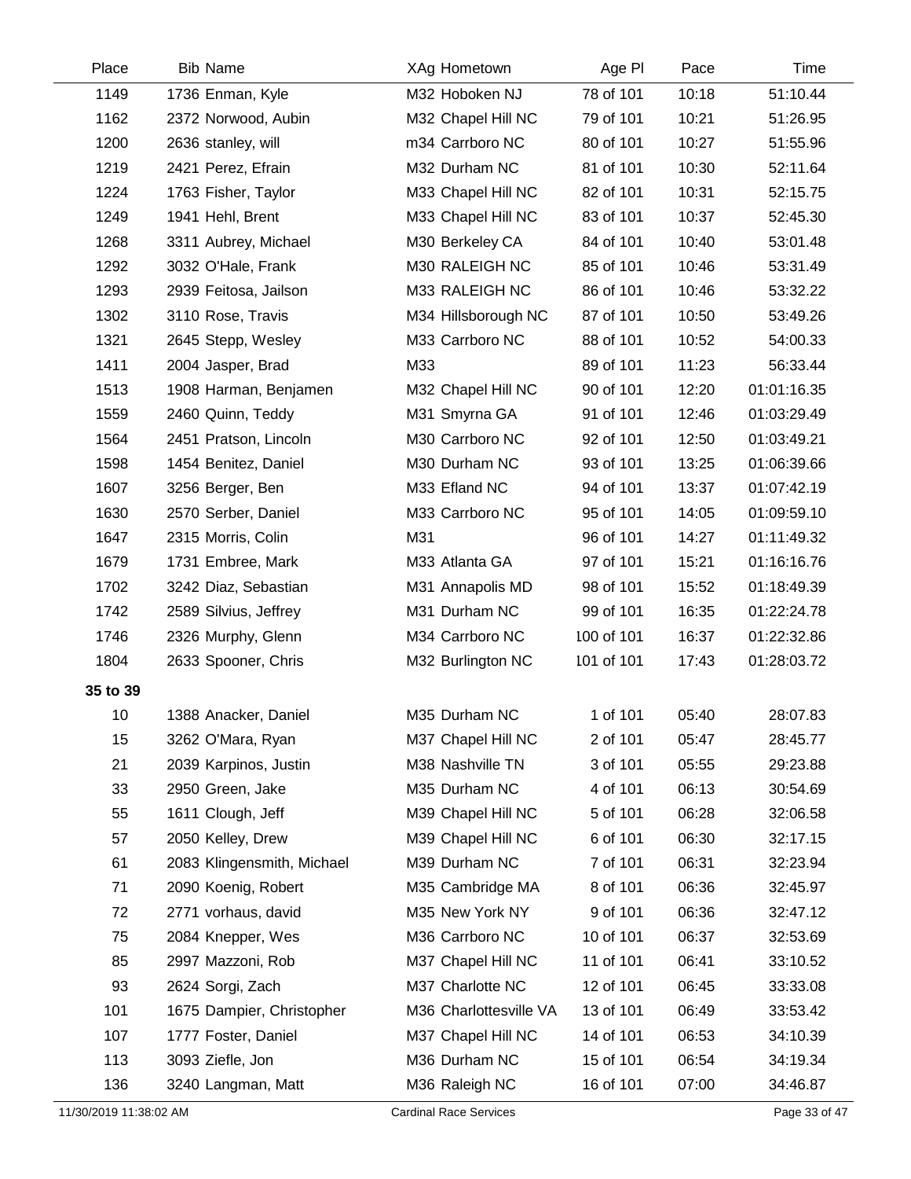| Place | Bib | Name | XAg | Hometown | Age Pl | Pace | Time |
|---|---|---|---|---|---|---|---|
| 1149 | 1736 | Enman, Kyle | M32 | Hoboken NJ | 78 of 101 | 10:18 | 51:10.44 |
| 1162 | 2372 | Norwood, Aubin | M32 | Chapel Hill NC | 79 of 101 | 10:21 | 51:26.95 |
| 1200 | 2636 | stanley, will | m34 | Carrboro NC | 80 of 101 | 10:27 | 51:55.96 |
| 1219 | 2421 | Perez, Efrain | M32 | Durham NC | 81 of 101 | 10:30 | 52:11.64 |
| 1224 | 1763 | Fisher, Taylor | M33 | Chapel Hill NC | 82 of 101 | 10:31 | 52:15.75 |
| 1249 | 1941 | Hehl, Brent | M33 | Chapel Hill NC | 83 of 101 | 10:37 | 52:45.30 |
| 1268 | 3311 | Aubrey, Michael | M30 | Berkeley CA | 84 of 101 | 10:40 | 53:01.48 |
| 1292 | 3032 | O'Hale, Frank | M30 | RALEIGH NC | 85 of 101 | 10:46 | 53:31.49 |
| 1293 | 2939 | Feitosa, Jailson | M33 | RALEIGH NC | 86 of 101 | 10:46 | 53:32.22 |
| 1302 | 3110 | Rose, Travis | M34 | Hillsborough NC | 87 of 101 | 10:50 | 53:49.26 |
| 1321 | 2645 | Stepp, Wesley | M33 | Carrboro NC | 88 of 101 | 10:52 | 54:00.33 |
| 1411 | 2004 | Jasper, Brad | M33 | | 89 of 101 | 11:23 | 56:33.44 |
| 1513 | 1908 | Harman, Benjamen | M32 | Chapel Hill NC | 90 of 101 | 12:20 | 01:01:16.35 |
| 1559 | 2460 | Quinn, Teddy | M31 | Smyrna GA | 91 of 101 | 12:46 | 01:03:29.49 |
| 1564 | 2451 | Pratson, Lincoln | M30 | Carrboro NC | 92 of 101 | 12:50 | 01:03:49.21 |
| 1598 | 1454 | Benitez, Daniel | M30 | Durham NC | 93 of 101 | 13:25 | 01:06:39.66 |
| 1607 | 3256 | Berger, Ben | M33 | Efland NC | 94 of 101 | 13:37 | 01:07:42.19 |
| 1630 | 2570 | Serber, Daniel | M33 | Carrboro NC | 95 of 101 | 14:05 | 01:09:59.10 |
| 1647 | 2315 | Morris, Colin | M31 | | 96 of 101 | 14:27 | 01:11:49.32 |
| 1679 | 1731 | Embree, Mark | M33 | Atlanta GA | 97 of 101 | 15:21 | 01:16:16.76 |
| 1702 | 3242 | Diaz, Sebastian | M31 | Annapolis MD | 98 of 101 | 15:52 | 01:18:49.39 |
| 1742 | 2589 | Silvius, Jeffrey | M31 | Durham NC | 99 of 101 | 16:35 | 01:22:24.78 |
| 1746 | 2326 | Murphy, Glenn | M34 | Carrboro NC | 100 of 101 | 16:37 | 01:22:32.86 |
| 1804 | 2633 | Spooner, Chris | M32 | Burlington NC | 101 of 101 | 17:43 | 01:28:03.72 |
| **35 to 39** | | | | | | | |
| 10 | 1388 | Anacker, Daniel | M35 | Durham NC | 1 of 101 | 05:40 | 28:07.83 |
| 15 | 3262 | O'Mara, Ryan | M37 | Chapel Hill NC | 2 of 101 | 05:47 | 28:45.77 |
| 21 | 2039 | Karpinos, Justin | M38 | Nashville TN | 3 of 101 | 05:55 | 29:23.88 |
| 33 | 2950 | Green, Jake | M35 | Durham NC | 4 of 101 | 06:13 | 30:54.69 |
| 55 | 1611 | Clough, Jeff | M39 | Chapel Hill NC | 5 of 101 | 06:28 | 32:06.58 |
| 57 | 2050 | Kelley, Drew | M39 | Chapel Hill NC | 6 of 101 | 06:30 | 32:17.15 |
| 61 | 2083 | Klingensmith, Michael | M39 | Durham NC | 7 of 101 | 06:31 | 32:23.94 |
| 71 | 2090 | Koenig, Robert | M35 | Cambridge MA | 8 of 101 | 06:36 | 32:45.97 |
| 72 | 2771 | vorhaus, david | M35 | New York NY | 9 of 101 | 06:36 | 32:47.12 |
| 75 | 2084 | Knepper, Wes | M36 | Carrboro NC | 10 of 101 | 06:37 | 32:53.69 |
| 85 | 2997 | Mazzoni, Rob | M37 | Chapel Hill NC | 11 of 101 | 06:41 | 33:10.52 |
| 93 | 2624 | Sorgi, Zach | M37 | Charlotte NC | 12 of 101 | 06:45 | 33:33.08 |
| 101 | 1675 | Dampier, Christopher | M36 | Charlottesville VA | 13 of 101 | 06:49 | 33:53.42 |
| 107 | 1777 | Foster, Daniel | M37 | Chapel Hill NC | 14 of 101 | 06:53 | 34:10.39 |
| 113 | 3093 | Ziefle, Jon | M36 | Durham NC | 15 of 101 | 06:54 | 34:19.34 |
| 136 | 3240 | Langman, Matt | M36 | Raleigh NC | 16 of 101 | 07:00 | 34:46.87 |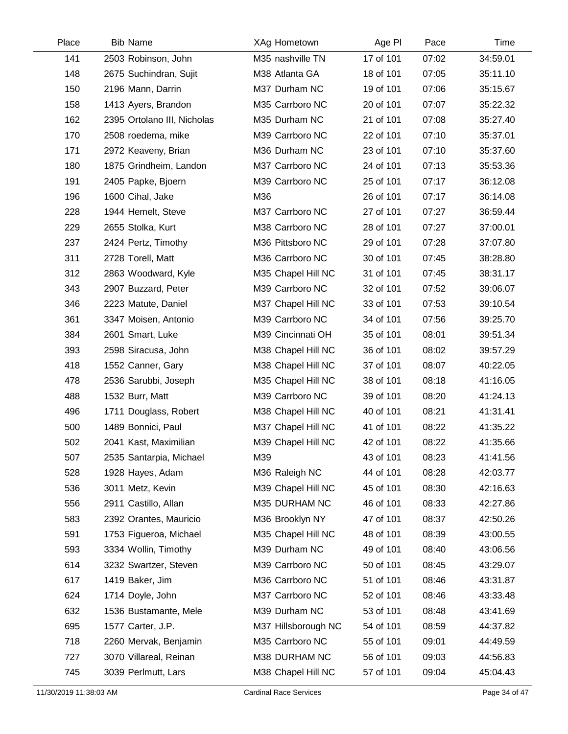| Place | Bib | Name | XAg | Hometown | Age Pl | Pace | Time |
|---|---|---|---|---|---|---|---|
| 141 | 2503 | Robinson, John | M35 | nashville TN | 17 of 101 | 07:02 | 34:59.01 |
| 148 | 2675 | Suchindran, Sujit | M38 | Atlanta GA | 18 of 101 | 07:05 | 35:11.10 |
| 150 | 2196 | Mann, Darrin | M37 | Durham NC | 19 of 101 | 07:06 | 35:15.67 |
| 158 | 1413 | Ayers, Brandon | M35 | Carrboro NC | 20 of 101 | 07:07 | 35:22.32 |
| 162 | 2395 | Ortolano III, Nicholas | M35 | Durham NC | 21 of 101 | 07:08 | 35:27.40 |
| 170 | 2508 | roedema, mike | M39 | Carrboro NC | 22 of 101 | 07:10 | 35:37.01 |
| 171 | 2972 | Keaveny, Brian | M36 | Durham NC | 23 of 101 | 07:10 | 35:37.60 |
| 180 | 1875 | Grindheim, Landon | M37 | Carrboro NC | 24 of 101 | 07:13 | 35:53.36 |
| 191 | 2405 | Papke, Bjoern | M39 | Carrboro NC | 25 of 101 | 07:17 | 36:12.08 |
| 196 | 1600 | Cihal, Jake | M36 | | 26 of 101 | 07:17 | 36:14.08 |
| 228 | 1944 | Hemelt, Steve | M37 | Carrboro NC | 27 of 101 | 07:27 | 36:59.44 |
| 229 | 2655 | Stolka, Kurt | M38 | Carrboro NC | 28 of 101 | 07:27 | 37:00.01 |
| 237 | 2424 | Pertz, Timothy | M36 | Pittsboro NC | 29 of 101 | 07:28 | 37:07.80 |
| 311 | 2728 | Torell, Matt | M36 | Carrboro NC | 30 of 101 | 07:45 | 38:28.80 |
| 312 | 2863 | Woodward, Kyle | M35 | Chapel Hill NC | 31 of 101 | 07:45 | 38:31.17 |
| 343 | 2907 | Buzzard, Peter | M39 | Carrboro NC | 32 of 101 | 07:52 | 39:06.07 |
| 346 | 2223 | Matute, Daniel | M37 | Chapel Hill NC | 33 of 101 | 07:53 | 39:10.54 |
| 361 | 3347 | Moisen, Antonio | M39 | Carrboro NC | 34 of 101 | 07:56 | 39:25.70 |
| 384 | 2601 | Smart, Luke | M39 | Cincinnati OH | 35 of 101 | 08:01 | 39:51.34 |
| 393 | 2598 | Siracusa, John | M38 | Chapel Hill NC | 36 of 101 | 08:02 | 39:57.29 |
| 418 | 1552 | Canner, Gary | M38 | Chapel Hill NC | 37 of 101 | 08:07 | 40:22.05 |
| 478 | 2536 | Sarubbi, Joseph | M35 | Chapel Hill NC | 38 of 101 | 08:18 | 41:16.05 |
| 488 | 1532 | Burr, Matt | M39 | Carrboro NC | 39 of 101 | 08:20 | 41:24.13 |
| 496 | 1711 | Douglass, Robert | M38 | Chapel Hill NC | 40 of 101 | 08:21 | 41:31.41 |
| 500 | 1489 | Bonnici, Paul | M37 | Chapel Hill NC | 41 of 101 | 08:22 | 41:35.22 |
| 502 | 2041 | Kast, Maximilian | M39 | Chapel Hill NC | 42 of 101 | 08:22 | 41:35.66 |
| 507 | 2535 | Santarpia, Michael | M39 | | 43 of 101 | 08:23 | 41:41.56 |
| 528 | 1928 | Hayes, Adam | M36 | Raleigh NC | 44 of 101 | 08:28 | 42:03.77 |
| 536 | 3011 | Metz, Kevin | M39 | Chapel Hill NC | 45 of 101 | 08:30 | 42:16.63 |
| 556 | 2911 | Castillo, Allan | M35 | DURHAM NC | 46 of 101 | 08:33 | 42:27.86 |
| 583 | 2392 | Orantes, Mauricio | M36 | Brooklyn NY | 47 of 101 | 08:37 | 42:50.26 |
| 591 | 1753 | Figueroa, Michael | M35 | Chapel Hill NC | 48 of 101 | 08:39 | 43:00.55 |
| 593 | 3334 | Wollin, Timothy | M39 | Durham NC | 49 of 101 | 08:40 | 43:06.56 |
| 614 | 3232 | Swartzer, Steven | M39 | Carrboro NC | 50 of 101 | 08:45 | 43:29.07 |
| 617 | 1419 | Baker, Jim | M36 | Carrboro NC | 51 of 101 | 08:46 | 43:31.87 |
| 624 | 1714 | Doyle, John | M37 | Carrboro NC | 52 of 101 | 08:46 | 43:33.48 |
| 632 | 1536 | Bustamante, Mele | M39 | Durham NC | 53 of 101 | 08:48 | 43:41.69 |
| 695 | 1577 | Carter, J.P. | M37 | Hillsborough NC | 54 of 101 | 08:59 | 44:37.82 |
| 718 | 2260 | Mervak, Benjamin | M35 | Carrboro NC | 55 of 101 | 09:01 | 44:49.59 |
| 727 | 3070 | Villareal, Reinan | M38 | DURHAM NC | 56 of 101 | 09:03 | 44:56.83 |
| 745 | 3039 | Perlmutt, Lars | M38 | Chapel Hill NC | 57 of 101 | 09:04 | 45:04.43 |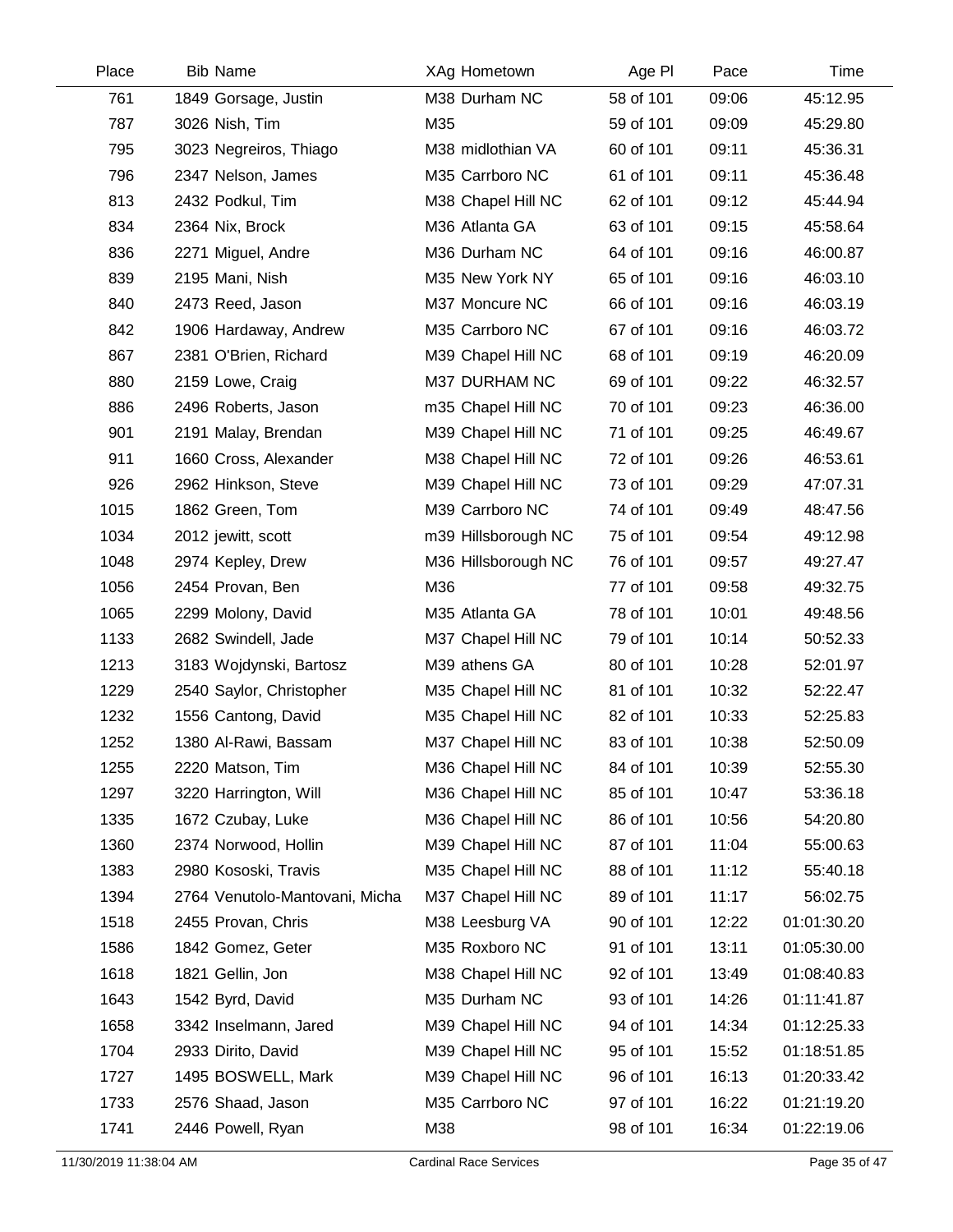| Place | Bib | Name | XAg | Hometown | Age Pl | Pace | Time |
|---|---|---|---|---|---|---|---|
| 761 | 1849 | Gorsage, Justin | M38 | Durham NC | 58 of 101 | 09:06 | 45:12.95 |
| 787 | 3026 | Nish, Tim | M35 | | 59 of 101 | 09:09 | 45:29.80 |
| 795 | 3023 | Negreiros, Thiago | M38 | midlothian VA | 60 of 101 | 09:11 | 45:36.31 |
| 796 | 2347 | Nelson, James | M35 | Carrboro NC | 61 of 101 | 09:11 | 45:36.48 |
| 813 | 2432 | Podkul, Tim | M38 | Chapel Hill NC | 62 of 101 | 09:12 | 45:44.94 |
| 834 | 2364 | Nix, Brock | M36 | Atlanta GA | 63 of 101 | 09:15 | 45:58.64 |
| 836 | 2271 | Miguel, Andre | M36 | Durham NC | 64 of 101 | 09:16 | 46:00.87 |
| 839 | 2195 | Mani, Nish | M35 | New York NY | 65 of 101 | 09:16 | 46:03.10 |
| 840 | 2473 | Reed, Jason | M37 | Moncure NC | 66 of 101 | 09:16 | 46:03.19 |
| 842 | 1906 | Hardaway, Andrew | M35 | Carrboro NC | 67 of 101 | 09:16 | 46:03.72 |
| 867 | 2381 | O'Brien, Richard | M39 | Chapel Hill NC | 68 of 101 | 09:19 | 46:20.09 |
| 880 | 2159 | Lowe, Craig | M37 | DURHAM NC | 69 of 101 | 09:22 | 46:32.57 |
| 886 | 2496 | Roberts, Jason | m35 | Chapel Hill NC | 70 of 101 | 09:23 | 46:36.00 |
| 901 | 2191 | Malay, Brendan | M39 | Chapel Hill NC | 71 of 101 | 09:25 | 46:49.67 |
| 911 | 1660 | Cross, Alexander | M38 | Chapel Hill NC | 72 of 101 | 09:26 | 46:53.61 |
| 926 | 2962 | Hinkson, Steve | M39 | Chapel Hill NC | 73 of 101 | 09:29 | 47:07.31 |
| 1015 | 1862 | Green, Tom | M39 | Carrboro NC | 74 of 101 | 09:49 | 48:47.56 |
| 1034 | 2012 | jewitt, scott | m39 | Hillsborough NC | 75 of 101 | 09:54 | 49:12.98 |
| 1048 | 2974 | Kepley, Drew | M36 | Hillsborough NC | 76 of 101 | 09:57 | 49:27.47 |
| 1056 | 2454 | Provan, Ben | M36 | | 77 of 101 | 09:58 | 49:32.75 |
| 1065 | 2299 | Molony, David | M35 | Atlanta GA | 78 of 101 | 10:01 | 49:48.56 |
| 1133 | 2682 | Swindell, Jade | M37 | Chapel Hill NC | 79 of 101 | 10:14 | 50:52.33 |
| 1213 | 3183 | Wojdynski, Bartosz | M39 | athens GA | 80 of 101 | 10:28 | 52:01.97 |
| 1229 | 2540 | Saylor, Christopher | M35 | Chapel Hill NC | 81 of 101 | 10:32 | 52:22.47 |
| 1232 | 1556 | Cantong, David | M35 | Chapel Hill NC | 82 of 101 | 10:33 | 52:25.83 |
| 1252 | 1380 | Al-Rawi, Bassam | M37 | Chapel Hill NC | 83 of 101 | 10:38 | 52:50.09 |
| 1255 | 2220 | Matson, Tim | M36 | Chapel Hill NC | 84 of 101 | 10:39 | 52:55.30 |
| 1297 | 3220 | Harrington, Will | M36 | Chapel Hill NC | 85 of 101 | 10:47 | 53:36.18 |
| 1335 | 1672 | Czubay, Luke | M36 | Chapel Hill NC | 86 of 101 | 10:56 | 54:20.80 |
| 1360 | 2374 | Norwood, Hollin | M39 | Chapel Hill NC | 87 of 101 | 11:04 | 55:00.63 |
| 1383 | 2980 | Kososki, Travis | M35 | Chapel Hill NC | 88 of 101 | 11:12 | 55:40.18 |
| 1394 | 2764 | Venutolo-Mantovani, Micha | M37 | Chapel Hill NC | 89 of 101 | 11:17 | 56:02.75 |
| 1518 | 2455 | Provan, Chris | M38 | Leesburg VA | 90 of 101 | 12:22 | 01:01:30.20 |
| 1586 | 1842 | Gomez, Geter | M35 | Roxboro NC | 91 of 101 | 13:11 | 01:05:30.00 |
| 1618 | 1821 | Gellin, Jon | M38 | Chapel Hill NC | 92 of 101 | 13:49 | 01:08:40.83 |
| 1643 | 1542 | Byrd, David | M35 | Durham NC | 93 of 101 | 14:26 | 01:11:41.87 |
| 1658 | 3342 | Inselmann, Jared | M39 | Chapel Hill NC | 94 of 101 | 14:34 | 01:12:25.33 |
| 1704 | 2933 | Dirito, David | M39 | Chapel Hill NC | 95 of 101 | 15:52 | 01:18:51.85 |
| 1727 | 1495 | BOSWELL, Mark | M39 | Chapel Hill NC | 96 of 101 | 16:13 | 01:20:33.42 |
| 1733 | 2576 | Shaad, Jason | M35 | Carrboro NC | 97 of 101 | 16:22 | 01:21:19.20 |
| 1741 | 2446 | Powell, Ryan | M38 | | 98 of 101 | 16:34 | 01:22:19.06 |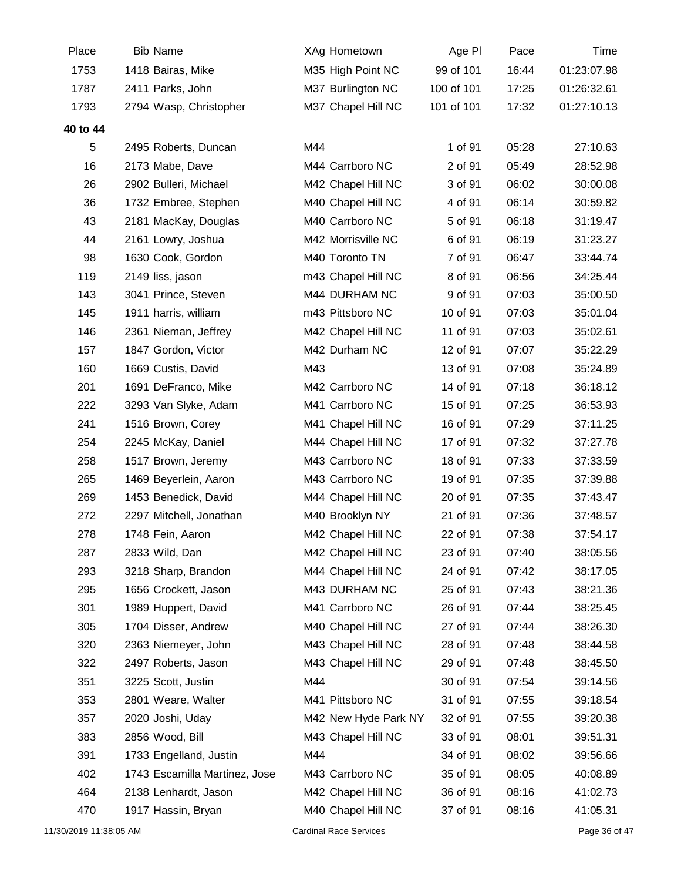| Place | Bib | Name | XAg | Hometown | Age Pl | Pace | Time |
|---|---|---|---|---|---|---|---|
| 1753 | 1418 | Bairas, Mike | M35 | High Point NC | 99 of 101 | 16:44 | 01:23:07.98 |
| 1787 | 2411 | Parks, John | M37 | Burlington NC | 100 of 101 | 17:25 | 01:26:32.61 |
| 1793 | 2794 | Wasp, Christopher | M37 | Chapel Hill NC | 101 of 101 | 17:32 | 01:27:10.13 |
| **40 to 44** | | | | | | | |
| 5 | 2495 | Roberts, Duncan | M44 | | 1 of 91 | 05:28 | 27:10.63 |
| 16 | 2173 | Mabe, Dave | M44 | Carrboro NC | 2 of 91 | 05:49 | 28:52.98 |
| 26 | 2902 | Bulleri, Michael | M42 | Chapel Hill NC | 3 of 91 | 06:02 | 30:00.08 |
| 36 | 1732 | Embree, Stephen | M40 | Chapel Hill NC | 4 of 91 | 06:14 | 30:59.82 |
| 43 | 2181 | MacKay, Douglas | M40 | Carrboro NC | 5 of 91 | 06:18 | 31:19.47 |
| 44 | 2161 | Lowry, Joshua | M42 | Morrisville NC | 6 of 91 | 06:19 | 31:23.27 |
| 98 | 1630 | Cook, Gordon | M40 | Toronto TN | 7 of 91 | 06:47 | 33:44.74 |
| 119 | 2149 | liss, jason | m43 | Chapel Hill NC | 8 of 91 | 06:56 | 34:25.44 |
| 143 | 3041 | Prince, Steven | M44 | DURHAM NC | 9 of 91 | 07:03 | 35:00.50 |
| 145 | 1911 | harris, william | m43 | Pittsboro NC | 10 of 91 | 07:03 | 35:01.04 |
| 146 | 2361 | Nieman, Jeffrey | M42 | Chapel Hill NC | 11 of 91 | 07:03 | 35:02.61 |
| 157 | 1847 | Gordon, Victor | M42 | Durham NC | 12 of 91 | 07:07 | 35:22.29 |
| 160 | 1669 | Custis, David | M43 | | 13 of 91 | 07:08 | 35:24.89 |
| 201 | 1691 | DeFranco, Mike | M42 | Carrboro NC | 14 of 91 | 07:18 | 36:18.12 |
| 222 | 3293 | Van Slyke, Adam | M41 | Carrboro NC | 15 of 91 | 07:25 | 36:53.93 |
| 241 | 1516 | Brown, Corey | M41 | Chapel Hill NC | 16 of 91 | 07:29 | 37:11.25 |
| 254 | 2245 | McKay, Daniel | M44 | Chapel Hill NC | 17 of 91 | 07:32 | 37:27.78 |
| 258 | 1517 | Brown, Jeremy | M43 | Carrboro NC | 18 of 91 | 07:33 | 37:33.59 |
| 265 | 1469 | Beyerlein, Aaron | M43 | Carrboro NC | 19 of 91 | 07:35 | 37:39.88 |
| 269 | 1453 | Benedick, David | M44 | Chapel Hill NC | 20 of 91 | 07:35 | 37:43.47 |
| 272 | 2297 | Mitchell, Jonathan | M40 | Brooklyn NY | 21 of 91 | 07:36 | 37:48.57 |
| 278 | 1748 | Fein, Aaron | M42 | Chapel Hill NC | 22 of 91 | 07:38 | 37:54.17 |
| 287 | 2833 | Wild, Dan | M42 | Chapel Hill NC | 23 of 91 | 07:40 | 38:05.56 |
| 293 | 3218 | Sharp, Brandon | M44 | Chapel Hill NC | 24 of 91 | 07:42 | 38:17.05 |
| 295 | 1656 | Crockett, Jason | M43 | DURHAM NC | 25 of 91 | 07:43 | 38:21.36 |
| 301 | 1989 | Huppert, David | M41 | Carrboro NC | 26 of 91 | 07:44 | 38:25.45 |
| 305 | 1704 | Disser, Andrew | M40 | Chapel Hill NC | 27 of 91 | 07:44 | 38:26.30 |
| 320 | 2363 | Niemeyer, John | M43 | Chapel Hill NC | 28 of 91 | 07:48 | 38:44.58 |
| 322 | 2497 | Roberts, Jason | M43 | Chapel Hill NC | 29 of 91 | 07:48 | 38:45.50 |
| 351 | 3225 | Scott, Justin | M44 | | 30 of 91 | 07:54 | 39:14.56 |
| 353 | 2801 | Weare, Walter | M41 | Pittsboro NC | 31 of 91 | 07:55 | 39:18.54 |
| 357 | 2020 | Joshi, Uday | M42 | New Hyde Park NY | 32 of 91 | 07:55 | 39:20.38 |
| 383 | 2856 | Wood, Bill | M43 | Chapel Hill NC | 33 of 91 | 08:01 | 39:51.31 |
| 391 | 1733 | Engelland, Justin | M44 | | 34 of 91 | 08:02 | 39:56.66 |
| 402 | 1743 | Escamilla Martinez, Jose | M43 | Carrboro NC | 35 of 91 | 08:05 | 40:08.89 |
| 464 | 2138 | Lenhardt, Jason | M42 | Chapel Hill NC | 36 of 91 | 08:16 | 41:02.73 |
| 470 | 1917 | Hassin, Bryan | M40 | Chapel Hill NC | 37 of 91 | 08:16 | 41:05.31 |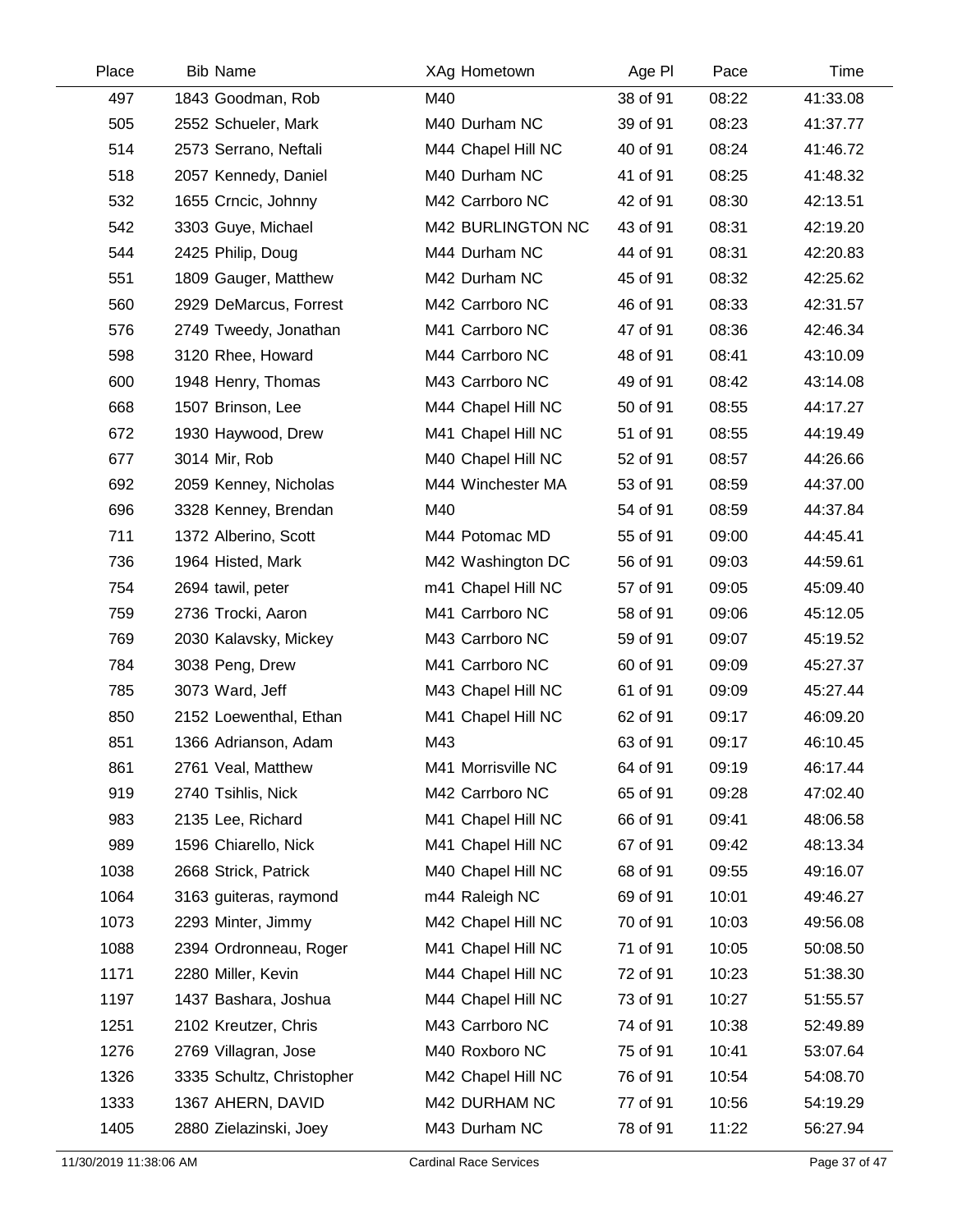| Place | Bib | Name | XAg | Hometown | Age Pl | Pace | Time |
|---|---|---|---|---|---|---|---|
| 497 | 1843 | Goodman, Rob | M40 | | 38 of 91 | 08:22 | 41:33.08 |
| 505 | 2552 | Schueler, Mark | M40 | Durham NC | 39 of 91 | 08:23 | 41:37.77 |
| 514 | 2573 | Serrano, Neftali | M44 | Chapel Hill NC | 40 of 91 | 08:24 | 41:46.72 |
| 518 | 2057 | Kennedy, Daniel | M40 | Durham NC | 41 of 91 | 08:25 | 41:48.32 |
| 532 | 1655 | Crncic, Johnny | M42 | Carrboro NC | 42 of 91 | 08:30 | 42:13.51 |
| 542 | 3303 | Guye, Michael | M42 | BURLINGTON NC | 43 of 91 | 08:31 | 42:19.20 |
| 544 | 2425 | Philip, Doug | M44 | Durham NC | 44 of 91 | 08:31 | 42:20.83 |
| 551 | 1809 | Gauger, Matthew | M42 | Durham NC | 45 of 91 | 08:32 | 42:25.62 |
| 560 | 2929 | DeMarcus, Forrest | M42 | Carrboro NC | 46 of 91 | 08:33 | 42:31.57 |
| 576 | 2749 | Tweedy, Jonathan | M41 | Carrboro NC | 47 of 91 | 08:36 | 42:46.34 |
| 598 | 3120 | Rhee, Howard | M44 | Carrboro NC | 48 of 91 | 08:41 | 43:10.09 |
| 600 | 1948 | Henry, Thomas | M43 | Carrboro NC | 49 of 91 | 08:42 | 43:14.08 |
| 668 | 1507 | Brinson, Lee | M44 | Chapel Hill NC | 50 of 91 | 08:55 | 44:17.27 |
| 672 | 1930 | Haywood, Drew | M41 | Chapel Hill NC | 51 of 91 | 08:55 | 44:19.49 |
| 677 | 3014 | Mir, Rob | M40 | Chapel Hill NC | 52 of 91 | 08:57 | 44:26.66 |
| 692 | 2059 | Kenney, Nicholas | M44 | Winchester MA | 53 of 91 | 08:59 | 44:37.00 |
| 696 | 3328 | Kenney, Brendan | M40 | | 54 of 91 | 08:59 | 44:37.84 |
| 711 | 1372 | Alberino, Scott | M44 | Potomac MD | 55 of 91 | 09:00 | 44:45.41 |
| 736 | 1964 | Histed, Mark | M42 | Washington DC | 56 of 91 | 09:03 | 44:59.61 |
| 754 | 2694 | tawil, peter | m41 | Chapel Hill NC | 57 of 91 | 09:05 | 45:09.40 |
| 759 | 2736 | Trocki, Aaron | M41 | Carrboro NC | 58 of 91 | 09:06 | 45:12.05 |
| 769 | 2030 | Kalavsky, Mickey | M43 | Carrboro NC | 59 of 91 | 09:07 | 45:19.52 |
| 784 | 3038 | Peng, Drew | M41 | Carrboro NC | 60 of 91 | 09:09 | 45:27.37 |
| 785 | 3073 | Ward, Jeff | M43 | Chapel Hill NC | 61 of 91 | 09:09 | 45:27.44 |
| 850 | 2152 | Loewenthal, Ethan | M41 | Chapel Hill NC | 62 of 91 | 09:17 | 46:09.20 |
| 851 | 1366 | Adrianson, Adam | M43 | | 63 of 91 | 09:17 | 46:10.45 |
| 861 | 2761 | Veal, Matthew | M41 | Morrisville NC | 64 of 91 | 09:19 | 46:17.44 |
| 919 | 2740 | Tsihlis, Nick | M42 | Carrboro NC | 65 of 91 | 09:28 | 47:02.40 |
| 983 | 2135 | Lee, Richard | M41 | Chapel Hill NC | 66 of 91 | 09:41 | 48:06.58 |
| 989 | 1596 | Chiarello, Nick | M41 | Chapel Hill NC | 67 of 91 | 09:42 | 48:13.34 |
| 1038 | 2668 | Strick, Patrick | M40 | Chapel Hill NC | 68 of 91 | 09:55 | 49:16.07 |
| 1064 | 3163 | guiteras, raymond | m44 | Raleigh NC | 69 of 91 | 10:01 | 49:46.27 |
| 1073 | 2293 | Minter, Jimmy | M42 | Chapel Hill NC | 70 of 91 | 10:03 | 49:56.08 |
| 1088 | 2394 | Ordronneau, Roger | M41 | Chapel Hill NC | 71 of 91 | 10:05 | 50:08.50 |
| 1171 | 2280 | Miller, Kevin | M44 | Chapel Hill NC | 72 of 91 | 10:23 | 51:38.30 |
| 1197 | 1437 | Bashara, Joshua | M44 | Chapel Hill NC | 73 of 91 | 10:27 | 51:55.57 |
| 1251 | 2102 | Kreutzer, Chris | M43 | Carrboro NC | 74 of 91 | 10:38 | 52:49.89 |
| 1276 | 2769 | Villagran, Jose | M40 | Roxboro NC | 75 of 91 | 10:41 | 53:07.64 |
| 1326 | 3335 | Schultz, Christopher | M42 | Chapel Hill NC | 76 of 91 | 10:54 | 54:08.70 |
| 1333 | 1367 | AHERN, DAVID | M42 | DURHAM NC | 77 of 91 | 10:56 | 54:19.29 |
| 1405 | 2880 | Zielazinski, Joey | M43 | Durham NC | 78 of 91 | 11:22 | 56:27.94 |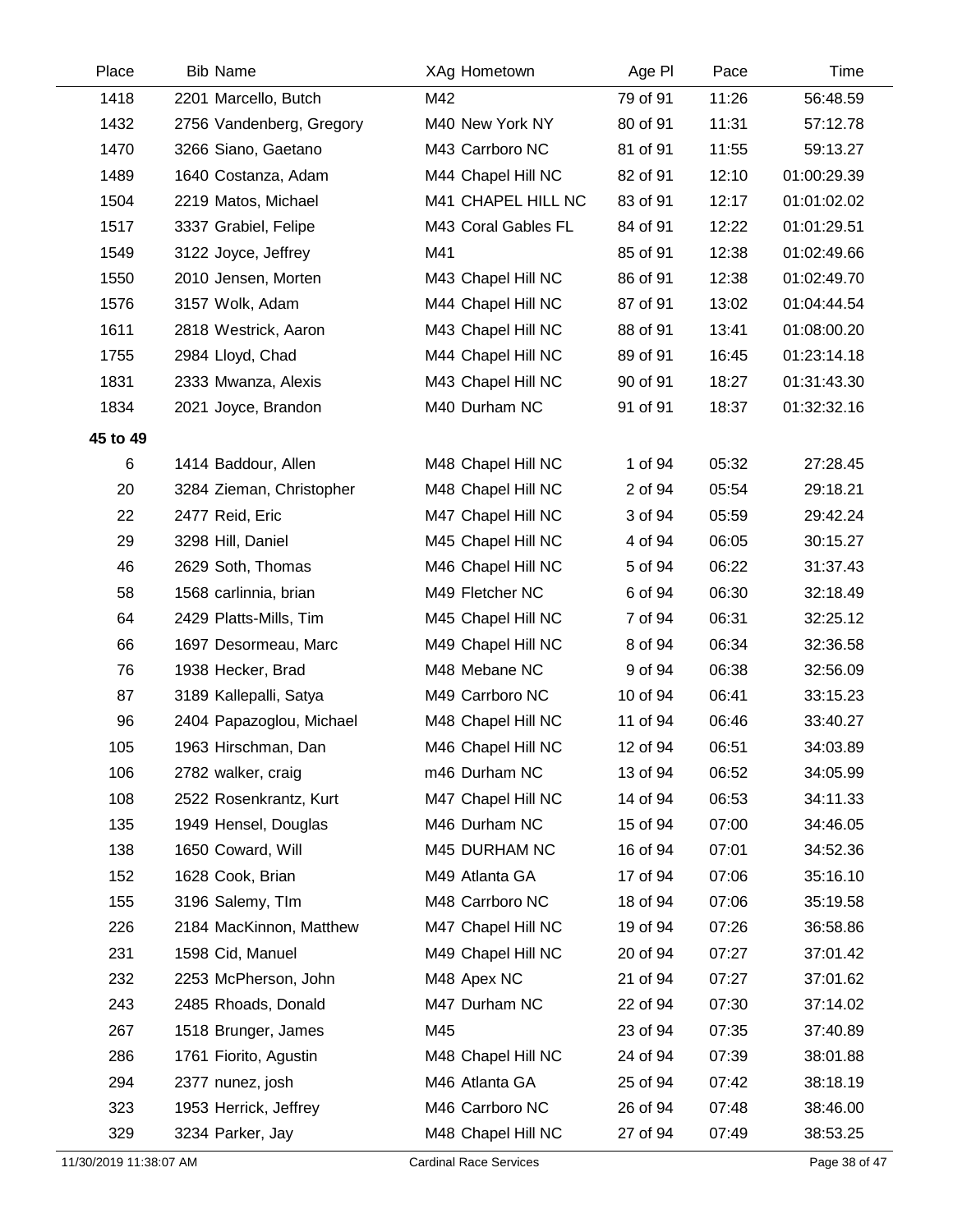| Place | Bib | Name | XAg | Hometown | Age Pl | Pace | Time |
|---|---|---|---|---|---|---|---|
| 1418 | 2201 | Marcello, Butch | M42 | | 79 of 91 | 11:26 | 56:48.59 |
| 1432 | 2756 | Vandenberg, Gregory | M40 | New York NY | 80 of 91 | 11:31 | 57:12.78 |
| 1470 | 3266 | Siano, Gaetano | M43 | Carrboro NC | 81 of 91 | 11:55 | 59:13.27 |
| 1489 | 1640 | Costanza, Adam | M44 | Chapel Hill NC | 82 of 91 | 12:10 | 01:00:29.39 |
| 1504 | 2219 | Matos, Michael | M41 | CHAPEL HILL NC | 83 of 91 | 12:17 | 01:01:02.02 |
| 1517 | 3337 | Grabiel, Felipe | M43 | Coral Gables FL | 84 of 91 | 12:22 | 01:01:29.51 |
| 1549 | 3122 | Joyce, Jeffrey | M41 | | 85 of 91 | 12:38 | 01:02:49.66 |
| 1550 | 2010 | Jensen, Morten | M43 | Chapel Hill NC | 86 of 91 | 12:38 | 01:02:49.70 |
| 1576 | 3157 | Wolk, Adam | M44 | Chapel Hill NC | 87 of 91 | 13:02 | 01:04:44.54 |
| 1611 | 2818 | Westrick, Aaron | M43 | Chapel Hill NC | 88 of 91 | 13:41 | 01:08:00.20 |
| 1755 | 2984 | Lloyd, Chad | M44 | Chapel Hill NC | 89 of 91 | 16:45 | 01:23:14.18 |
| 1831 | 2333 | Mwanza, Alexis | M43 | Chapel Hill NC | 90 of 91 | 18:27 | 01:31:43.30 |
| 1834 | 2021 | Joyce, Brandon | M40 | Durham NC | 91 of 91 | 18:37 | 01:32:32.16 |
| **45 to 49** | | | | | | | |
| 6 | 1414 | Baddour, Allen | M48 | Chapel Hill NC | 1 of 94 | 05:32 | 27:28.45 |
| 20 | 3284 | Zieman, Christopher | M48 | Chapel Hill NC | 2 of 94 | 05:54 | 29:18.21 |
| 22 | 2477 | Reid, Eric | M47 | Chapel Hill NC | 3 of 94 | 05:59 | 29:42.24 |
| 29 | 3298 | Hill, Daniel | M45 | Chapel Hill NC | 4 of 94 | 06:05 | 30:15.27 |
| 46 | 2629 | Soth, Thomas | M46 | Chapel Hill NC | 5 of 94 | 06:22 | 31:37.43 |
| 58 | 1568 | carlinnia, brian | M49 | Fletcher NC | 6 of 94 | 06:30 | 32:18.49 |
| 64 | 2429 | Platts-Mills, Tim | M45 | Chapel Hill NC | 7 of 94 | 06:31 | 32:25.12 |
| 66 | 1697 | Desormeau, Marc | M49 | Chapel Hill NC | 8 of 94 | 06:34 | 32:36.58 |
| 76 | 1938 | Hecker, Brad | M48 | Mebane NC | 9 of 94 | 06:38 | 32:56.09 |
| 87 | 3189 | Kallepalli, Satya | M49 | Carrboro NC | 10 of 94 | 06:41 | 33:15.23 |
| 96 | 2404 | Papazoglou, Michael | M48 | Chapel Hill NC | 11 of 94 | 06:46 | 33:40.27 |
| 105 | 1963 | Hirschman, Dan | M46 | Chapel Hill NC | 12 of 94 | 06:51 | 34:03.89 |
| 106 | 2782 | walker, craig | m46 | Durham NC | 13 of 94 | 06:52 | 34:05.99 |
| 108 | 2522 | Rosenkrantz, Kurt | M47 | Chapel Hill NC | 14 of 94 | 06:53 | 34:11.33 |
| 135 | 1949 | Hensel, Douglas | M46 | Durham NC | 15 of 94 | 07:00 | 34:46.05 |
| 138 | 1650 | Coward, Will | M45 | DURHAM NC | 16 of 94 | 07:01 | 34:52.36 |
| 152 | 1628 | Cook, Brian | M49 | Atlanta GA | 17 of 94 | 07:06 | 35:16.10 |
| 155 | 3196 | Salemy, TIm | M48 | Carrboro NC | 18 of 94 | 07:06 | 35:19.58 |
| 226 | 2184 | MacKinnon, Matthew | M47 | Chapel Hill NC | 19 of 94 | 07:26 | 36:58.86 |
| 231 | 1598 | Cid, Manuel | M49 | Chapel Hill NC | 20 of 94 | 07:27 | 37:01.42 |
| 232 | 2253 | McPherson, John | M48 | Apex NC | 21 of 94 | 07:27 | 37:01.62 |
| 243 | 2485 | Rhoads, Donald | M47 | Durham NC | 22 of 94 | 07:30 | 37:14.02 |
| 267 | 1518 | Brunger, James | M45 | | 23 of 94 | 07:35 | 37:40.89 |
| 286 | 1761 | Fiorito, Agustin | M48 | Chapel Hill NC | 24 of 94 | 07:39 | 38:01.88 |
| 294 | 2377 | nunez, josh | M46 | Atlanta GA | 25 of 94 | 07:42 | 38:18.19 |
| 323 | 1953 | Herrick, Jeffrey | M46 | Carrboro NC | 26 of 94 | 07:48 | 38:46.00 |
| 329 | 3234 | Parker, Jay | M48 | Chapel Hill NC | 27 of 94 | 07:49 | 38:53.25 |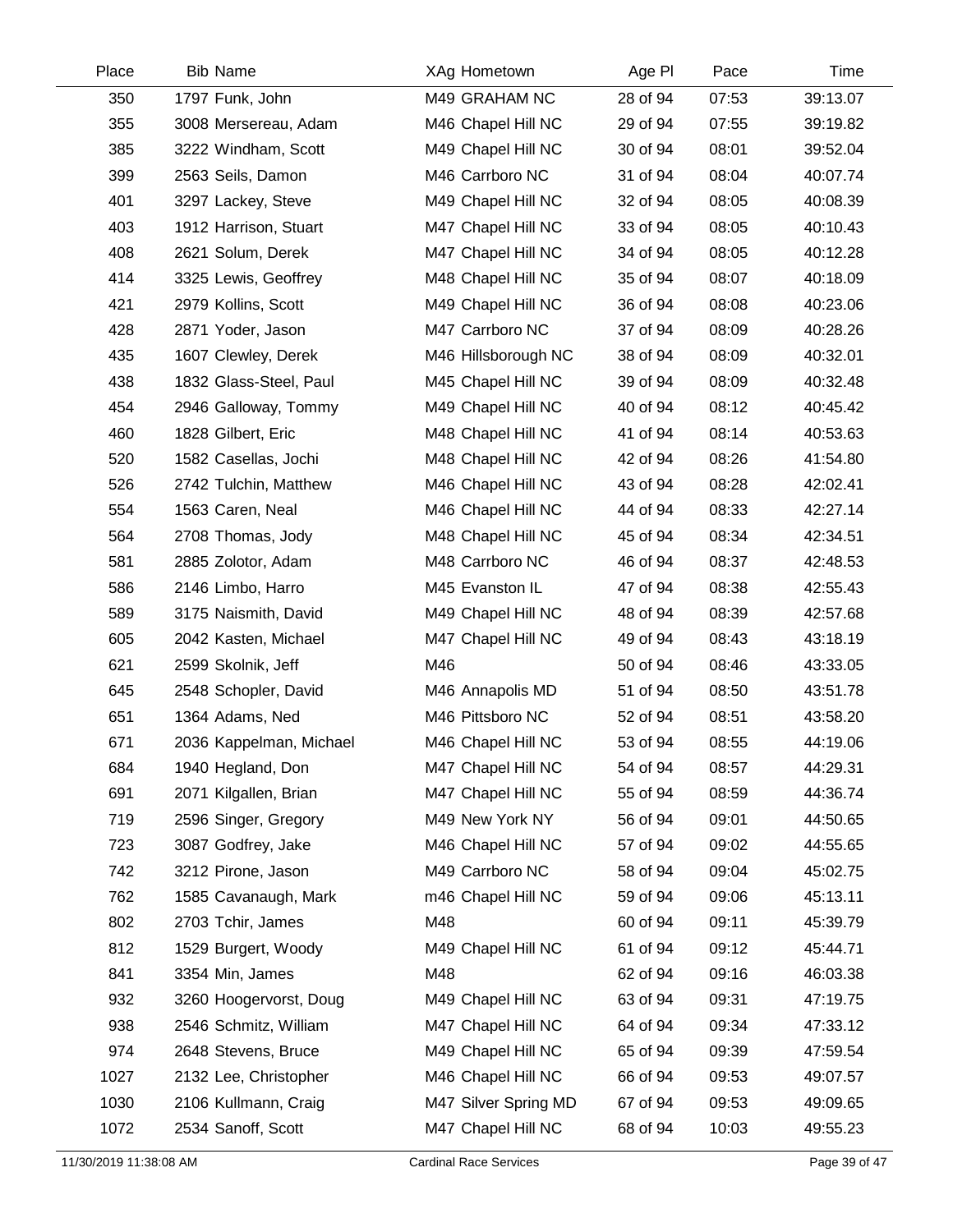| Place | Bib | Name | XAg | Hometown | Age Pl | Pace | Time |
|---|---|---|---|---|---|---|---|
| 350 | 1797 | Funk, John | M49 | GRAHAM NC | 28 of 94 | 07:53 | 39:13.07 |
| 355 | 3008 | Mersereau, Adam | M46 | Chapel Hill NC | 29 of 94 | 07:55 | 39:19.82 |
| 385 | 3222 | Windham, Scott | M49 | Chapel Hill NC | 30 of 94 | 08:01 | 39:52.04 |
| 399 | 2563 | Seils, Damon | M46 | Carrboro NC | 31 of 94 | 08:04 | 40:07.74 |
| 401 | 3297 | Lackey, Steve | M49 | Chapel Hill NC | 32 of 94 | 08:05 | 40:08.39 |
| 403 | 1912 | Harrison, Stuart | M47 | Chapel Hill NC | 33 of 94 | 08:05 | 40:10.43 |
| 408 | 2621 | Solum, Derek | M47 | Chapel Hill NC | 34 of 94 | 08:05 | 40:12.28 |
| 414 | 3325 | Lewis, Geoffrey | M48 | Chapel Hill NC | 35 of 94 | 08:07 | 40:18.09 |
| 421 | 2979 | Kollins, Scott | M49 | Chapel Hill NC | 36 of 94 | 08:08 | 40:23.06 |
| 428 | 2871 | Yoder, Jason | M47 | Carrboro NC | 37 of 94 | 08:09 | 40:28.26 |
| 435 | 1607 | Clewley, Derek | M46 | Hillsborough NC | 38 of 94 | 08:09 | 40:32.01 |
| 438 | 1832 | Glass-Steel, Paul | M45 | Chapel Hill NC | 39 of 94 | 08:09 | 40:32.48 |
| 454 | 2946 | Galloway, Tommy | M49 | Chapel Hill NC | 40 of 94 | 08:12 | 40:45.42 |
| 460 | 1828 | Gilbert, Eric | M48 | Chapel Hill NC | 41 of 94 | 08:14 | 40:53.63 |
| 520 | 1582 | Casellas, Jochi | M48 | Chapel Hill NC | 42 of 94 | 08:26 | 41:54.80 |
| 526 | 2742 | Tulchin, Matthew | M46 | Chapel Hill NC | 43 of 94 | 08:28 | 42:02.41 |
| 554 | 1563 | Caren, Neal | M46 | Chapel Hill NC | 44 of 94 | 08:33 | 42:27.14 |
| 564 | 2708 | Thomas, Jody | M48 | Chapel Hill NC | 45 of 94 | 08:34 | 42:34.51 |
| 581 | 2885 | Zolotor, Adam | M48 | Carrboro NC | 46 of 94 | 08:37 | 42:48.53 |
| 586 | 2146 | Limbo, Harro | M45 | Evanston IL | 47 of 94 | 08:38 | 42:55.43 |
| 589 | 3175 | Naismith, David | M49 | Chapel Hill NC | 48 of 94 | 08:39 | 42:57.68 |
| 605 | 2042 | Kasten, Michael | M47 | Chapel Hill NC | 49 of 94 | 08:43 | 43:18.19 |
| 621 | 2599 | Skolnik, Jeff | M46 | | 50 of 94 | 08:46 | 43:33.05 |
| 645 | 2548 | Schopler, David | M46 | Annapolis MD | 51 of 94 | 08:50 | 43:51.78 |
| 651 | 1364 | Adams, Ned | M46 | Pittsboro NC | 52 of 94 | 08:51 | 43:58.20 |
| 671 | 2036 | Kappelman, Michael | M46 | Chapel Hill NC | 53 of 94 | 08:55 | 44:19.06 |
| 684 | 1940 | Hegland, Don | M47 | Chapel Hill NC | 54 of 94 | 08:57 | 44:29.31 |
| 691 | 2071 | Kilgallen, Brian | M47 | Chapel Hill NC | 55 of 94 | 08:59 | 44:36.74 |
| 719 | 2596 | Singer, Gregory | M49 | New York NY | 56 of 94 | 09:01 | 44:50.65 |
| 723 | 3087 | Godfrey, Jake | M46 | Chapel Hill NC | 57 of 94 | 09:02 | 44:55.65 |
| 742 | 3212 | Pirone, Jason | M49 | Carrboro NC | 58 of 94 | 09:04 | 45:02.75 |
| 762 | 1585 | Cavanaugh, Mark | m46 | Chapel Hill NC | 59 of 94 | 09:06 | 45:13.11 |
| 802 | 2703 | Tchir, James | M48 | | 60 of 94 | 09:11 | 45:39.79 |
| 812 | 1529 | Burgert, Woody | M49 | Chapel Hill NC | 61 of 94 | 09:12 | 45:44.71 |
| 841 | 3354 | Min, James | M48 | | 62 of 94 | 09:16 | 46:03.38 |
| 932 | 3260 | Hoogervorst, Doug | M49 | Chapel Hill NC | 63 of 94 | 09:31 | 47:19.75 |
| 938 | 2546 | Schmitz, William | M47 | Chapel Hill NC | 64 of 94 | 09:34 | 47:33.12 |
| 974 | 2648 | Stevens, Bruce | M49 | Chapel Hill NC | 65 of 94 | 09:39 | 47:59.54 |
| 1027 | 2132 | Lee, Christopher | M46 | Chapel Hill NC | 66 of 94 | 09:53 | 49:07.57 |
| 1030 | 2106 | Kullmann, Craig | M47 | Silver Spring MD | 67 of 94 | 09:53 | 49:09.65 |
| 1072 | 2534 | Sanoff, Scott | M47 | Chapel Hill NC | 68 of 94 | 10:03 | 49:55.23 |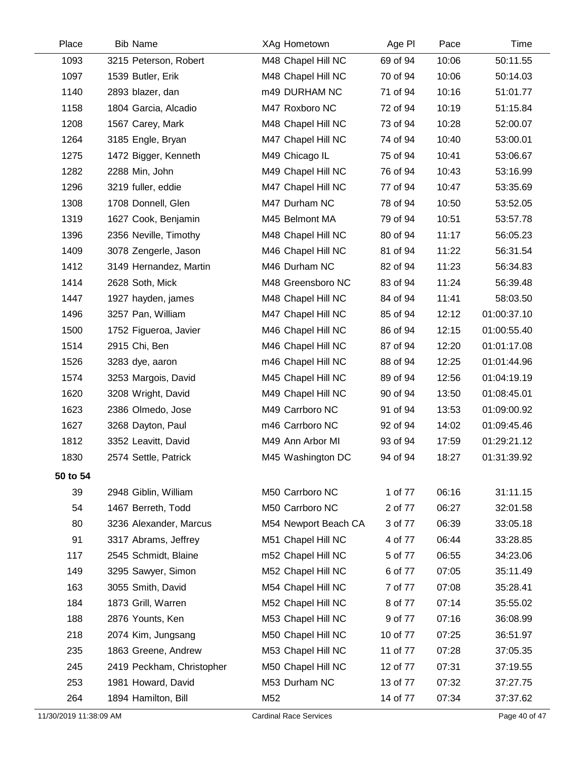| Place | Bib | Name | XAg | Hometown | Age Pl | Pace | Time |
|---|---|---|---|---|---|---|---|
| 1093 | 3215 | Peterson, Robert | M48 | Chapel Hill NC | 69 of 94 | 10:06 | 50:11.55 |
| 1097 | 1539 | Butler, Erik | M48 | Chapel Hill NC | 70 of 94 | 10:06 | 50:14.03 |
| 1140 | 2893 | blazer, dan | m49 | DURHAM NC | 71 of 94 | 10:16 | 51:01.77 |
| 1158 | 1804 | Garcia, Alcadio | M47 | Roxboro NC | 72 of 94 | 10:19 | 51:15.84 |
| 1208 | 1567 | Carey, Mark | M48 | Chapel Hill NC | 73 of 94 | 10:28 | 52:00.07 |
| 1264 | 3185 | Engle, Bryan | M47 | Chapel Hill NC | 74 of 94 | 10:40 | 53:00.01 |
| 1275 | 1472 | Bigger, Kenneth | M49 | Chicago IL | 75 of 94 | 10:41 | 53:06.67 |
| 1282 | 2288 | Min, John | M49 | Chapel Hill NC | 76 of 94 | 10:43 | 53:16.99 |
| 1296 | 3219 | fuller, eddie | M47 | Chapel Hill NC | 77 of 94 | 10:47 | 53:35.69 |
| 1308 | 1708 | Donnell, Glen | M47 | Durham NC | 78 of 94 | 10:50 | 53:52.05 |
| 1319 | 1627 | Cook, Benjamin | M45 | Belmont MA | 79 of 94 | 10:51 | 53:57.78 |
| 1396 | 2356 | Neville, Timothy | M48 | Chapel Hill NC | 80 of 94 | 11:17 | 56:05.23 |
| 1409 | 3078 | Zengerle, Jason | M46 | Chapel Hill NC | 81 of 94 | 11:22 | 56:31.54 |
| 1412 | 3149 | Hernandez, Martin | M46 | Durham NC | 82 of 94 | 11:23 | 56:34.83 |
| 1414 | 2628 | Soth, Mick | M48 | Greensboro NC | 83 of 94 | 11:24 | 56:39.48 |
| 1447 | 1927 | hayden, james | M48 | Chapel Hill NC | 84 of 94 | 11:41 | 58:03.50 |
| 1496 | 3257 | Pan, William | M47 | Chapel Hill NC | 85 of 94 | 12:12 | 01:00:37.10 |
| 1500 | 1752 | Figueroa, Javier | M46 | Chapel Hill NC | 86 of 94 | 12:15 | 01:00:55.40 |
| 1514 | 2915 | Chi, Ben | M46 | Chapel Hill NC | 87 of 94 | 12:20 | 01:01:17.08 |
| 1526 | 3283 | dye, aaron | m46 | Chapel Hill NC | 88 of 94 | 12:25 | 01:01:44.96 |
| 1574 | 3253 | Margois, David | M45 | Chapel Hill NC | 89 of 94 | 12:56 | 01:04:19.19 |
| 1620 | 3208 | Wright, David | M49 | Chapel Hill NC | 90 of 94 | 13:50 | 01:08:45.01 |
| 1623 | 2386 | Olmedo, Jose | M49 | Carrboro NC | 91 of 94 | 13:53 | 01:09:00.92 |
| 1627 | 3268 | Dayton, Paul | m46 | Carrboro NC | 92 of 94 | 14:02 | 01:09:45.46 |
| 1812 | 3352 | Leavitt, David | M49 | Ann Arbor MI | 93 of 94 | 17:59 | 01:29:21.12 |
| 1830 | 2574 | Settle, Patrick | M45 | Washington DC | 94 of 94 | 18:27 | 01:31:39.92 |
| **50 to 54** | | | | | | | |
| 39 | 2948 | Giblin, William | M50 | Carrboro NC | 1 of 77 | 06:16 | 31:11.15 |
| 54 | 1467 | Berreth, Todd | M50 | Carrboro NC | 2 of 77 | 06:27 | 32:01.58 |
| 80 | 3236 | Alexander, Marcus | M54 | Newport Beach CA | 3 of 77 | 06:39 | 33:05.18 |
| 91 | 3317 | Abrams, Jeffrey | M51 | Chapel Hill NC | 4 of 77 | 06:44 | 33:28.85 |
| 117 | 2545 | Schmidt, Blaine | m52 | Chapel Hill NC | 5 of 77 | 06:55 | 34:23.06 |
| 149 | 3295 | Sawyer, Simon | M52 | Chapel Hill NC | 6 of 77 | 07:05 | 35:11.49 |
| 163 | 3055 | Smith, David | M54 | Chapel Hill NC | 7 of 77 | 07:08 | 35:28.41 |
| 184 | 1873 | Grill, Warren | M52 | Chapel Hill NC | 8 of 77 | 07:14 | 35:55.02 |
| 188 | 2876 | Younts, Ken | M53 | Chapel Hill NC | 9 of 77 | 07:16 | 36:08.99 |
| 218 | 2074 | Kim, Jungsang | M50 | Chapel Hill NC | 10 of 77 | 07:25 | 36:51.97 |
| 235 | 1863 | Greene, Andrew | M53 | Chapel Hill NC | 11 of 77 | 07:28 | 37:05.35 |
| 245 | 2419 | Peckham, Christopher | M50 | Chapel Hill NC | 12 of 77 | 07:31 | 37:19.55 |
| 253 | 1981 | Howard, David | M53 | Durham NC | 13 of 77 | 07:32 | 37:27.75 |
| 264 | 1894 | Hamilton, Bill | M52 | | 14 of 77 | 07:34 | 37:37.62 |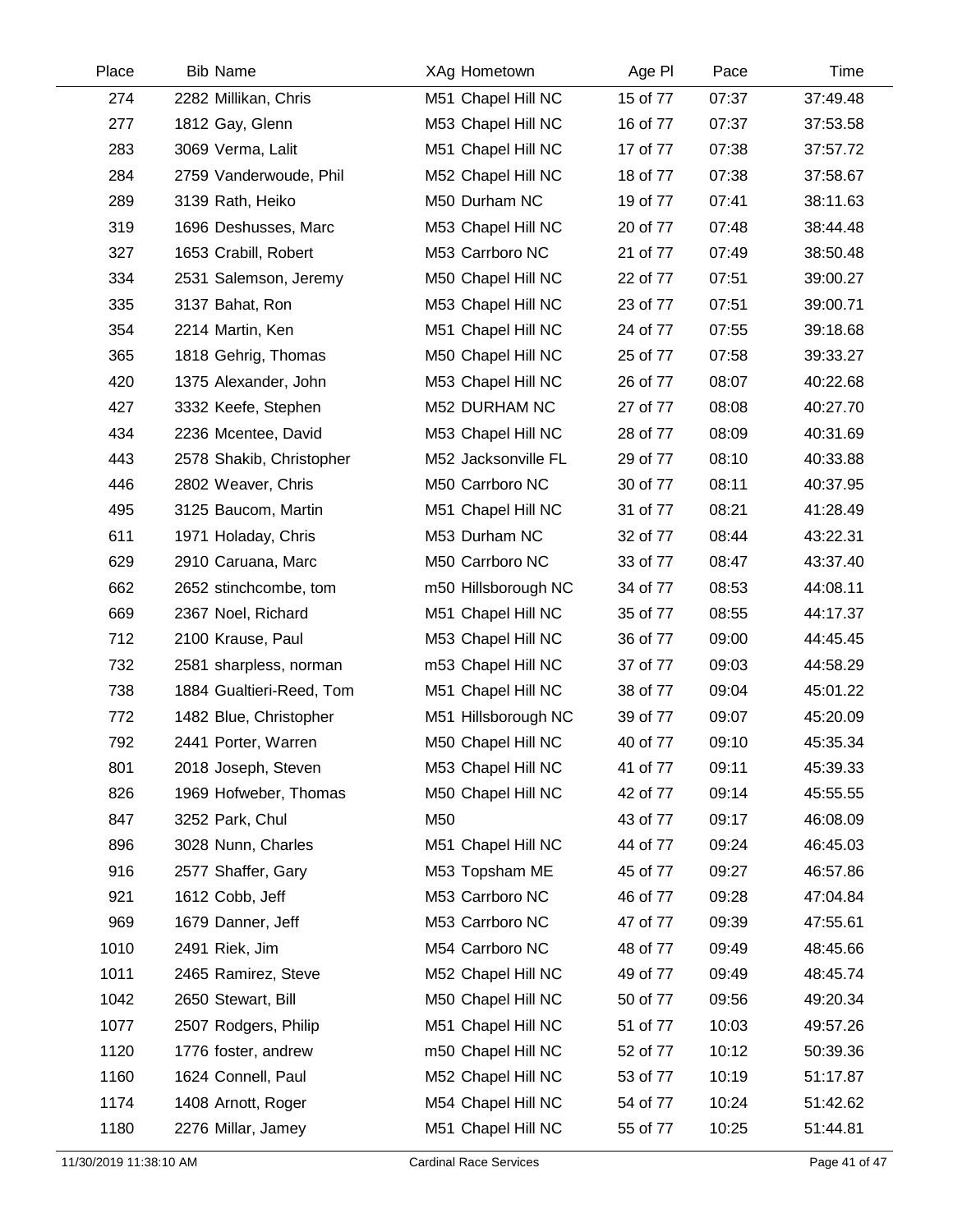| Place | Bib | Name | XAg | Hometown | Age Pl | Pace | Time |
|---|---|---|---|---|---|---|---|
| 274 | 2282 | Millikan, Chris | M51 | Chapel Hill NC | 15 of 77 | 07:37 | 37:49.48 |
| 277 | 1812 | Gay, Glenn | M53 | Chapel Hill NC | 16 of 77 | 07:37 | 37:53.58 |
| 283 | 3069 | Verma, Lalit | M51 | Chapel Hill NC | 17 of 77 | 07:38 | 37:57.72 |
| 284 | 2759 | Vanderwoude, Phil | M52 | Chapel Hill NC | 18 of 77 | 07:38 | 37:58.67 |
| 289 | 3139 | Rath, Heiko | M50 | Durham NC | 19 of 77 | 07:41 | 38:11.63 |
| 319 | 1696 | Deshusses, Marc | M53 | Chapel Hill NC | 20 of 77 | 07:48 | 38:44.48 |
| 327 | 1653 | Crabill, Robert | M53 | Carrboro NC | 21 of 77 | 07:49 | 38:50.48 |
| 334 | 2531 | Salemson, Jeremy | M50 | Chapel Hill NC | 22 of 77 | 07:51 | 39:00.27 |
| 335 | 3137 | Bahat, Ron | M53 | Chapel Hill NC | 23 of 77 | 07:51 | 39:00.71 |
| 354 | 2214 | Martin, Ken | M51 | Chapel Hill NC | 24 of 77 | 07:55 | 39:18.68 |
| 365 | 1818 | Gehrig, Thomas | M50 | Chapel Hill NC | 25 of 77 | 07:58 | 39:33.27 |
| 420 | 1375 | Alexander, John | M53 | Chapel Hill NC | 26 of 77 | 08:07 | 40:22.68 |
| 427 | 3332 | Keefe, Stephen | M52 | DURHAM NC | 27 of 77 | 08:08 | 40:27.70 |
| 434 | 2236 | Mcentee, David | M53 | Chapel Hill NC | 28 of 77 | 08:09 | 40:31.69 |
| 443 | 2578 | Shakib, Christopher | M52 | Jacksonville FL | 29 of 77 | 08:10 | 40:33.88 |
| 446 | 2802 | Weaver, Chris | M50 | Carrboro NC | 30 of 77 | 08:11 | 40:37.95 |
| 495 | 3125 | Baucom, Martin | M51 | Chapel Hill NC | 31 of 77 | 08:21 | 41:28.49 |
| 611 | 1971 | Holaday, Chris | M53 | Durham NC | 32 of 77 | 08:44 | 43:22.31 |
| 629 | 2910 | Caruana, Marc | M50 | Carrboro NC | 33 of 77 | 08:47 | 43:37.40 |
| 662 | 2652 | stinchcombe, tom | m50 | Hillsborough NC | 34 of 77 | 08:53 | 44:08.11 |
| 669 | 2367 | Noel, Richard | M51 | Chapel Hill NC | 35 of 77 | 08:55 | 44:17.37 |
| 712 | 2100 | Krause, Paul | M53 | Chapel Hill NC | 36 of 77 | 09:00 | 44:45.45 |
| 732 | 2581 | sharpless, norman | m53 | Chapel Hill NC | 37 of 77 | 09:03 | 44:58.29 |
| 738 | 1884 | Gualtieri-Reed, Tom | M51 | Chapel Hill NC | 38 of 77 | 09:04 | 45:01.22 |
| 772 | 1482 | Blue, Christopher | M51 | Hillsborough NC | 39 of 77 | 09:07 | 45:20.09 |
| 792 | 2441 | Porter, Warren | M50 | Chapel Hill NC | 40 of 77 | 09:10 | 45:35.34 |
| 801 | 2018 | Joseph, Steven | M53 | Chapel Hill NC | 41 of 77 | 09:11 | 45:39.33 |
| 826 | 1969 | Hofweber, Thomas | M50 | Chapel Hill NC | 42 of 77 | 09:14 | 45:55.55 |
| 847 | 3252 | Park, Chul | M50 | | 43 of 77 | 09:17 | 46:08.09 |
| 896 | 3028 | Nunn, Charles | M51 | Chapel Hill NC | 44 of 77 | 09:24 | 46:45.03 |
| 916 | 2577 | Shaffer, Gary | M53 | Topsham ME | 45 of 77 | 09:27 | 46:57.86 |
| 921 | 1612 | Cobb, Jeff | M53 | Carrboro NC | 46 of 77 | 09:28 | 47:04.84 |
| 969 | 1679 | Danner, Jeff | M53 | Carrboro NC | 47 of 77 | 09:39 | 47:55.61 |
| 1010 | 2491 | Riek, Jim | M54 | Carrboro NC | 48 of 77 | 09:49 | 48:45.66 |
| 1011 | 2465 | Ramirez, Steve | M52 | Chapel Hill NC | 49 of 77 | 09:49 | 48:45.74 |
| 1042 | 2650 | Stewart, Bill | M50 | Chapel Hill NC | 50 of 77 | 09:56 | 49:20.34 |
| 1077 | 2507 | Rodgers, Philip | M51 | Chapel Hill NC | 51 of 77 | 10:03 | 49:57.26 |
| 1120 | 1776 | foster, andrew | m50 | Chapel Hill NC | 52 of 77 | 10:12 | 50:39.36 |
| 1160 | 1624 | Connell, Paul | M52 | Chapel Hill NC | 53 of 77 | 10:19 | 51:17.87 |
| 1174 | 1408 | Arnott, Roger | M54 | Chapel Hill NC | 54 of 77 | 10:24 | 51:42.62 |
| 1180 | 2276 | Millar, Jamey | M51 | Chapel Hill NC | 55 of 77 | 10:25 | 51:44.81 |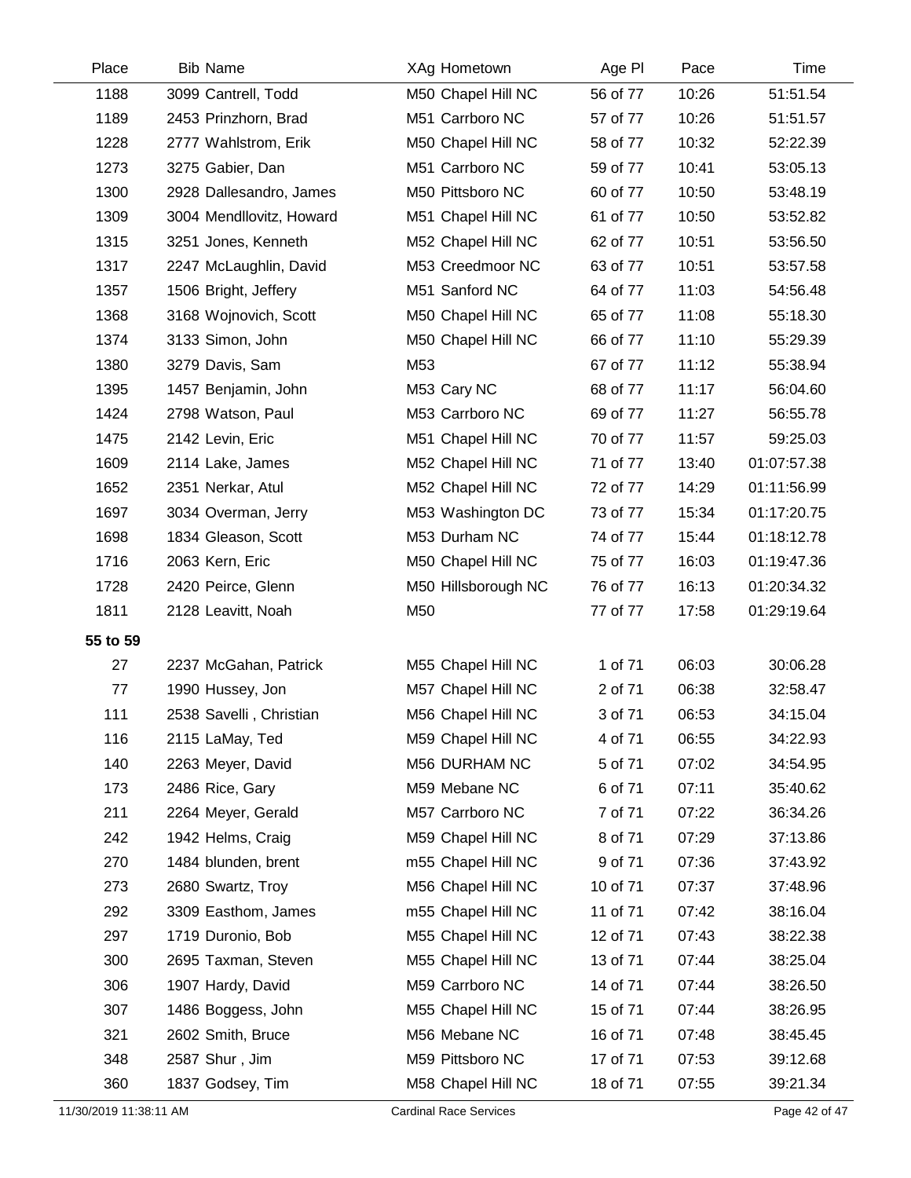| Place | Bib | Name | XAg | Hometown | Age Pl | Pace | Time |
|---|---|---|---|---|---|---|---|
| 1188 | 3099 | Cantrell, Todd | M50 | Chapel Hill NC | 56 of 77 | 10:26 | 51:51.54 |
| 1189 | 2453 | Prinzhorn, Brad | M51 | Carrboro NC | 57 of 77 | 10:26 | 51:51.57 |
| 1228 | 2777 | Wahlstrom, Erik | M50 | Chapel Hill NC | 58 of 77 | 10:32 | 52:22.39 |
| 1273 | 3275 | Gabier, Dan | M51 | Carrboro NC | 59 of 77 | 10:41 | 53:05.13 |
| 1300 | 2928 | Dallesandro, James | M50 | Pittsboro NC | 60 of 77 | 10:50 | 53:48.19 |
| 1309 | 3004 | Mendllovitz, Howard | M51 | Chapel Hill NC | 61 of 77 | 10:50 | 53:52.82 |
| 1315 | 3251 | Jones, Kenneth | M52 | Chapel Hill NC | 62 of 77 | 10:51 | 53:56.50 |
| 1317 | 2247 | McLaughlin, David | M53 | Creedmoor NC | 63 of 77 | 10:51 | 53:57.58 |
| 1357 | 1506 | Bright, Jeffery | M51 | Sanford NC | 64 of 77 | 11:03 | 54:56.48 |
| 1368 | 3168 | Wojnovich, Scott | M50 | Chapel Hill NC | 65 of 77 | 11:08 | 55:18.30 |
| 1374 | 3133 | Simon, John | M50 | Chapel Hill NC | 66 of 77 | 11:10 | 55:29.39 |
| 1380 | 3279 | Davis, Sam | M53 | | 67 of 77 | 11:12 | 55:38.94 |
| 1395 | 1457 | Benjamin, John | M53 | Cary NC | 68 of 77 | 11:17 | 56:04.60 |
| 1424 | 2798 | Watson, Paul | M53 | Carrboro NC | 69 of 77 | 11:27 | 56:55.78 |
| 1475 | 2142 | Levin, Eric | M51 | Chapel Hill NC | 70 of 77 | 11:57 | 59:25.03 |
| 1609 | 2114 | Lake, James | M52 | Chapel Hill NC | 71 of 77 | 13:40 | 01:07:57.38 |
| 1652 | 2351 | Nerkar, Atul | M52 | Chapel Hill NC | 72 of 77 | 14:29 | 01:11:56.99 |
| 1697 | 3034 | Overman, Jerry | M53 | Washington DC | 73 of 77 | 15:34 | 01:17:20.75 |
| 1698 | 1834 | Gleason, Scott | M53 | Durham NC | 74 of 77 | 15:44 | 01:18:12.78 |
| 1716 | 2063 | Kern, Eric | M50 | Chapel Hill NC | 75 of 77 | 16:03 | 01:19:47.36 |
| 1728 | 2420 | Peirce, Glenn | M50 | Hillsborough NC | 76 of 77 | 16:13 | 01:20:34.32 |
| 1811 | 2128 | Leavitt, Noah | M50 | | 77 of 77 | 17:58 | 01:29:19.64 |
| **55 to 59** | | | | | | | |
| 27 | 2237 | McGahan, Patrick | M55 | Chapel Hill NC | 1 of 71 | 06:03 | 30:06.28 |
| 77 | 1990 | Hussey, Jon | M57 | Chapel Hill NC | 2 of 71 | 06:38 | 32:58.47 |
| 111 | 2538 | Savelli , Christian | M56 | Chapel Hill NC | 3 of 71 | 06:53 | 34:15.04 |
| 116 | 2115 | LaMay, Ted | M59 | Chapel Hill NC | 4 of 71 | 06:55 | 34:22.93 |
| 140 | 2263 | Meyer, David | M56 | DURHAM NC | 5 of 71 | 07:02 | 34:54.95 |
| 173 | 2486 | Rice, Gary | M59 | Mebane NC | 6 of 71 | 07:11 | 35:40.62 |
| 211 | 2264 | Meyer, Gerald | M57 | Carrboro NC | 7 of 71 | 07:22 | 36:34.26 |
| 242 | 1942 | Helms, Craig | M59 | Chapel Hill NC | 8 of 71 | 07:29 | 37:13.86 |
| 270 | 1484 | blunden, brent | m55 | Chapel Hill NC | 9 of 71 | 07:36 | 37:43.92 |
| 273 | 2680 | Swartz, Troy | M56 | Chapel Hill NC | 10 of 71 | 07:37 | 37:48.96 |
| 292 | 3309 | Easthom, James | m55 | Chapel Hill NC | 11 of 71 | 07:42 | 38:16.04 |
| 297 | 1719 | Duronio, Bob | M55 | Chapel Hill NC | 12 of 71 | 07:43 | 38:22.38 |
| 300 | 2695 | Taxman, Steven | M55 | Chapel Hill NC | 13 of 71 | 07:44 | 38:25.04 |
| 306 | 1907 | Hardy, David | M59 | Carrboro NC | 14 of 71 | 07:44 | 38:26.50 |
| 307 | 1486 | Boggess, John | M55 | Chapel Hill NC | 15 of 71 | 07:44 | 38:26.95 |
| 321 | 2602 | Smith, Bruce | M56 | Mebane NC | 16 of 71 | 07:48 | 38:45.45 |
| 348 | 2587 | Shur , Jim | M59 | Pittsboro NC | 17 of 71 | 07:53 | 39:12.68 |
| 360 | 1837 | Godsey, Tim | M58 | Chapel Hill NC | 18 of 71 | 07:55 | 39:21.34 |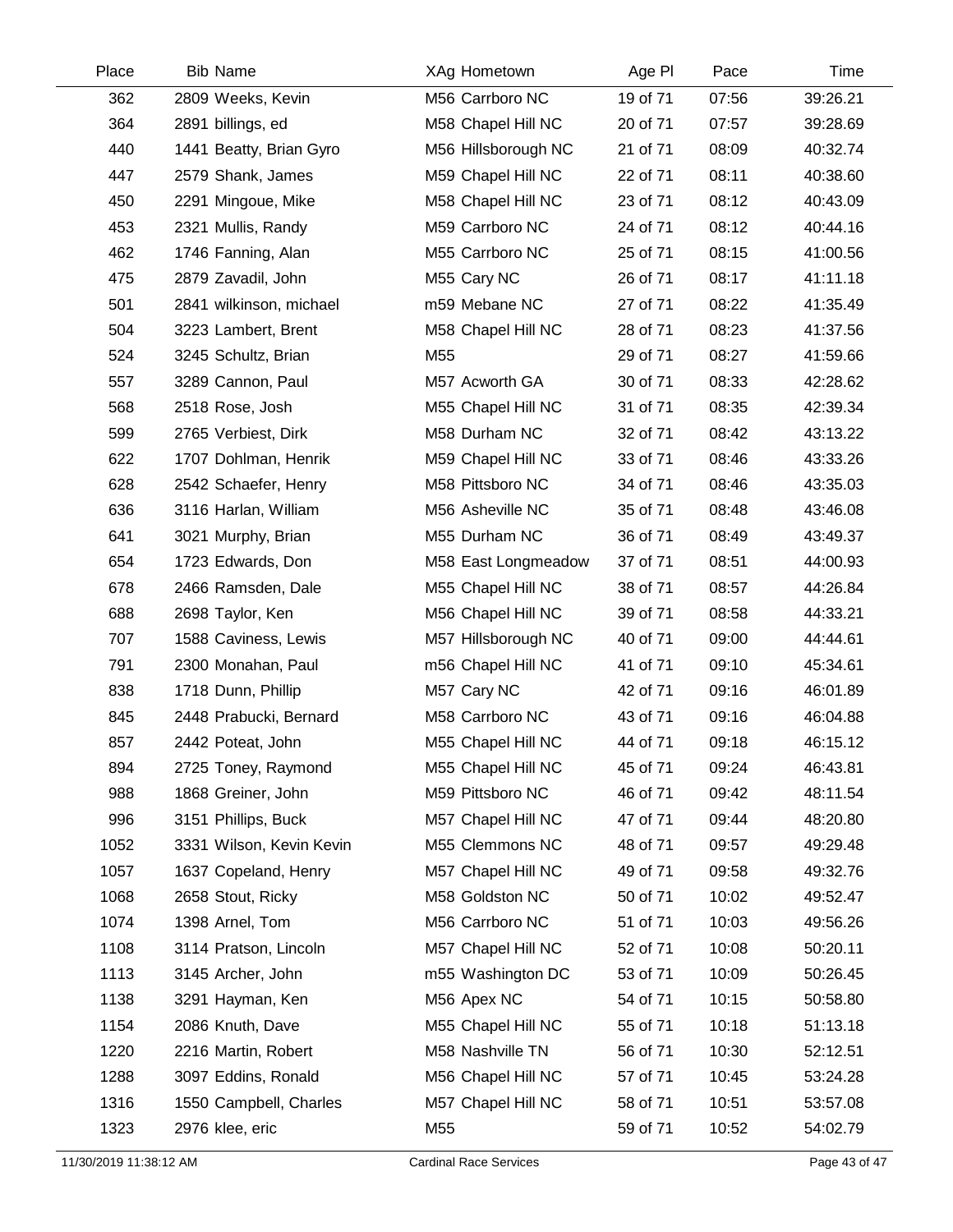| Place | Bib | Name | XAg | Hometown | Age Pl | Pace | Time |
|---|---|---|---|---|---|---|---|
| 362 | 2809 | Weeks, Kevin | M56 | Carrboro NC | 19 of 71 | 07:56 | 39:26.21 |
| 364 | 2891 | billings, ed | M58 | Chapel Hill NC | 20 of 71 | 07:57 | 39:28.69 |
| 440 | 1441 | Beatty, Brian Gyro | M56 | Hillsborough NC | 21 of 71 | 08:09 | 40:32.74 |
| 447 | 2579 | Shank, James | M59 | Chapel Hill NC | 22 of 71 | 08:11 | 40:38.60 |
| 450 | 2291 | Mingoue, Mike | M58 | Chapel Hill NC | 23 of 71 | 08:12 | 40:43.09 |
| 453 | 2321 | Mullis, Randy | M59 | Carrboro NC | 24 of 71 | 08:12 | 40:44.16 |
| 462 | 1746 | Fanning, Alan | M55 | Carrboro NC | 25 of 71 | 08:15 | 41:00.56 |
| 475 | 2879 | Zavadil, John | M55 | Cary NC | 26 of 71 | 08:17 | 41:11.18 |
| 501 | 2841 | wilkinson, michael | m59 | Mebane NC | 27 of 71 | 08:22 | 41:35.49 |
| 504 | 3223 | Lambert, Brent | M58 | Chapel Hill NC | 28 of 71 | 08:23 | 41:37.56 |
| 524 | 3245 | Schultz, Brian | M55 | | 29 of 71 | 08:27 | 41:59.66 |
| 557 | 3289 | Cannon, Paul | M57 | Acworth GA | 30 of 71 | 08:33 | 42:28.62 |
| 568 | 2518 | Rose, Josh | M55 | Chapel Hill NC | 31 of 71 | 08:35 | 42:39.34 |
| 599 | 2765 | Verbiest, Dirk | M58 | Durham NC | 32 of 71 | 08:42 | 43:13.22 |
| 622 | 1707 | Dohlman, Henrik | M59 | Chapel Hill NC | 33 of 71 | 08:46 | 43:33.26 |
| 628 | 2542 | Schaefer, Henry | M58 | Pittsboro NC | 34 of 71 | 08:46 | 43:35.03 |
| 636 | 3116 | Harlan, William | M56 | Asheville NC | 35 of 71 | 08:48 | 43:46.08 |
| 641 | 3021 | Murphy, Brian | M55 | Durham NC | 36 of 71 | 08:49 | 43:49.37 |
| 654 | 1723 | Edwards, Don | M58 | East Longmeadow | 37 of 71 | 08:51 | 44:00.93 |
| 678 | 2466 | Ramsden, Dale | M55 | Chapel Hill NC | 38 of 71 | 08:57 | 44:26.84 |
| 688 | 2698 | Taylor, Ken | M56 | Chapel Hill NC | 39 of 71 | 08:58 | 44:33.21 |
| 707 | 1588 | Caviness, Lewis | M57 | Hillsborough NC | 40 of 71 | 09:00 | 44:44.61 |
| 791 | 2300 | Monahan, Paul | m56 | Chapel Hill NC | 41 of 71 | 09:10 | 45:34.61 |
| 838 | 1718 | Dunn, Phillip | M57 | Cary NC | 42 of 71 | 09:16 | 46:01.89 |
| 845 | 2448 | Prabucki, Bernard | M58 | Carrboro NC | 43 of 71 | 09:16 | 46:04.88 |
| 857 | 2442 | Poteat, John | M55 | Chapel Hill NC | 44 of 71 | 09:18 | 46:15.12 |
| 894 | 2725 | Toney, Raymond | M55 | Chapel Hill NC | 45 of 71 | 09:24 | 46:43.81 |
| 988 | 1868 | Greiner, John | M59 | Pittsboro NC | 46 of 71 | 09:42 | 48:11.54 |
| 996 | 3151 | Phillips, Buck | M57 | Chapel Hill NC | 47 of 71 | 09:44 | 48:20.80 |
| 1052 | 3331 | Wilson, Kevin Kevin | M55 | Clemmons NC | 48 of 71 | 09:57 | 49:29.48 |
| 1057 | 1637 | Copeland, Henry | M57 | Chapel Hill NC | 49 of 71 | 09:58 | 49:32.76 |
| 1068 | 2658 | Stout, Ricky | M58 | Goldston NC | 50 of 71 | 10:02 | 49:52.47 |
| 1074 | 1398 | Arnel, Tom | M56 | Carrboro NC | 51 of 71 | 10:03 | 49:56.26 |
| 1108 | 3114 | Pratson, Lincoln | M57 | Chapel Hill NC | 52 of 71 | 10:08 | 50:20.11 |
| 1113 | 3145 | Archer, John | m55 | Washington DC | 53 of 71 | 10:09 | 50:26.45 |
| 1138 | 3291 | Hayman, Ken | M56 | Apex NC | 54 of 71 | 10:15 | 50:58.80 |
| 1154 | 2086 | Knuth, Dave | M55 | Chapel Hill NC | 55 of 71 | 10:18 | 51:13.18 |
| 1220 | 2216 | Martin, Robert | M58 | Nashville TN | 56 of 71 | 10:30 | 52:12.51 |
| 1288 | 3097 | Eddins, Ronald | M56 | Chapel Hill NC | 57 of 71 | 10:45 | 53:24.28 |
| 1316 | 1550 | Campbell, Charles | M57 | Chapel Hill NC | 58 of 71 | 10:51 | 53:57.08 |
| 1323 | 2976 | klee, eric | M55 | | 59 of 71 | 10:52 | 54:02.79 |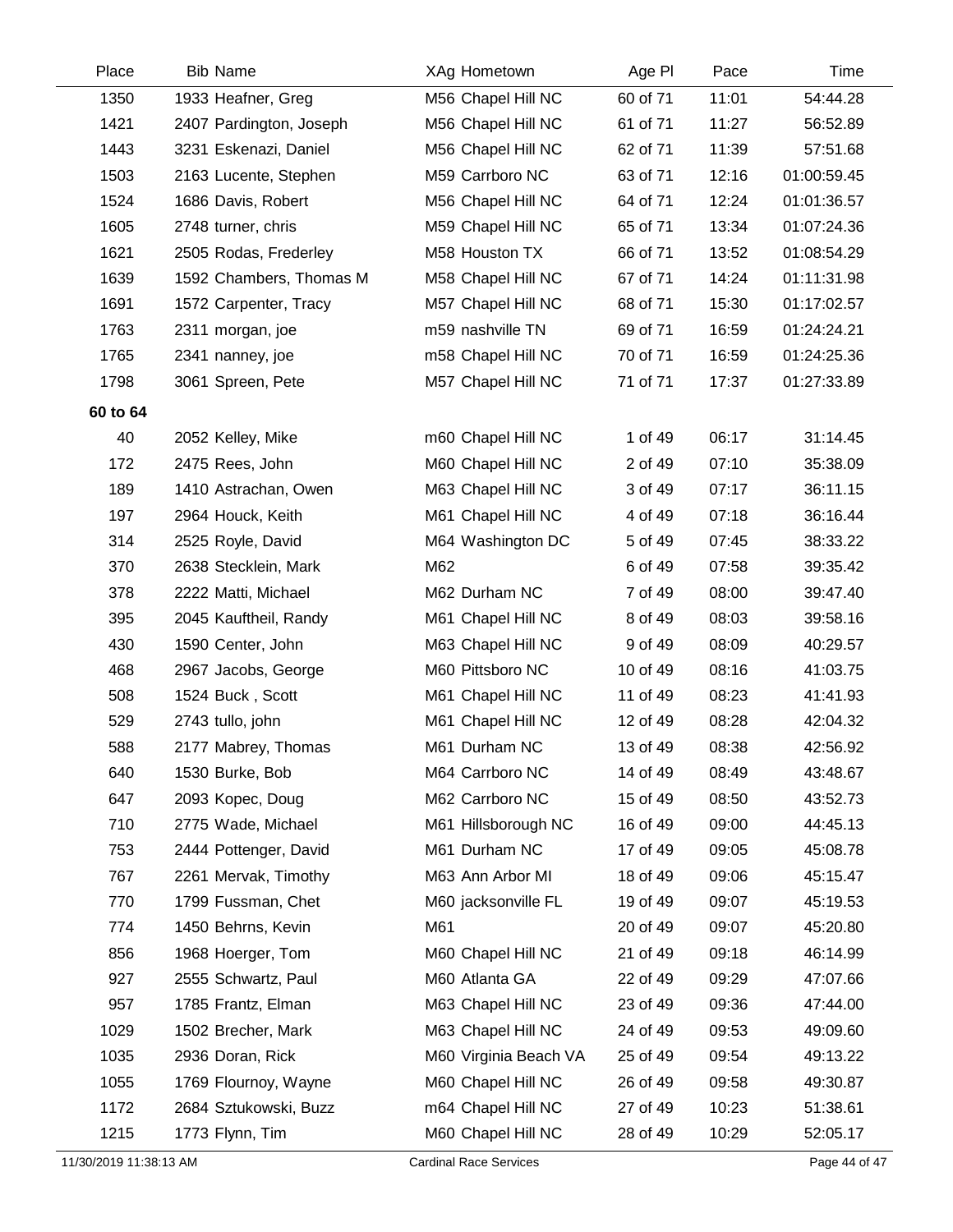| Place | Bib Name | XAg Hometown | Age Pl | Pace | Time |
|---|---|---|---|---|---|
| 1350 | 1933 Heafner, Greg | M56 Chapel Hill NC | 60 of 71 | 11:01 | 54:44.28 |
| 1421 | 2407 Pardington, Joseph | M56 Chapel Hill NC | 61 of 71 | 11:27 | 56:52.89 |
| 1443 | 3231 Eskenazi, Daniel | M56 Chapel Hill NC | 62 of 71 | 11:39 | 57:51.68 |
| 1503 | 2163 Lucente, Stephen | M59 Carrboro NC | 63 of 71 | 12:16 | 01:00:59.45 |
| 1524 | 1686 Davis, Robert | M56 Chapel Hill NC | 64 of 71 | 12:24 | 01:01:36.57 |
| 1605 | 2748 turner, chris | M59 Chapel Hill NC | 65 of 71 | 13:34 | 01:07:24.36 |
| 1621 | 2505 Rodas, Frederley | M58 Houston TX | 66 of 71 | 13:52 | 01:08:54.29 |
| 1639 | 1592 Chambers, Thomas M | M58 Chapel Hill NC | 67 of 71 | 14:24 | 01:11:31.98 |
| 1691 | 1572 Carpenter, Tracy | M57 Chapel Hill NC | 68 of 71 | 15:30 | 01:17:02.57 |
| 1763 | 2311 morgan, joe | m59 nashville TN | 69 of 71 | 16:59 | 01:24:24.21 |
| 1765 | 2341 nanney, joe | m58 Chapel Hill NC | 70 of 71 | 16:59 | 01:24:25.36 |
| 1798 | 3061 Spreen, Pete | M57 Chapel Hill NC | 71 of 71 | 17:37 | 01:27:33.89 |
| **60 to 64** | | | | | |
| 40 | 2052 Kelley, Mike | m60 Chapel Hill NC | 1 of 49 | 06:17 | 31:14.45 |
| 172 | 2475 Rees, John | M60 Chapel Hill NC | 2 of 49 | 07:10 | 35:38.09 |
| 189 | 1410 Astrachan, Owen | M63 Chapel Hill NC | 3 of 49 | 07:17 | 36:11.15 |
| 197 | 2964 Houck, Keith | M61 Chapel Hill NC | 4 of 49 | 07:18 | 36:16.44 |
| 314 | 2525 Royle, David | M64 Washington DC | 5 of 49 | 07:45 | 38:33.22 |
| 370 | 2638 Stecklein, Mark | M62 | 6 of 49 | 07:58 | 39:35.42 |
| 378 | 2222 Matti, Michael | M62 Durham NC | 7 of 49 | 08:00 | 39:47.40 |
| 395 | 2045 Kauftheil, Randy | M61 Chapel Hill NC | 8 of 49 | 08:03 | 39:58.16 |
| 430 | 1590 Center, John | M63 Chapel Hill NC | 9 of 49 | 08:09 | 40:29.57 |
| 468 | 2967 Jacobs, George | M60 Pittsboro NC | 10 of 49 | 08:16 | 41:03.75 |
| 508 | 1524 Buck , Scott | M61 Chapel Hill NC | 11 of 49 | 08:23 | 41:41.93 |
| 529 | 2743 tullo, john | M61 Chapel Hill NC | 12 of 49 | 08:28 | 42:04.32 |
| 588 | 2177 Mabrey, Thomas | M61 Durham NC | 13 of 49 | 08:38 | 42:56.92 |
| 640 | 1530 Burke, Bob | M64 Carrboro NC | 14 of 49 | 08:49 | 43:48.67 |
| 647 | 2093 Kopec, Doug | M62 Carrboro NC | 15 of 49 | 08:50 | 43:52.73 |
| 710 | 2775 Wade, Michael | M61 Hillsborough NC | 16 of 49 | 09:00 | 44:45.13 |
| 753 | 2444 Pottenger, David | M61 Durham NC | 17 of 49 | 09:05 | 45:08.78 |
| 767 | 2261 Mervak, Timothy | M63 Ann Arbor MI | 18 of 49 | 09:06 | 45:15.47 |
| 770 | 1799 Fussman, Chet | M60 jacksonville FL | 19 of 49 | 09:07 | 45:19.53 |
| 774 | 1450 Behrns, Kevin | M61 | 20 of 49 | 09:07 | 45:20.80 |
| 856 | 1968 Hoerger, Tom | M60 Chapel Hill NC | 21 of 49 | 09:18 | 46:14.99 |
| 927 | 2555 Schwartz, Paul | M60 Atlanta GA | 22 of 49 | 09:29 | 47:07.66 |
| 957 | 1785 Frantz, Elman | M63 Chapel Hill NC | 23 of 49 | 09:36 | 47:44.00 |
| 1029 | 1502 Brecher, Mark | M63 Chapel Hill NC | 24 of 49 | 09:53 | 49:09.60 |
| 1035 | 2936 Doran, Rick | M60 Virginia Beach VA | 25 of 49 | 09:54 | 49:13.22 |
| 1055 | 1769 Flournoy, Wayne | M60 Chapel Hill NC | 26 of 49 | 09:58 | 49:30.87 |
| 1172 | 2684 Sztukowski, Buzz | m64 Chapel Hill NC | 27 of 49 | 10:23 | 51:38.61 |
| 1215 | 1773 Flynn, Tim | M60 Chapel Hill NC | 28 of 49 | 10:29 | 52:05.17 |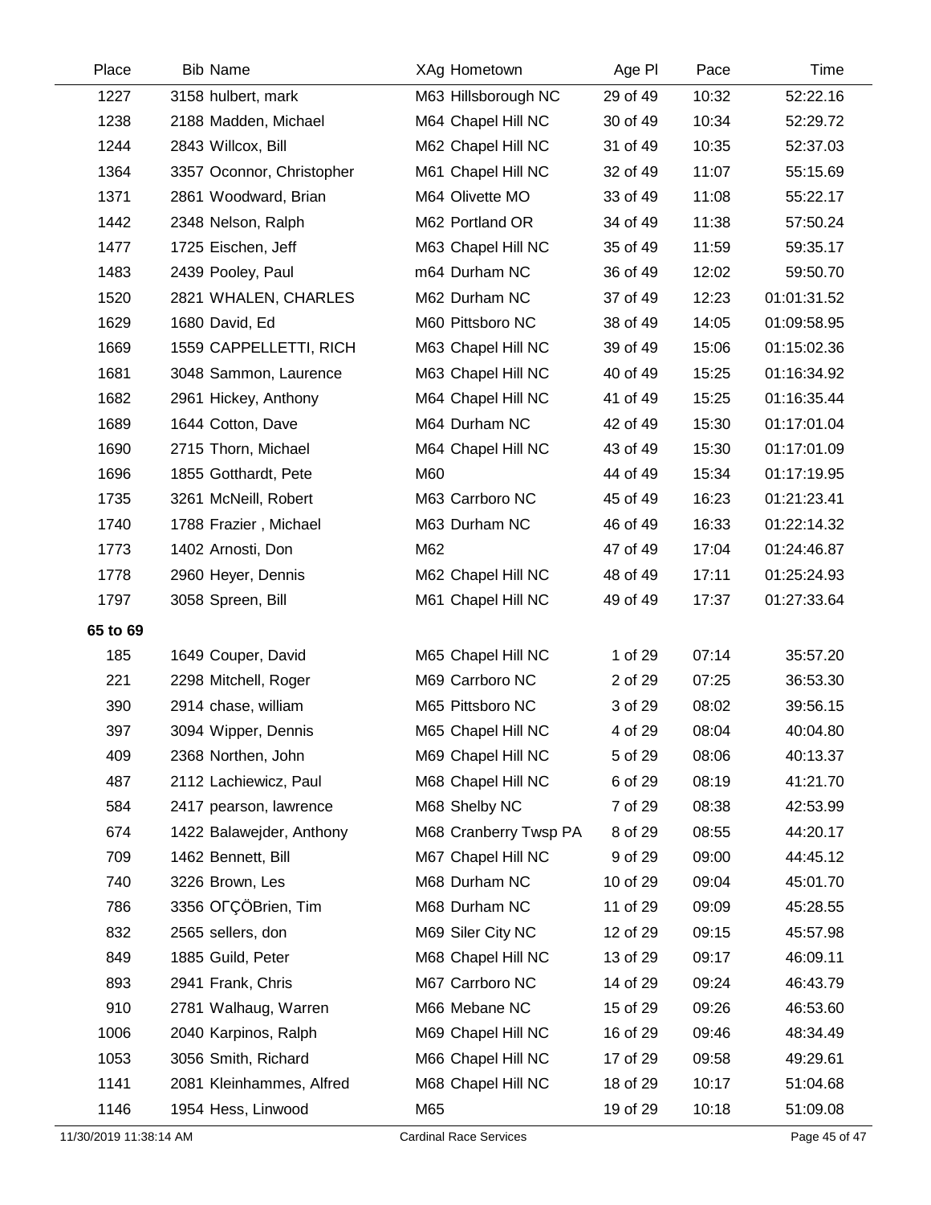| Place | Bib | Name | XAg | Hometown | Age Pl | Pace | Time |
|---|---|---|---|---|---|---|---|
| 1227 | 3158 | hulbert, mark | M63 | Hillsborough NC | 29 of 49 | 10:32 | 52:22.16 |
| 1238 | 2188 | Madden, Michael | M64 | Chapel Hill NC | 30 of 49 | 10:34 | 52:29.72 |
| 1244 | 2843 | Willcox, Bill | M62 | Chapel Hill NC | 31 of 49 | 10:35 | 52:37.03 |
| 1364 | 3357 | Oconnor, Christopher | M61 | Chapel Hill NC | 32 of 49 | 11:07 | 55:15.69 |
| 1371 | 2861 | Woodward, Brian | M64 | Olivette MO | 33 of 49 | 11:08 | 55:22.17 |
| 1442 | 2348 | Nelson, Ralph | M62 | Portland OR | 34 of 49 | 11:38 | 57:50.24 |
| 1477 | 1725 | Eischen, Jeff | M63 | Chapel Hill NC | 35 of 49 | 11:59 | 59:35.17 |
| 1483 | 2439 | Pooley, Paul | m64 | Durham NC | 36 of 49 | 12:02 | 59:50.70 |
| 1520 | 2821 | WHALEN, CHARLES | M62 | Durham NC | 37 of 49 | 12:23 | 01:01:31.52 |
| 1629 | 1680 | David, Ed | M60 | Pittsboro NC | 38 of 49 | 14:05 | 01:09:58.95 |
| 1669 | 1559 | CAPPELLETTI, RICH | M63 | Chapel Hill NC | 39 of 49 | 15:06 | 01:15:02.36 |
| 1681 | 3048 | Sammon, Laurence | M63 | Chapel Hill NC | 40 of 49 | 15:25 | 01:16:34.92 |
| 1682 | 2961 | Hickey, Anthony | M64 | Chapel Hill NC | 41 of 49 | 15:25 | 01:16:35.44 |
| 1689 | 1644 | Cotton, Dave | M64 | Durham NC | 42 of 49 | 15:30 | 01:17:01.04 |
| 1690 | 2715 | Thorn, Michael | M64 | Chapel Hill NC | 43 of 49 | 15:30 | 01:17:01.09 |
| 1696 | 1855 | Gotthardt, Pete | M60 | | 44 of 49 | 15:34 | 01:17:19.95 |
| 1735 | 3261 | McNeill, Robert | M63 | Carrboro NC | 45 of 49 | 16:23 | 01:21:23.41 |
| 1740 | 1788 | Frazier , Michael | M63 | Durham NC | 46 of 49 | 16:33 | 01:22:14.32 |
| 1773 | 1402 | Arnosti, Don | M62 | | 47 of 49 | 17:04 | 01:24:46.87 |
| 1778 | 2960 | Heyer, Dennis | M62 | Chapel Hill NC | 48 of 49 | 17:11 | 01:25:24.93 |
| 1797 | 3058 | Spreen, Bill | M61 | Chapel Hill NC | 49 of 49 | 17:37 | 01:27:33.64 |
| **65 to 69** | | | | | | | |
| 185 | 1649 | Couper, David | M65 | Chapel Hill NC | 1 of 29 | 07:14 | 35:57.20 |
| 221 | 2298 | Mitchell, Roger | M69 | Carrboro NC | 2 of 29 | 07:25 | 36:53.30 |
| 390 | 2914 | chase, william | M65 | Pittsboro NC | 3 of 29 | 08:02 | 39:56.15 |
| 397 | 3094 | Wipper, Dennis | M65 | Chapel Hill NC | 4 of 29 | 08:04 | 40:04.80 |
| 409 | 2368 | Northen, John | M69 | Chapel Hill NC | 5 of 29 | 08:06 | 40:13.37 |
| 487 | 2112 | Lachiewicz, Paul | M68 | Chapel Hill NC | 6 of 29 | 08:19 | 41:21.70 |
| 584 | 2417 | pearson, lawrence | M68 | Shelby NC | 7 of 29 | 08:38 | 42:53.99 |
| 674 | 1422 | Balawejder, Anthony | M68 | Cranberry Twsp PA | 8 of 29 | 08:55 | 44:20.17 |
| 709 | 1462 | Bennett, Bill | M67 | Chapel Hill NC | 9 of 29 | 09:00 | 44:45.12 |
| 740 | 3226 | Brown, Les | M68 | Durham NC | 10 of 29 | 09:04 | 45:01.70 |
| 786 | 3356 | OΓÇÖBrien, Tim | M68 | Durham NC | 11 of 29 | 09:09 | 45:28.55 |
| 832 | 2565 | sellers, don | M69 | Siler City NC | 12 of 29 | 09:15 | 45:57.98 |
| 849 | 1885 | Guild, Peter | M68 | Chapel Hill NC | 13 of 29 | 09:17 | 46:09.11 |
| 893 | 2941 | Frank, Chris | M67 | Carrboro NC | 14 of 29 | 09:24 | 46:43.79 |
| 910 | 2781 | Walhaug, Warren | M66 | Mebane NC | 15 of 29 | 09:26 | 46:53.60 |
| 1006 | 2040 | Karpinos, Ralph | M69 | Chapel Hill NC | 16 of 29 | 09:46 | 48:34.49 |
| 1053 | 3056 | Smith, Richard | M66 | Chapel Hill NC | 17 of 29 | 09:58 | 49:29.61 |
| 1141 | 2081 | Kleinhammes, Alfred | M68 | Chapel Hill NC | 18 of 29 | 10:17 | 51:04.68 |
| 1146 | 1954 | Hess, Linwood | M65 | | 19 of 29 | 10:18 | 51:09.08 |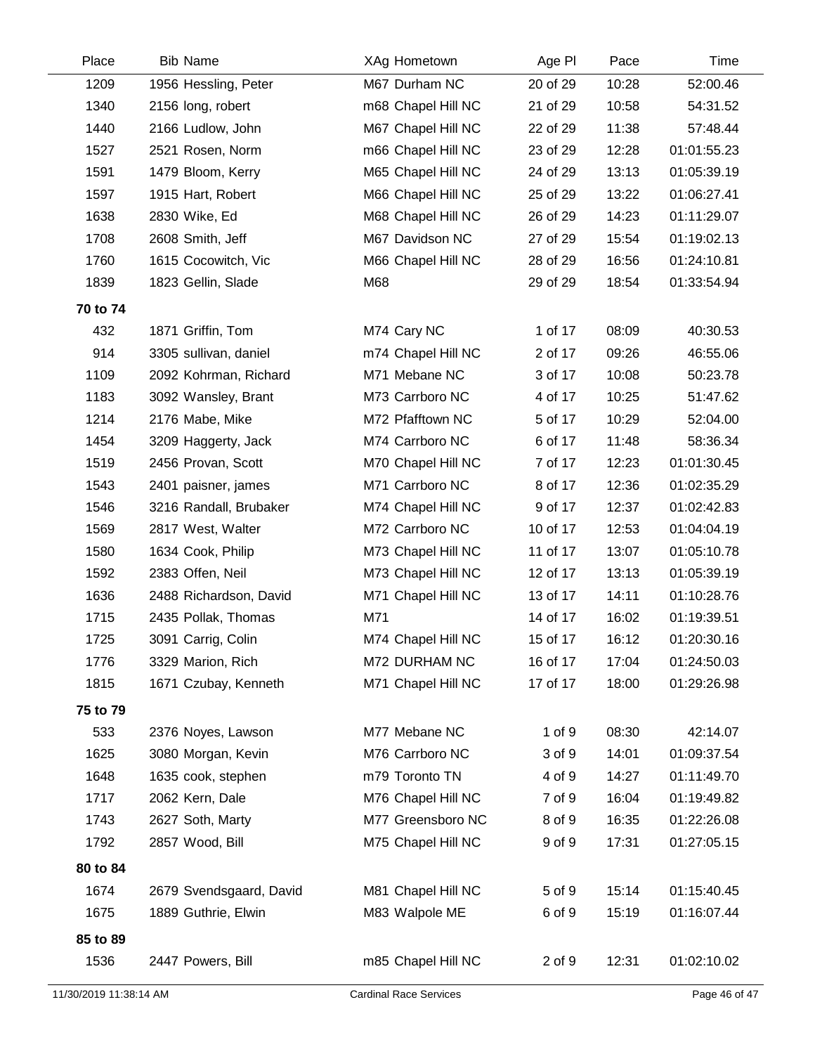| Place | Bib Name | XAg Hometown | Age Pl | Pace | Time |
|---|---|---|---|---|---|
| 1209 | 1956 Hessling, Peter | M67 Durham NC | 20 of 29 | 10:28 | 52:00.46 |
| 1340 | 2156 long, robert | m68 Chapel Hill NC | 21 of 29 | 10:58 | 54:31.52 |
| 1440 | 2166 Ludlow, John | M67 Chapel Hill NC | 22 of 29 | 11:38 | 57:48.44 |
| 1527 | 2521 Rosen, Norm | m66 Chapel Hill NC | 23 of 29 | 12:28 | 01:01:55.23 |
| 1591 | 1479 Bloom, Kerry | M65 Chapel Hill NC | 24 of 29 | 13:13 | 01:05:39.19 |
| 1597 | 1915 Hart, Robert | M66 Chapel Hill NC | 25 of 29 | 13:22 | 01:06:27.41 |
| 1638 | 2830 Wike, Ed | M68 Chapel Hill NC | 26 of 29 | 14:23 | 01:11:29.07 |
| 1708 | 2608 Smith, Jeff | M67 Davidson NC | 27 of 29 | 15:54 | 01:19:02.13 |
| 1760 | 1615 Cocowitch, Vic | M66 Chapel Hill NC | 28 of 29 | 16:56 | 01:24:10.81 |
| 1839 | 1823 Gellin, Slade | M68 | 29 of 29 | 18:54 | 01:33:54.94 |
| **70 to 74** | | | | | |
| 432 | 1871 Griffin, Tom | M74 Cary NC | 1 of 17 | 08:09 | 40:30.53 |
| 914 | 3305 sullivan, daniel | m74 Chapel Hill NC | 2 of 17 | 09:26 | 46:55.06 |
| 1109 | 2092 Kohrman, Richard | M71 Mebane NC | 3 of 17 | 10:08 | 50:23.78 |
| 1183 | 3092 Wansley, Brant | M73 Carrboro NC | 4 of 17 | 10:25 | 51:47.62 |
| 1214 | 2176 Mabe, Mike | M72 Pfafftown NC | 5 of 17 | 10:29 | 52:04.00 |
| 1454 | 3209 Haggerty, Jack | M74 Carrboro NC | 6 of 17 | 11:48 | 58:36.34 |
| 1519 | 2456 Provan, Scott | M70 Chapel Hill NC | 7 of 17 | 12:23 | 01:01:30.45 |
| 1543 | 2401 paisner, james | M71 Carrboro NC | 8 of 17 | 12:36 | 01:02:35.29 |
| 1546 | 3216 Randall, Brubaker | M74 Chapel Hill NC | 9 of 17 | 12:37 | 01:02:42.83 |
| 1569 | 2817 West, Walter | M72 Carrboro NC | 10 of 17 | 12:53 | 01:04:04.19 |
| 1580 | 1634 Cook, Philip | M73 Chapel Hill NC | 11 of 17 | 13:07 | 01:05:10.78 |
| 1592 | 2383 Offen, Neil | M73 Chapel Hill NC | 12 of 17 | 13:13 | 01:05:39.19 |
| 1636 | 2488 Richardson, David | M71 Chapel Hill NC | 13 of 17 | 14:11 | 01:10:28.76 |
| 1715 | 2435 Pollak, Thomas | M71 | 14 of 17 | 16:02 | 01:19:39.51 |
| 1725 | 3091 Carrig, Colin | M74 Chapel Hill NC | 15 of 17 | 16:12 | 01:20:30.16 |
| 1776 | 3329 Marion, Rich | M72 DURHAM NC | 16 of 17 | 17:04 | 01:24:50.03 |
| 1815 | 1671 Czubay, Kenneth | M71 Chapel Hill NC | 17 of 17 | 18:00 | 01:29:26.98 |
| **75 to 79** | | | | | |
| 533 | 2376 Noyes, Lawson | M77 Mebane NC | 1 of 9 | 08:30 | 42:14.07 |
| 1625 | 3080 Morgan, Kevin | M76 Carrboro NC | 3 of 9 | 14:01 | 01:09:37.54 |
| 1648 | 1635 cook, stephen | m79 Toronto TN | 4 of 9 | 14:27 | 01:11:49.70 |
| 1717 | 2062 Kern, Dale | M76 Chapel Hill NC | 7 of 9 | 16:04 | 01:19:49.82 |
| 1743 | 2627 Soth, Marty | M77 Greensboro NC | 8 of 9 | 16:35 | 01:22:26.08 |
| 1792 | 2857 Wood, Bill | M75 Chapel Hill NC | 9 of 9 | 17:31 | 01:27:05.15 |
| **80 to 84** | | | | | |
| 1674 | 2679 Svendsgaard, David | M81 Chapel Hill NC | 5 of 9 | 15:14 | 01:15:40.45 |
| 1675 | 1889 Guthrie, Elwin | M83 Walpole ME | 6 of 9 | 15:19 | 01:16:07.44 |
| **85 to 89** | | | | | |
| 1536 | 2447 Powers, Bill | m85 Chapel Hill NC | 2 of 9 | 12:31 | 01:02:10.02 |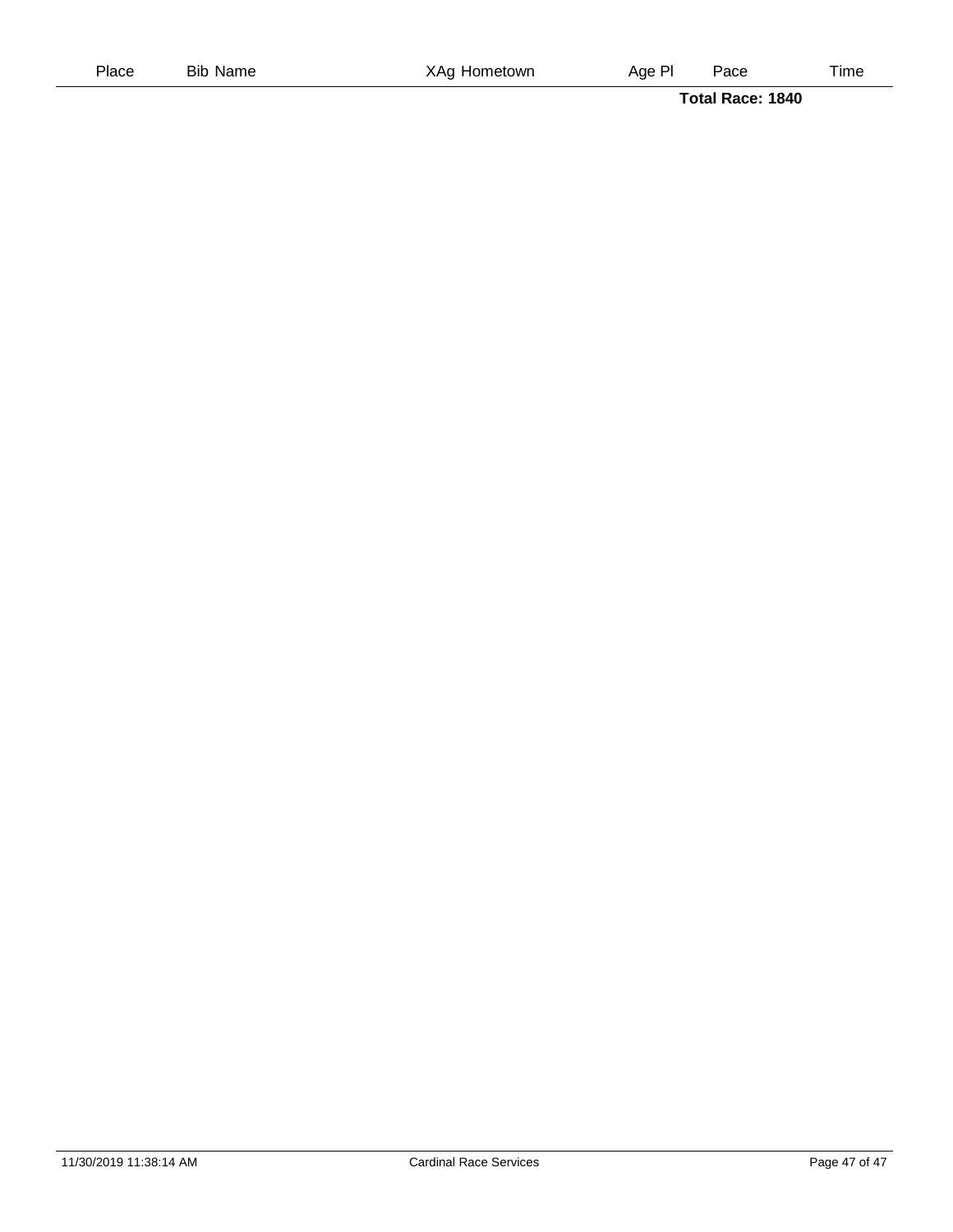| Place | Bib | Name | XAg | Hometown | Age Pl | Pace | Time |
|---|---|---|---|---|---|---|---|

**Total Race: 1840**